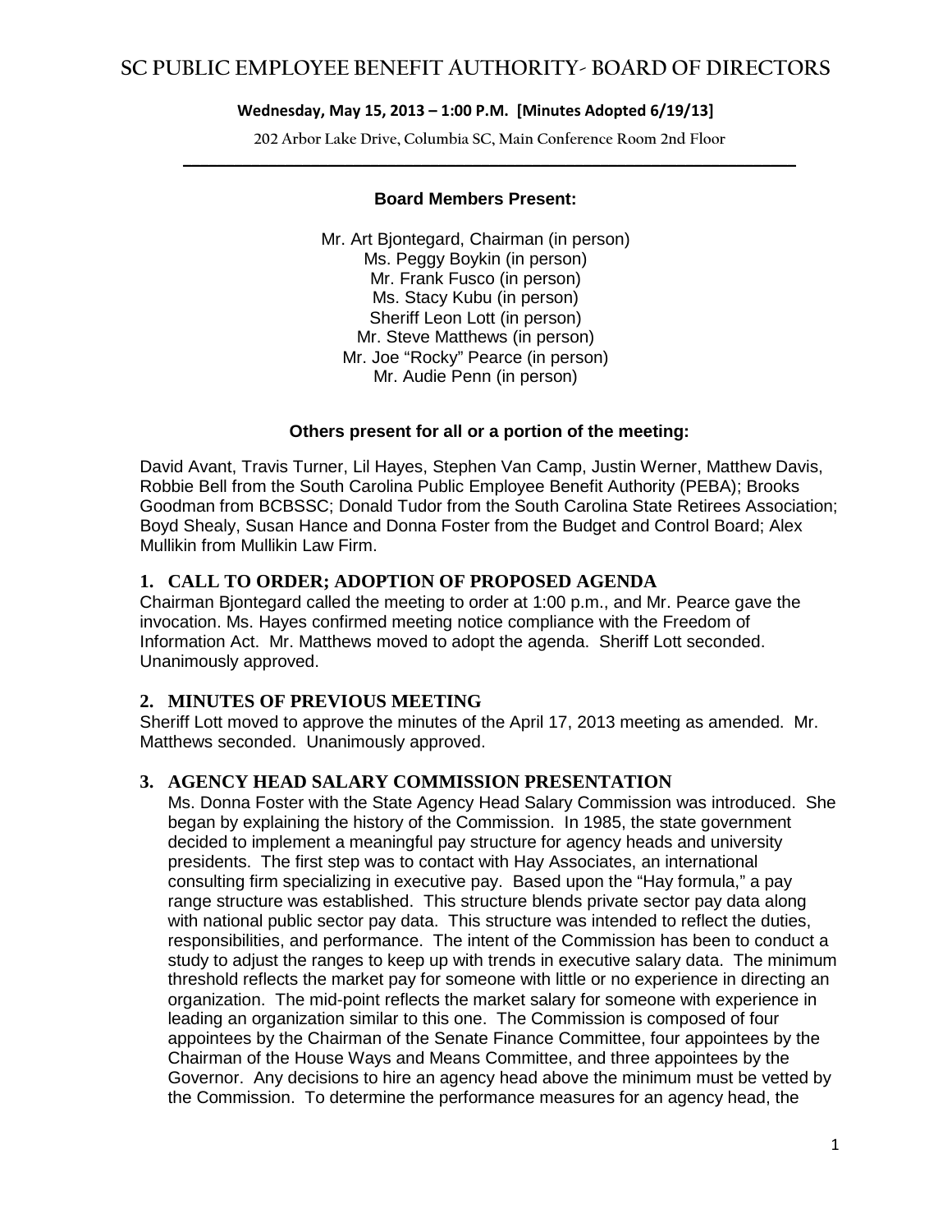# SC PUBLIC EMPLOYEE BENEFIT AUTHORITY- BOARD OF DIRECTORS

**Wednesday, May 15, 2013 – 1:00 P.M. [Minutes Adopted 6/19/13]**

202 Arbor Lake Drive, Columbia SC, Main Conference Room 2nd Floor

**Board Members Present:**

Mr. Art Bjontegard, Chairman (in person)
Ms. Peggy Boykin (in person)
Mr. Frank Fusco (in person)
Ms. Stacy Kubu (in person)
Sheriff Leon Lott (in person)
Mr. Steve Matthews (in person)
Mr. Joe "Rocky" Pearce (in person)
Mr. Audie Penn (in person)

**Others present for all or a portion of the meeting:**

David Avant, Travis Turner, Lil Hayes, Stephen Van Camp, Justin Werner, Matthew Davis, Robbie Bell from the South Carolina Public Employee Benefit Authority (PEBA); Brooks Goodman from BCBSSC; Donald Tudor from the South Carolina State Retirees Association; Boyd Shealy, Susan Hance and Donna Foster from the Budget and Control Board; Alex Mullikin from Mullikin Law Firm.

## 1. CALL TO ORDER; ADOPTION OF PROPOSED AGENDA

Chairman Bjontegard called the meeting to order at 1:00 p.m., and Mr. Pearce gave the invocation. Ms. Hayes confirmed meeting notice compliance with the Freedom of Information Act. Mr. Matthews moved to adopt the agenda. Sheriff Lott seconded. Unanimously approved.

## 2. MINUTES OF PREVIOUS MEETING

Sheriff Lott moved to approve the minutes of the April 17, 2013 meeting as amended. Mr. Matthews seconded. Unanimously approved.

## 3. AGENCY HEAD SALARY COMMISSION PRESENTATION

Ms. Donna Foster with the State Agency Head Salary Commission was introduced. She began by explaining the history of the Commission. In 1985, the state government decided to implement a meaningful pay structure for agency heads and university presidents. The first step was to contact with Hay Associates, an international consulting firm specializing in executive pay. Based upon the "Hay formula," a pay range structure was established. This structure blends private sector pay data along with national public sector pay data. This structure was intended to reflect the duties, responsibilities, and performance. The intent of the Commission has been to conduct a study to adjust the ranges to keep up with trends in executive salary data. The minimum threshold reflects the market pay for someone with little or no experience in directing an organization. The mid-point reflects the market salary for someone with experience in leading an organization similar to this one. The Commission is composed of four appointees by the Chairman of the Senate Finance Committee, four appointees by the Chairman of the House Ways and Means Committee, and three appointees by the Governor. Any decisions to hire an agency head above the minimum must be vetted by the Commission. To determine the performance measures for an agency head, the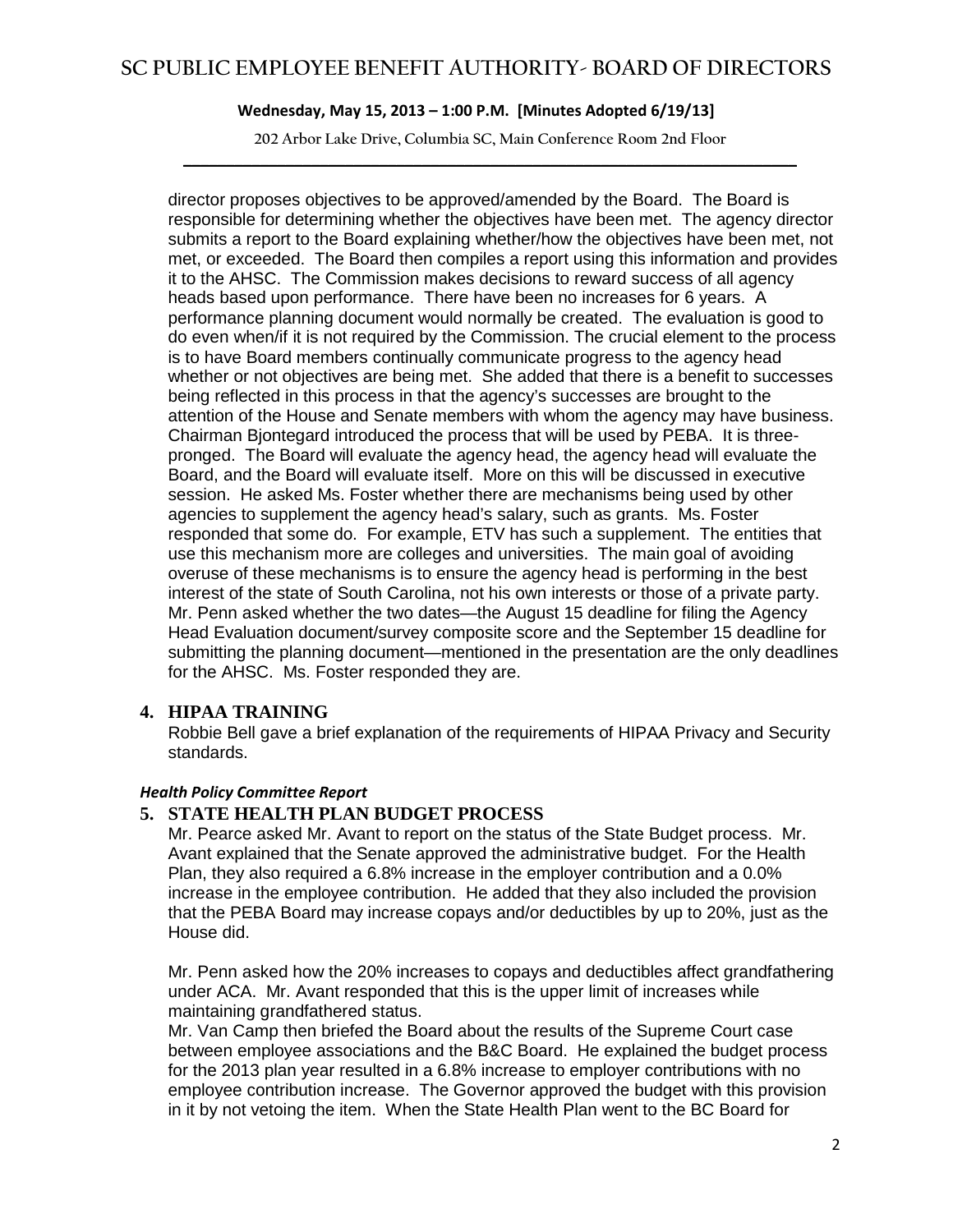director proposes objectives to be approved/amended by the Board. The Board is responsible for determining whether the objectives have been met. The agency director submits a report to the Board explaining whether/how the objectives have been met, not met, or exceeded. The Board then compiles a report using this information and provides it to the AHSC. The Commission makes decisions to reward success of all agency heads based upon performance. There have been no increases for 6 years. A performance planning document would normally be created. The evaluation is good to do even when/if it is not required by the Commission. The crucial element to the process is to have Board members continually communicate progress to the agency head whether or not objectives are being met. She added that there is a benefit to successes being reflected in this process in that the agency's successes are brought to the attention of the House and Senate members with whom the agency may have business. Chairman Bjontegard introduced the process that will be used by PEBA. It is three-pronged. The Board will evaluate the agency head, the agency head will evaluate the Board, and the Board will evaluate itself. More on this will be discussed in executive session. He asked Ms. Foster whether there are mechanisms being used by other agencies to supplement the agency head's salary, such as grants. Ms. Foster responded that some do. For example, ETV has such a supplement. The entities that use this mechanism more are colleges and universities. The main goal of avoiding overuse of these mechanisms is to ensure the agency head is performing in the best interest of the state of South Carolina, not his own interests or those of a private party. Mr. Penn asked whether the two dates—the August 15 deadline for filing the Agency Head Evaluation document/survey composite score and the September 15 deadline for submitting the planning document—mentioned in the presentation are the only deadlines for the AHSC. Ms. Foster responded they are.

## 4. HIPAA TRAINING

Robbie Bell gave a brief explanation of the requirements of HIPAA Privacy and Security standards.

***Health Policy Committee Report***

## 5. STATE HEALTH PLAN BUDGET PROCESS

Mr. Pearce asked Mr. Avant to report on the status of the State Budget process. Mr. Avant explained that the Senate approved the administrative budget. For the Health Plan, they also required a 6.8% increase in the employer contribution and a 0.0% increase in the employee contribution. He added that they also included the provision that the PEBA Board may increase copays and/or deductibles by up to 20%, just as the House did.

Mr. Penn asked how the 20% increases to copays and deductibles affect grandfathering under ACA. Mr. Avant responded that this is the upper limit of increases while maintaining grandfathered status.
Mr. Van Camp then briefed the Board about the results of the Supreme Court case between employee associations and the B&C Board. He explained the budget process for the 2013 plan year resulted in a 6.8% increase to employer contributions with no employee contribution increase. The Governor approved the budget with this provision in it by not vetoing the item. When the State Health Plan went to the BC Board for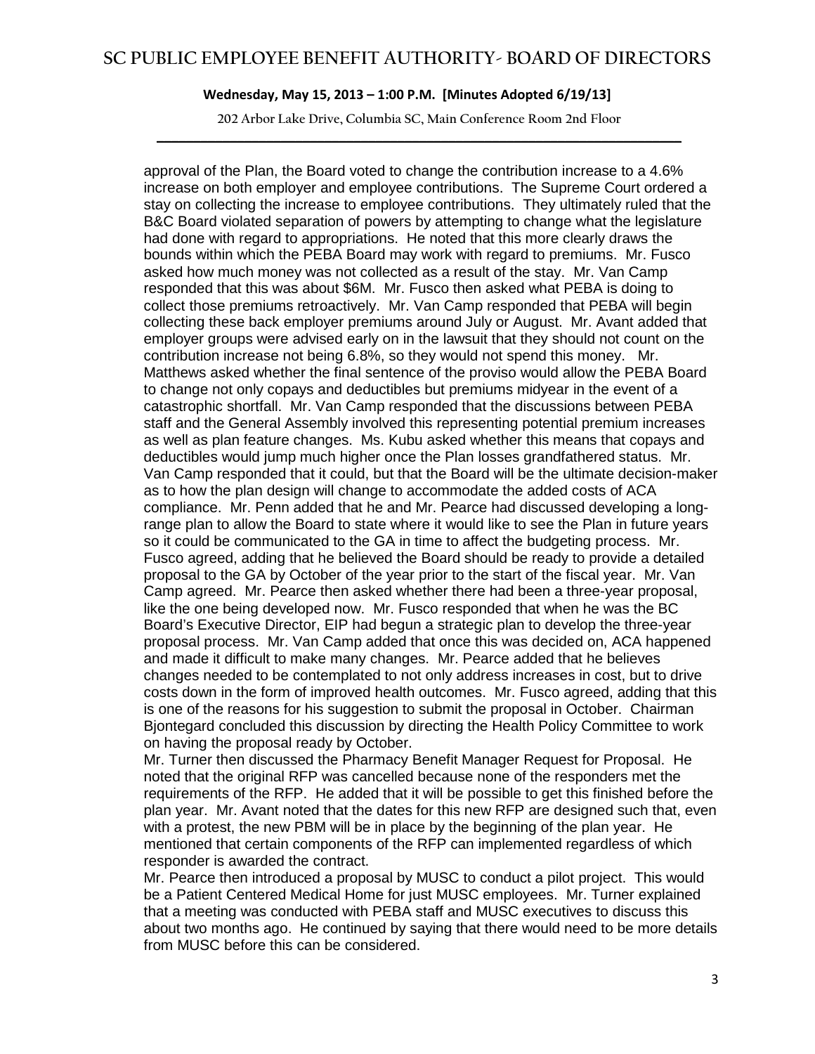approval of the Plan, the Board voted to change the contribution increase to a 4.6% increase on both employer and employee contributions. The Supreme Court ordered a stay on collecting the increase to employee contributions. They ultimately ruled that the B&C Board violated separation of powers by attempting to change what the legislature had done with regard to appropriations. He noted that this more clearly draws the bounds within which the PEBA Board may work with regard to premiums. Mr. Fusco asked how much money was not collected as a result of the stay. Mr. Van Camp responded that this was about $6M. Mr. Fusco then asked what PEBA is doing to collect those premiums retroactively. Mr. Van Camp responded that PEBA will begin collecting these back employer premiums around July or August. Mr. Avant added that employer groups were advised early on in the lawsuit that they should not count on the contribution increase not being 6.8%, so they would not spend this money. Mr. Matthews asked whether the final sentence of the proviso would allow the PEBA Board to change not only copays and deductibles but premiums midyear in the event of a catastrophic shortfall. Mr. Van Camp responded that the discussions between PEBA staff and the General Assembly involved this representing potential premium increases as well as plan feature changes. Ms. Kubu asked whether this means that copays and deductibles would jump much higher once the Plan losses grandfathered status. Mr. Van Camp responded that it could, but that the Board will be the ultimate decision-maker as to how the plan design will change to accommodate the added costs of ACA compliance. Mr. Penn added that he and Mr. Pearce had discussed developing a long-range plan to allow the Board to state where it would like to see the Plan in future years so it could be communicated to the GA in time to affect the budgeting process. Mr. Fusco agreed, adding that he believed the Board should be ready to provide a detailed proposal to the GA by October of the year prior to the start of the fiscal year. Mr. Van Camp agreed. Mr. Pearce then asked whether there had been a three-year proposal, like the one being developed now. Mr. Fusco responded that when he was the BC Board's Executive Director, EIP had begun a strategic plan to develop the three-year proposal process. Mr. Van Camp added that once this was decided on, ACA happened and made it difficult to make many changes. Mr. Pearce added that he believes changes needed to be contemplated to not only address increases in cost, but to drive costs down in the form of improved health outcomes. Mr. Fusco agreed, adding that this is one of the reasons for his suggestion to submit the proposal in October. Chairman Bjontegard concluded this discussion by directing the Health Policy Committee to work on having the proposal ready by October.

Mr. Turner then discussed the Pharmacy Benefit Manager Request for Proposal. He noted that the original RFP was cancelled because none of the responders met the requirements of the RFP. He added that it will be possible to get this finished before the plan year. Mr. Avant noted that the dates for this new RFP are designed such that, even with a protest, the new PBM will be in place by the beginning of the plan year. He mentioned that certain components of the RFP can implemented regardless of which responder is awarded the contract.

Mr. Pearce then introduced a proposal by MUSC to conduct a pilot project. This would be a Patient Centered Medical Home for just MUSC employees. Mr. Turner explained that a meeting was conducted with PEBA staff and MUSC executives to discuss this about two months ago. He continued by saying that there would need to be more details from MUSC before this can be considered.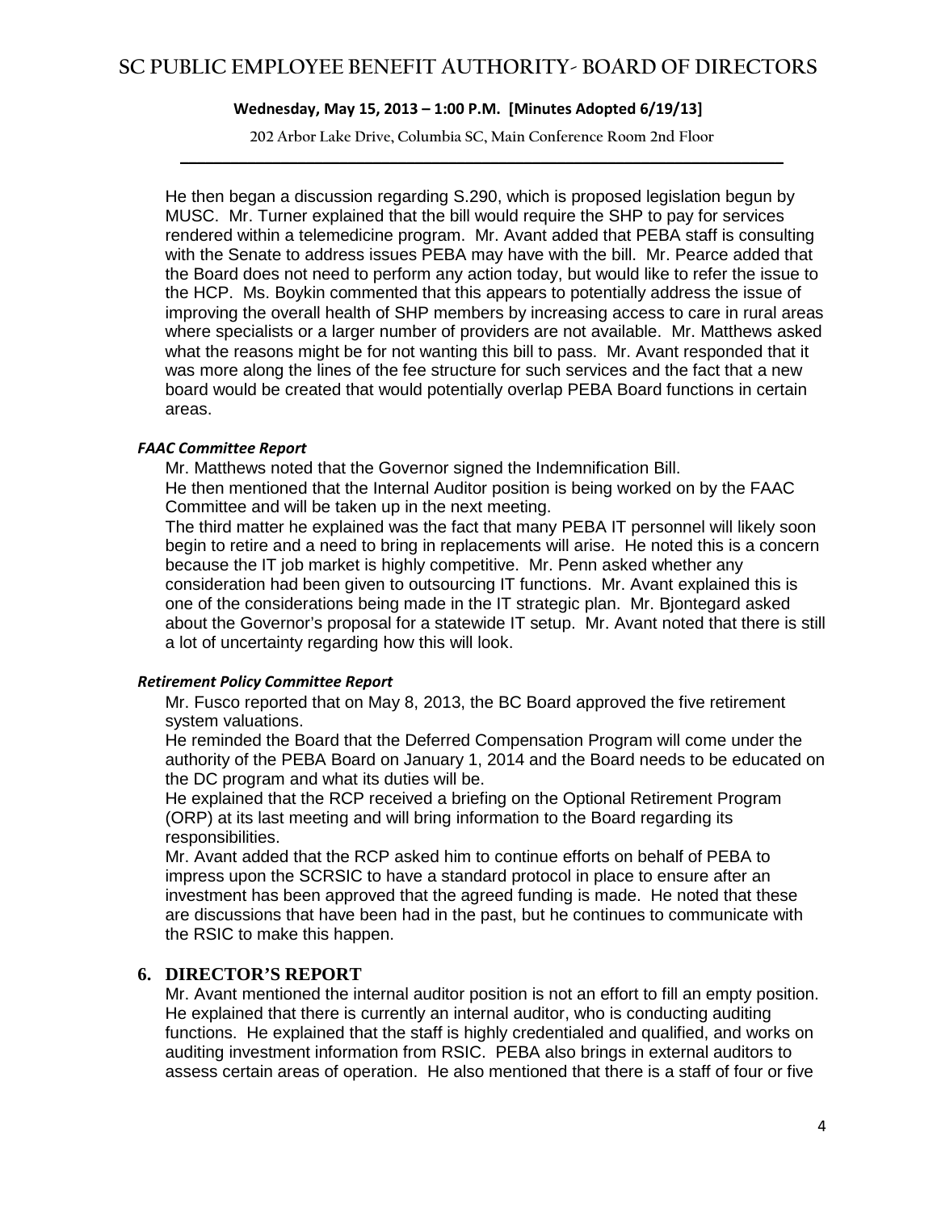He then began a discussion regarding S.290, which is proposed legislation begun by MUSC. Mr. Turner explained that the bill would require the SHP to pay for services rendered within a telemedicine program. Mr. Avant added that PEBA staff is consulting with the Senate to address issues PEBA may have with the bill. Mr. Pearce added that the Board does not need to perform any action today, but would like to refer the issue to the HCP. Ms. Boykin commented that this appears to potentially address the issue of improving the overall health of SHP members by increasing access to care in rural areas where specialists or a larger number of providers are not available. Mr. Matthews asked what the reasons might be for not wanting this bill to pass. Mr. Avant responded that it was more along the lines of the fee structure for such services and the fact that a new board would be created that would potentially overlap PEBA Board functions in certain areas.

#### *FAAC Committee Report*

Mr. Matthews noted that the Governor signed the Indemnification Bill.

He then mentioned that the Internal Auditor position is being worked on by the FAAC Committee and will be taken up in the next meeting.

The third matter he explained was the fact that many PEBA IT personnel will likely soon begin to retire and a need to bring in replacements will arise. He noted this is a concern because the IT job market is highly competitive. Mr. Penn asked whether any consideration had been given to outsourcing IT functions. Mr. Avant explained this is one of the considerations being made in the IT strategic plan. Mr. Bjontegard asked about the Governor's proposal for a statewide IT setup. Mr. Avant noted that there is still a lot of uncertainty regarding how this will look.

#### *Retirement Policy Committee Report*

Mr. Fusco reported that on May 8, 2013, the BC Board approved the five retirement system valuations.

He reminded the Board that the Deferred Compensation Program will come under the authority of the PEBA Board on January 1, 2014 and the Board needs to be educated on the DC program and what its duties will be.

He explained that the RCP received a briefing on the Optional Retirement Program (ORP) at its last meeting and will bring information to the Board regarding its responsibilities.

Mr. Avant added that the RCP asked him to continue efforts on behalf of PEBA to impress upon the SCRSIC to have a standard protocol in place to ensure after an investment has been approved that the agreed funding is made. He noted that these are discussions that have been had in the past, but he continues to communicate with the RSIC to make this happen.

## 6. DIRECTOR'S REPORT

Mr. Avant mentioned the internal auditor position is not an effort to fill an empty position. He explained that there is currently an internal auditor, who is conducting auditing functions. He explained that the staff is highly credentialed and qualified, and works on auditing investment information from RSIC. PEBA also brings in external auditors to assess certain areas of operation. He also mentioned that there is a staff of four or five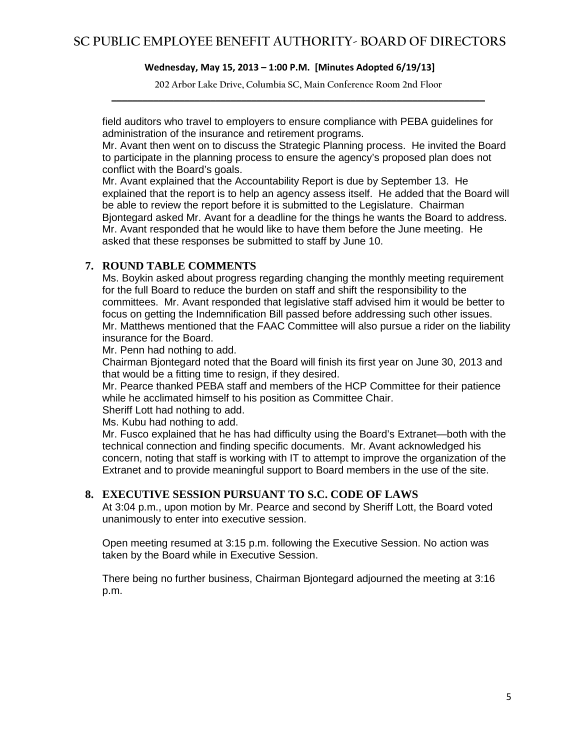field auditors who travel to employers to ensure compliance with PEBA guidelines for administration of the insurance and retirement programs.

Mr. Avant then went on to discuss the Strategic Planning process. He invited the Board to participate in the planning process to ensure the agency's proposed plan does not conflict with the Board's goals.

Mr. Avant explained that the Accountability Report is due by September 13. He explained that the report is to help an agency assess itself. He added that the Board will be able to review the report before it is submitted to the Legislature. Chairman Bjontegard asked Mr. Avant for a deadline for the things he wants the Board to address. Mr. Avant responded that he would like to have them before the June meeting. He asked that these responses be submitted to staff by June 10.

## 7. ROUND TABLE COMMENTS

Ms. Boykin asked about progress regarding changing the monthly meeting requirement for the full Board to reduce the burden on staff and shift the responsibility to the committees. Mr. Avant responded that legislative staff advised him it would be better to focus on getting the Indemnification Bill passed before addressing such other issues. Mr. Matthews mentioned that the FAAC Committee will also pursue a rider on the liability insurance for the Board.

Mr. Penn had nothing to add.

Chairman Bjontegard noted that the Board will finish its first year on June 30, 2013 and that would be a fitting time to resign, if they desired.

Mr. Pearce thanked PEBA staff and members of the HCP Committee for their patience while he acclimated himself to his position as Committee Chair.

Sheriff Lott had nothing to add.

Ms. Kubu had nothing to add.

Mr. Fusco explained that he has had difficulty using the Board's Extranet—both with the technical connection and finding specific documents. Mr. Avant acknowledged his concern, noting that staff is working with IT to attempt to improve the organization of the Extranet and to provide meaningful support to Board members in the use of the site.

## 8. EXECUTIVE SESSION PURSUANT TO S.C. CODE OF LAWS

At 3:04 p.m., upon motion by Mr. Pearce and second by Sheriff Lott, the Board voted unanimously to enter into executive session.

Open meeting resumed at 3:15 p.m. following the Executive Session. No action was taken by the Board while in Executive Session.

There being no further business, Chairman Bjontegard adjourned the meeting at 3:16 p.m.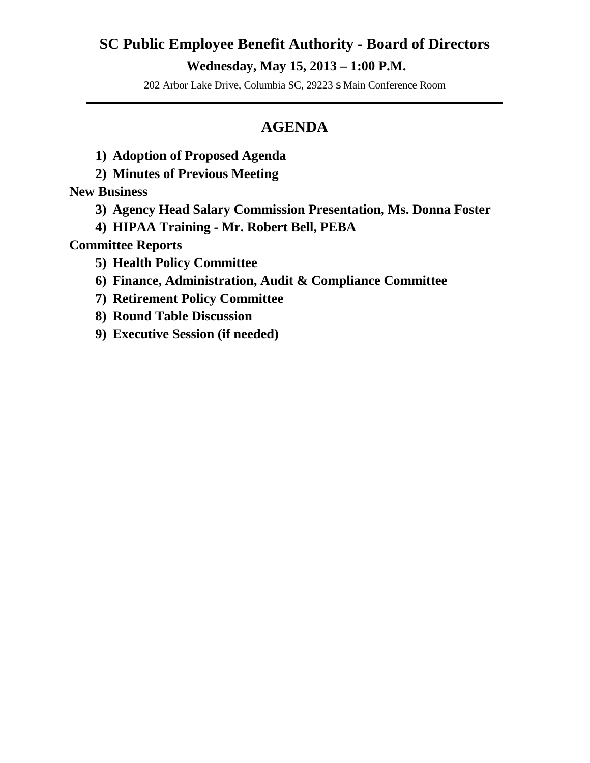# SC Public Employee Benefit Authority - Board of Directors

**Wednesday, May 15, 2013 – 1:00 P.M.**

202 Arbor Lake Drive, Columbia SC, 29223 s Main Conference Room

---

## AGENDA

1) **Adoption of Proposed Agenda**
2) **Minutes of Previous Meeting**

**New Business**

3) **Agency Head Salary Commission Presentation, Ms. Donna Foster**
4) **HIPAA Training - Mr. Robert Bell, PEBA**

**Committee Reports**

5) **Health Policy Committee**
6) **Finance, Administration, Audit & Compliance Committee**
7) **Retirement Policy Committee**
8) **Round Table Discussion**
9) **Executive Session (if needed)**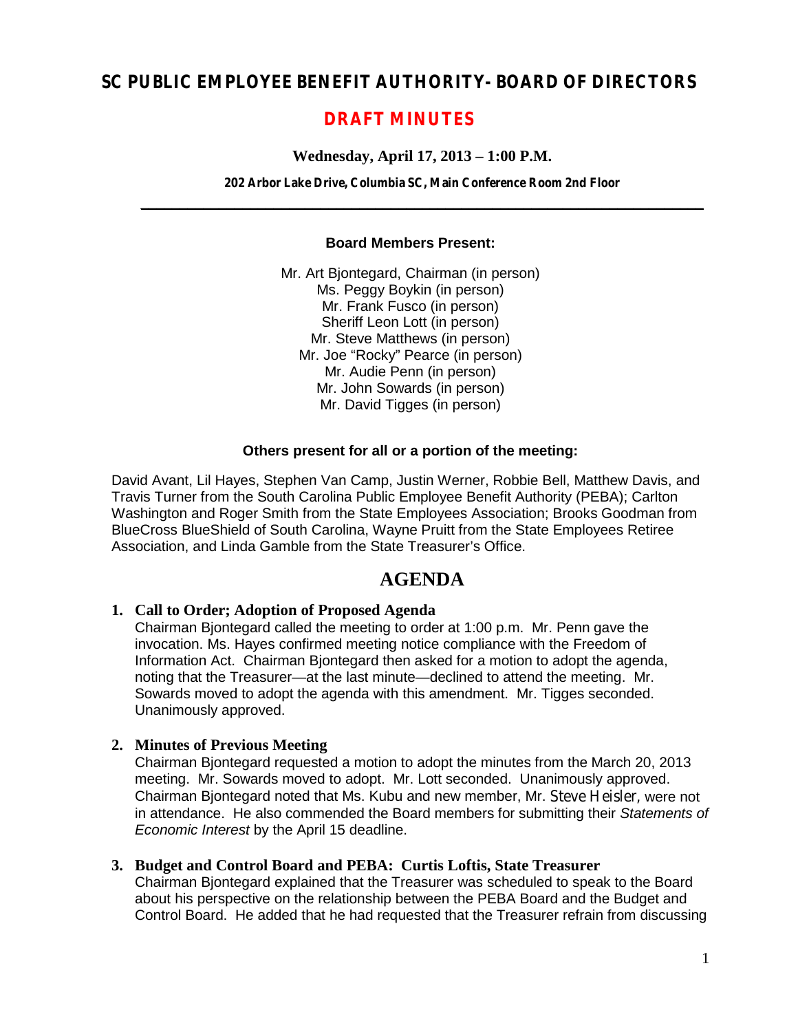# SC PUBLIC EMPLOYEE BENEFIT AUTHORITY- BOARD OF DIRECTORS

## DRAFT MINUTES

**Wednesday, April 17, 2013 – 1:00 P.M.**

**202 Arbor Lake Drive, Columbia SC, Main Conference Room 2nd Floor**

---

**Board Members Present:**

Mr. Art Bjontegard, Chairman (in person)
Ms. Peggy Boykin (in person)
Mr. Frank Fusco (in person)
Sheriff Leon Lott (in person)
Mr. Steve Matthews (in person)
Mr. Joe "Rocky" Pearce (in person)
Mr. Audie Penn (in person)
Mr. John Sowards (in person)
Mr. David Tigges (in person)

**Others present for all or a portion of the meeting:**

David Avant, Lil Hayes, Stephen Van Camp, Justin Werner, Robbie Bell, Matthew Davis, and Travis Turner from the South Carolina Public Employee Benefit Authority (PEBA); Carlton Washington and Roger Smith from the State Employees Association; Brooks Goodman from BlueCross BlueShield of South Carolina, Wayne Pruitt from the State Employees Retiree Association, and Linda Gamble from the State Treasurer's Office.

## AGENDA

1. **Call to Order; Adoption of Proposed Agenda**
   Chairman Bjontegard called the meeting to order at 1:00 p.m. Mr. Penn gave the invocation. Ms. Hayes confirmed meeting notice compliance with the Freedom of Information Act. Chairman Bjontegard then asked for a motion to adopt the agenda, noting that the Treasurer—at the last minute—declined to attend the meeting. Mr. Sowards moved to adopt the agenda with this amendment. Mr. Tigges seconded. Unanimously approved.

2. **Minutes of Previous Meeting**
   Chairman Bjontegard requested a motion to adopt the minutes from the March 20, 2013 meeting. Mr. Sowards moved to adopt. Mr. Lott seconded. Unanimously approved. Chairman Bjontegard noted that Ms. Kubu and new member, Mr. Steve Heisler, were not in attendance. He also commended the Board members for submitting their *Statements of Economic Interest* by the April 15 deadline.

3. **Budget and Control Board and PEBA: Curtis Loftis, State Treasurer**
   Chairman Bjontegard explained that the Treasurer was scheduled to speak to the Board about his perspective on the relationship between the PEBA Board and the Budget and Control Board. He added that he had requested that the Treasurer refrain from discussing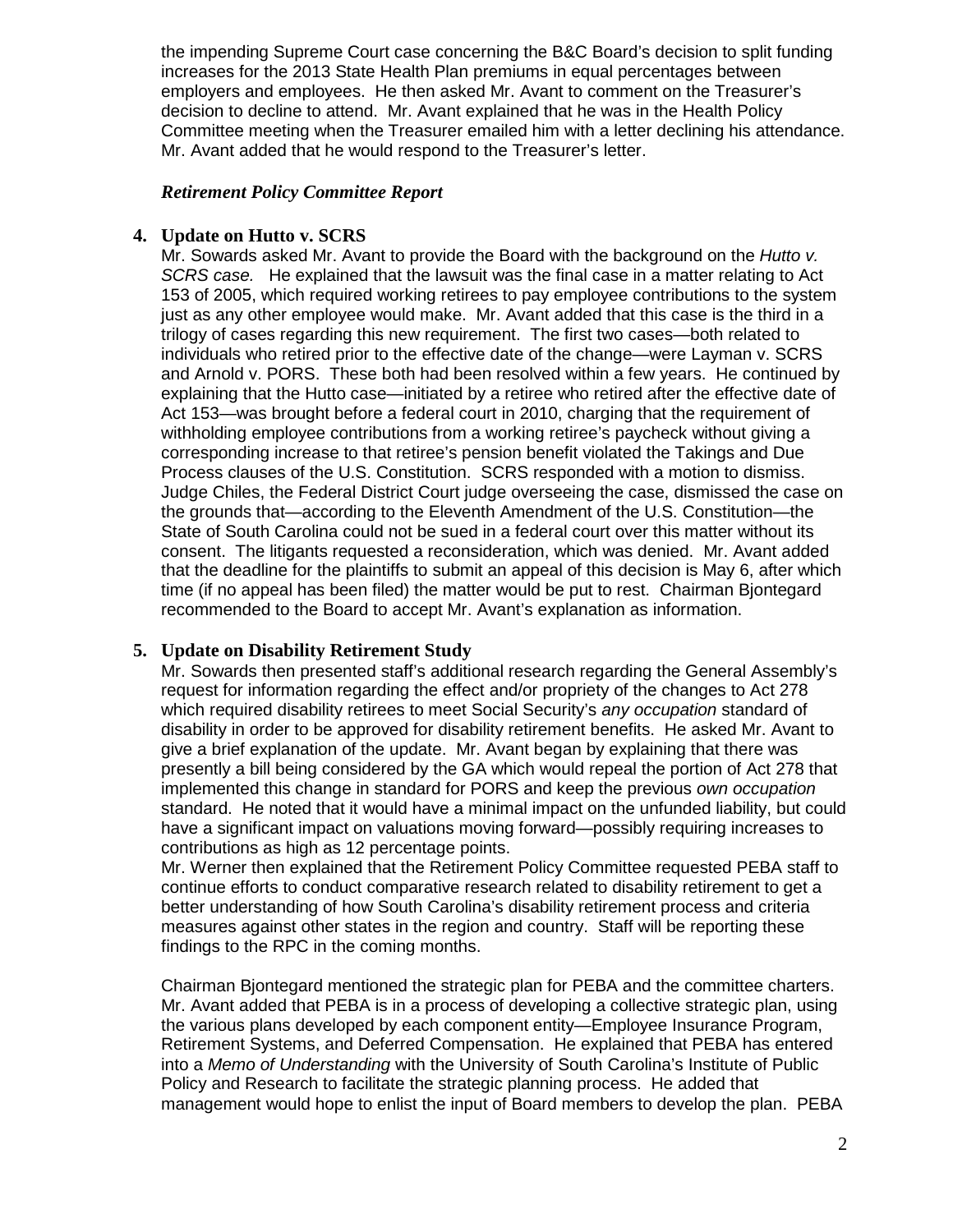the impending Supreme Court case concerning the B&C Board's decision to split funding increases for the 2013 State Health Plan premiums in equal percentages between employers and employees. He then asked Mr. Avant to comment on the Treasurer's decision to decline to attend. Mr. Avant explained that he was in the Health Policy Committee meeting when the Treasurer emailed him with a letter declining his attendance. Mr. Avant added that he would respond to the Treasurer's letter.

### *Retirement Policy Committee Report*

**4. Update on Hutto v. SCRS**

Mr. Sowards asked Mr. Avant to provide the Board with the background on the *Hutto v. SCRS case.* He explained that the lawsuit was the final case in a matter relating to Act 153 of 2005, which required working retirees to pay employee contributions to the system just as any other employee would make. Mr. Avant added that this case is the third in a trilogy of cases regarding this new requirement. The first two cases—both related to individuals who retired prior to the effective date of the change—were Layman v. SCRS and Arnold v. PORS. These both had been resolved within a few years. He continued by explaining that the Hutto case—initiated by a retiree who retired after the effective date of Act 153—was brought before a federal court in 2010, charging that the requirement of withholding employee contributions from a working retiree's paycheck without giving a corresponding increase to that retiree's pension benefit violated the Takings and Due Process clauses of the U.S. Constitution. SCRS responded with a motion to dismiss. Judge Chiles, the Federal District Court judge overseeing the case, dismissed the case on the grounds that—according to the Eleventh Amendment of the U.S. Constitution—the State of South Carolina could not be sued in a federal court over this matter without its consent. The litigants requested a reconsideration, which was denied. Mr. Avant added that the deadline for the plaintiffs to submit an appeal of this decision is May 6, after which time (if no appeal has been filed) the matter would be put to rest. Chairman Bjontegard recommended to the Board to accept Mr. Avant's explanation as information.

**5. Update on Disability Retirement Study**

Mr. Sowards then presented staff's additional research regarding the General Assembly's request for information regarding the effect and/or propriety of the changes to Act 278 which required disability retirees to meet Social Security's *any occupation* standard of disability in order to be approved for disability retirement benefits. He asked Mr. Avant to give a brief explanation of the update. Mr. Avant began by explaining that there was presently a bill being considered by the GA which would repeal the portion of Act 278 that implemented this change in standard for PORS and keep the previous *own occupation* standard. He noted that it would have a minimal impact on the unfunded liability, but could have a significant impact on valuations moving forward—possibly requiring increases to contributions as high as 12 percentage points.

Mr. Werner then explained that the Retirement Policy Committee requested PEBA staff to continue efforts to conduct comparative research related to disability retirement to get a better understanding of how South Carolina's disability retirement process and criteria measures against other states in the region and country. Staff will be reporting these findings to the RPC in the coming months.

Chairman Bjontegard mentioned the strategic plan for PEBA and the committee charters. Mr. Avant added that PEBA is in a process of developing a collective strategic plan, using the various plans developed by each component entity—Employee Insurance Program, Retirement Systems, and Deferred Compensation. He explained that PEBA has entered into a *Memo of Understanding* with the University of South Carolina's Institute of Public Policy and Research to facilitate the strategic planning process. He added that management would hope to enlist the input of Board members to develop the plan. PEBA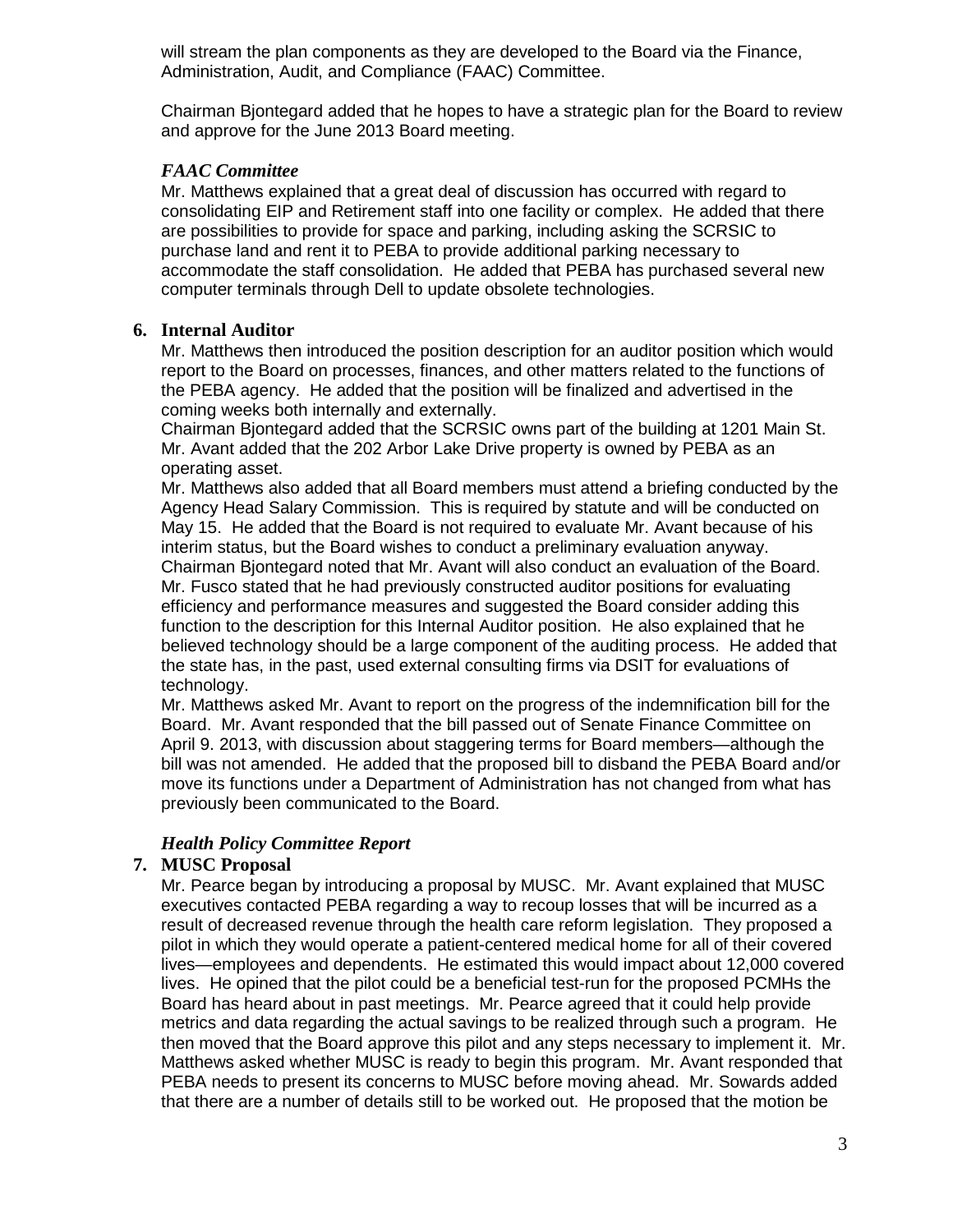will stream the plan components as they are developed to the Board via the Finance, Administration, Audit, and Compliance (FAAC) Committee.

Chairman Bjontegard added that he hopes to have a strategic plan for the Board to review and approve for the June 2013 Board meeting.

*FAAC Committee*

Mr. Matthews explained that a great deal of discussion has occurred with regard to consolidating EIP and Retirement staff into one facility or complex. He added that there are possibilities to provide for space and parking, including asking the SCRSIC to purchase land and rent it to PEBA to provide additional parking necessary to accommodate the staff consolidation. He added that PEBA has purchased several new computer terminals through Dell to update obsolete technologies.

**6. Internal Auditor**

Mr. Matthews then introduced the position description for an auditor position which would report to the Board on processes, finances, and other matters related to the functions of the PEBA agency. He added that the position will be finalized and advertised in the coming weeks both internally and externally.

Chairman Bjontegard added that the SCRSIC owns part of the building at 1201 Main St. Mr. Avant added that the 202 Arbor Lake Drive property is owned by PEBA as an operating asset.

Mr. Matthews also added that all Board members must attend a briefing conducted by the Agency Head Salary Commission. This is required by statute and will be conducted on May 15. He added that the Board is not required to evaluate Mr. Avant because of his interim status, but the Board wishes to conduct a preliminary evaluation anyway.

Chairman Bjontegard noted that Mr. Avant will also conduct an evaluation of the Board.

Mr. Fusco stated that he had previously constructed auditor positions for evaluating efficiency and performance measures and suggested the Board consider adding this function to the description for this Internal Auditor position. He also explained that he believed technology should be a large component of the auditing process. He added that the state has, in the past, used external consulting firms via DSIT for evaluations of technology.

Mr. Matthews asked Mr. Avant to report on the progress of the indemnification bill for the Board. Mr. Avant responded that the bill passed out of Senate Finance Committee on April 9. 2013, with discussion about staggering terms for Board members—although the bill was not amended. He added that the proposed bill to disband the PEBA Board and/or move its functions under a Department of Administration has not changed from what has previously been communicated to the Board.

*Health Policy Committee Report*

**7. MUSC Proposal**

Mr. Pearce began by introducing a proposal by MUSC. Mr. Avant explained that MUSC executives contacted PEBA regarding a way to recoup losses that will be incurred as a result of decreased revenue through the health care reform legislation. They proposed a pilot in which they would operate a patient-centered medical home for all of their covered lives—employees and dependents. He estimated this would impact about 12,000 covered lives. He opined that the pilot could be a beneficial test-run for the proposed PCMHs the Board has heard about in past meetings. Mr. Pearce agreed that it could help provide metrics and data regarding the actual savings to be realized through such a program. He then moved that the Board approve this pilot and any steps necessary to implement it. Mr. Matthews asked whether MUSC is ready to begin this program. Mr. Avant responded that PEBA needs to present its concerns to MUSC before moving ahead. Mr. Sowards added that there are a number of details still to be worked out. He proposed that the motion be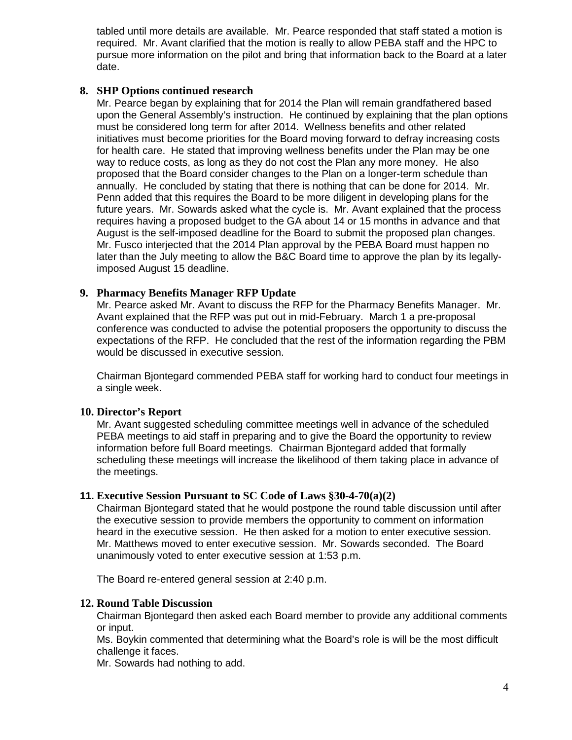tabled until more details are available. Mr. Pearce responded that staff stated a motion is required. Mr. Avant clarified that the motion is really to allow PEBA staff and the HPC to pursue more information on the pilot and bring that information back to the Board at a later date.

**8. SHP Options continued research**

Mr. Pearce began by explaining that for 2014 the Plan will remain grandfathered based upon the General Assembly's instruction. He continued by explaining that the plan options must be considered long term for after 2014. Wellness benefits and other related initiatives must become priorities for the Board moving forward to defray increasing costs for health care. He stated that improving wellness benefits under the Plan may be one way to reduce costs, as long as they do not cost the Plan any more money. He also proposed that the Board consider changes to the Plan on a longer-term schedule than annually. He concluded by stating that there is nothing that can be done for 2014. Mr. Penn added that this requires the Board to be more diligent in developing plans for the future years. Mr. Sowards asked what the cycle is. Mr. Avant explained that the process requires having a proposed budget to the GA about 14 or 15 months in advance and that August is the self-imposed deadline for the Board to submit the proposed plan changes. Mr. Fusco interjected that the 2014 Plan approval by the PEBA Board must happen no later than the July meeting to allow the B&C Board time to approve the plan by its legally-imposed August 15 deadline.

**9. Pharmacy Benefits Manager RFP Update**

Mr. Pearce asked Mr. Avant to discuss the RFP for the Pharmacy Benefits Manager. Mr. Avant explained that the RFP was put out in mid-February. March 1 a pre-proposal conference was conducted to advise the potential proposers the opportunity to discuss the expectations of the RFP. He concluded that the rest of the information regarding the PBM would be discussed in executive session.

Chairman Bjontegard commended PEBA staff for working hard to conduct four meetings in a single week.

**10. Director's Report**

Mr. Avant suggested scheduling committee meetings well in advance of the scheduled PEBA meetings to aid staff in preparing and to give the Board the opportunity to review information before full Board meetings. Chairman Bjontegard added that formally scheduling these meetings will increase the likelihood of them taking place in advance of the meetings.

**11. Executive Session Pursuant to SC Code of Laws §30-4-70(a)(2)**

Chairman Bjontegard stated that he would postpone the round table discussion until after the executive session to provide members the opportunity to comment on information heard in the executive session. He then asked for a motion to enter executive session. Mr. Matthews moved to enter executive session. Mr. Sowards seconded. The Board unanimously voted to enter executive session at 1:53 p.m.

The Board re-entered general session at 2:40 p.m.

**12. Round Table Discussion**

Chairman Bjontegard then asked each Board member to provide any additional comments or input.

Ms. Boykin commented that determining what the Board's role is will be the most difficult challenge it faces.

Mr. Sowards had nothing to add.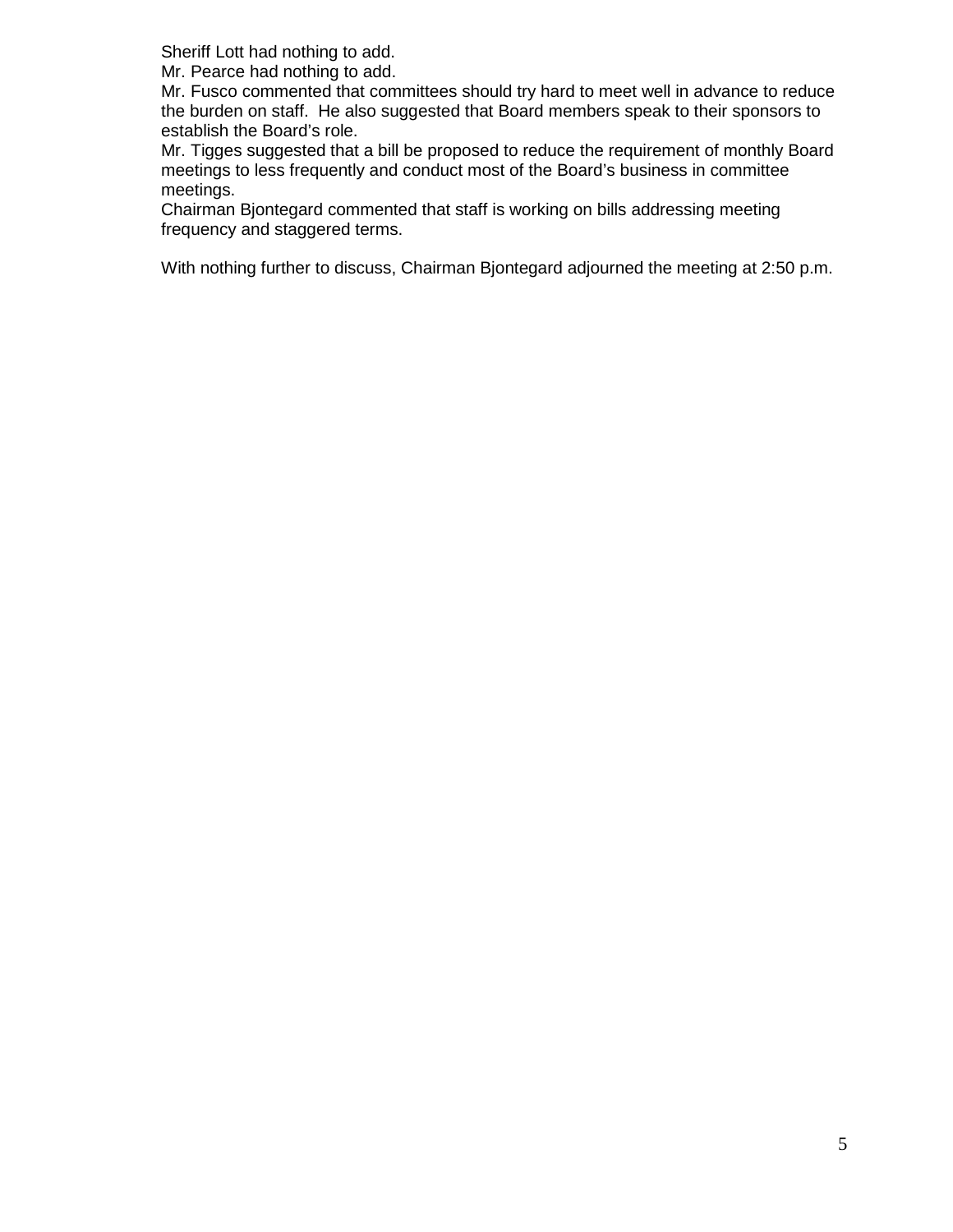Sheriff Lott had nothing to add.
Mr. Pearce had nothing to add.
Mr. Fusco commented that committees should try hard to meet well in advance to reduce the burden on staff. He also suggested that Board members speak to their sponsors to establish the Board's role.
Mr. Tigges suggested that a bill be proposed to reduce the requirement of monthly Board meetings to less frequently and conduct most of the Board's business in committee meetings.
Chairman Bjontegard commented that staff is working on bills addressing meeting frequency and staggered terms.

With nothing further to discuss, Chairman Bjontegard adjourned the meeting at 2:50 p.m.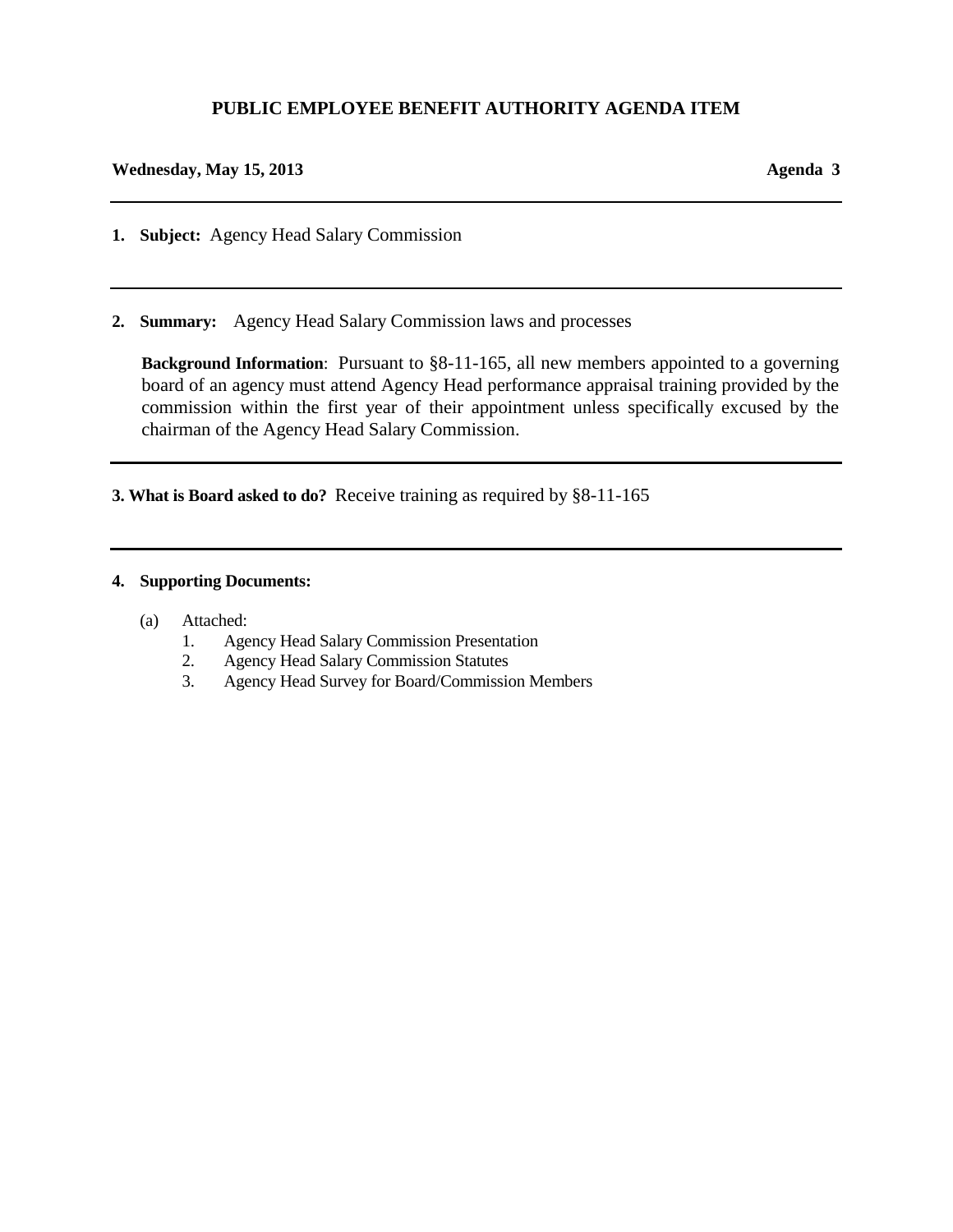# PUBLIC EMPLOYEE BENEFIT AUTHORITY AGENDA ITEM

**Wednesday, May 15, 2013** **Agenda 3**

---

**1. Subject:** Agency Head Salary Commission

---

**2. Summary:** Agency Head Salary Commission laws and processes

**Background Information**: Pursuant to §8-11-165, all new members appointed to a governing board of an agency must attend Agency Head performance appraisal training provided by the commission within the first year of their appointment unless specifically excused by the chairman of the Agency Head Salary Commission.

---

**3. What is Board asked to do?** Receive training as required by §8-11-165

---

**4. Supporting Documents:**

(a) Attached:
1. Agency Head Salary Commission Presentation
2. Agency Head Salary Commission Statutes
3. Agency Head Survey for Board/Commission Members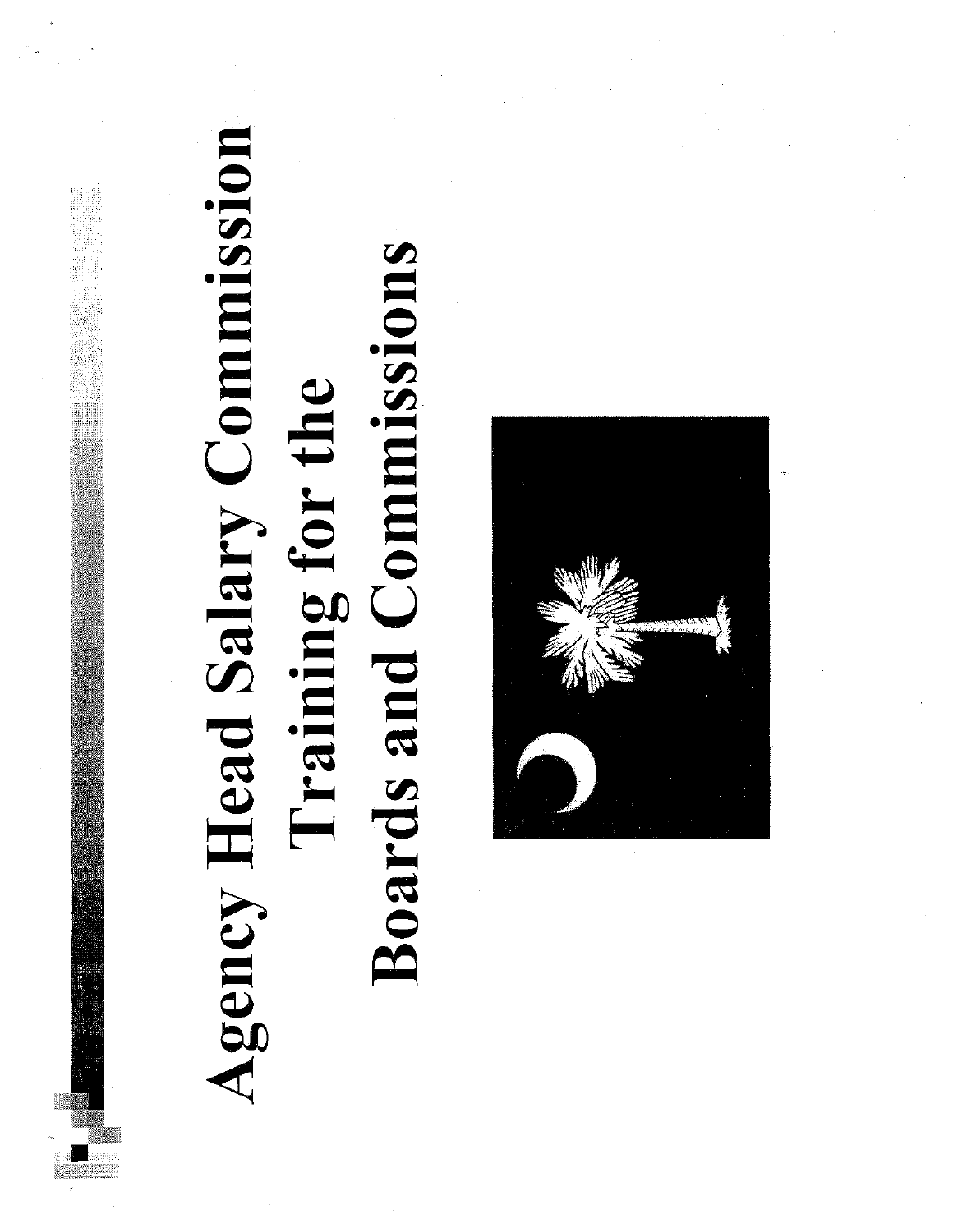# Agency Head Salary Commission Training for the Boards and Commissions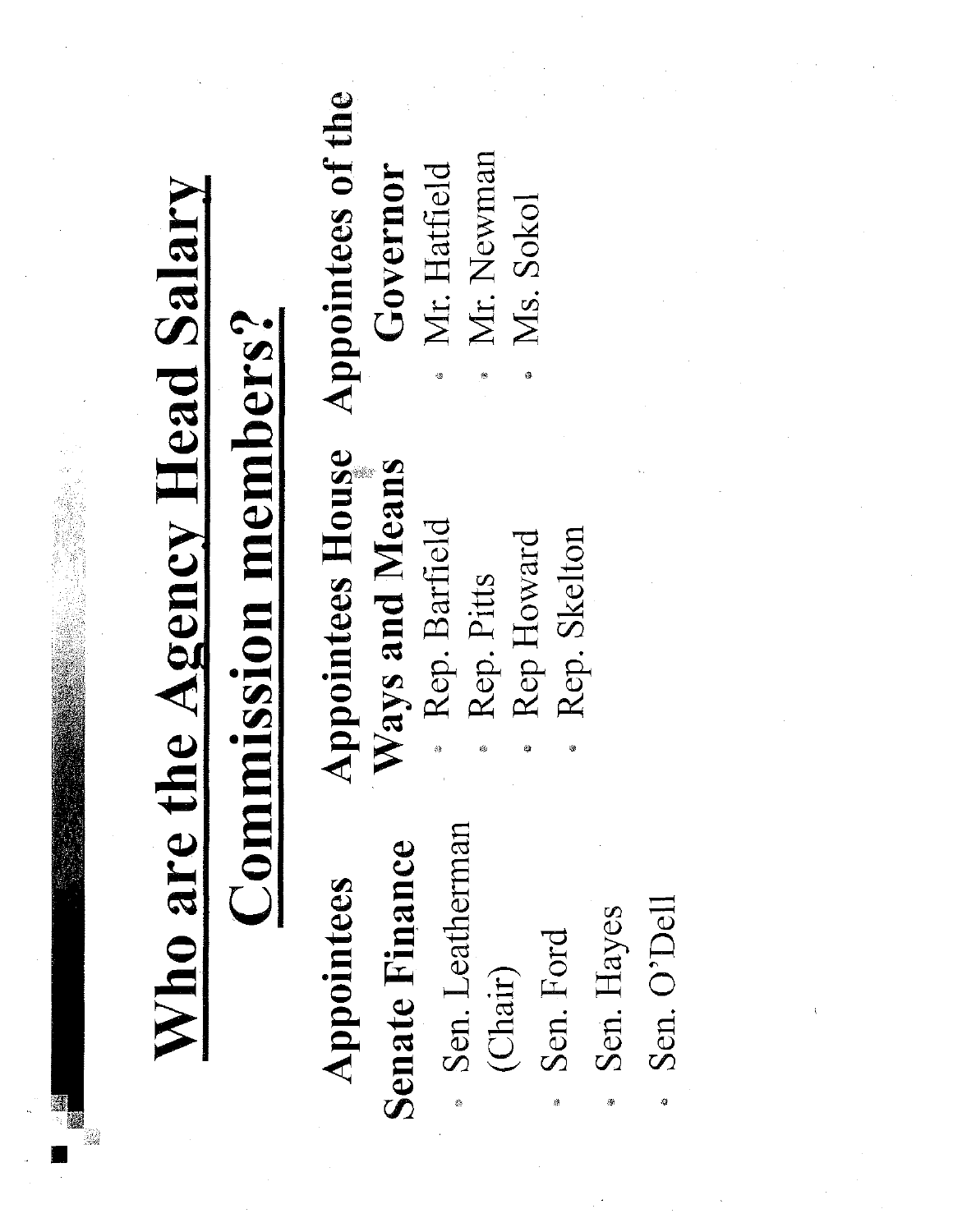# Who are the Agency Head Salary Commission members?

**Appointees Senate Finance**

- Sen. Leatherman (Chair)
- Sen. Ford
- Sen. Hayes
- Sen. O'Dell

**Appointees House Ways and Means**

- Rep. Barfield
- Rep. Pitts
- Rep Howard
- Rep. Skelton

**Appointees of the Governor**

- Mr. Hatfield
- Mr. Newman
- Ms. Sokol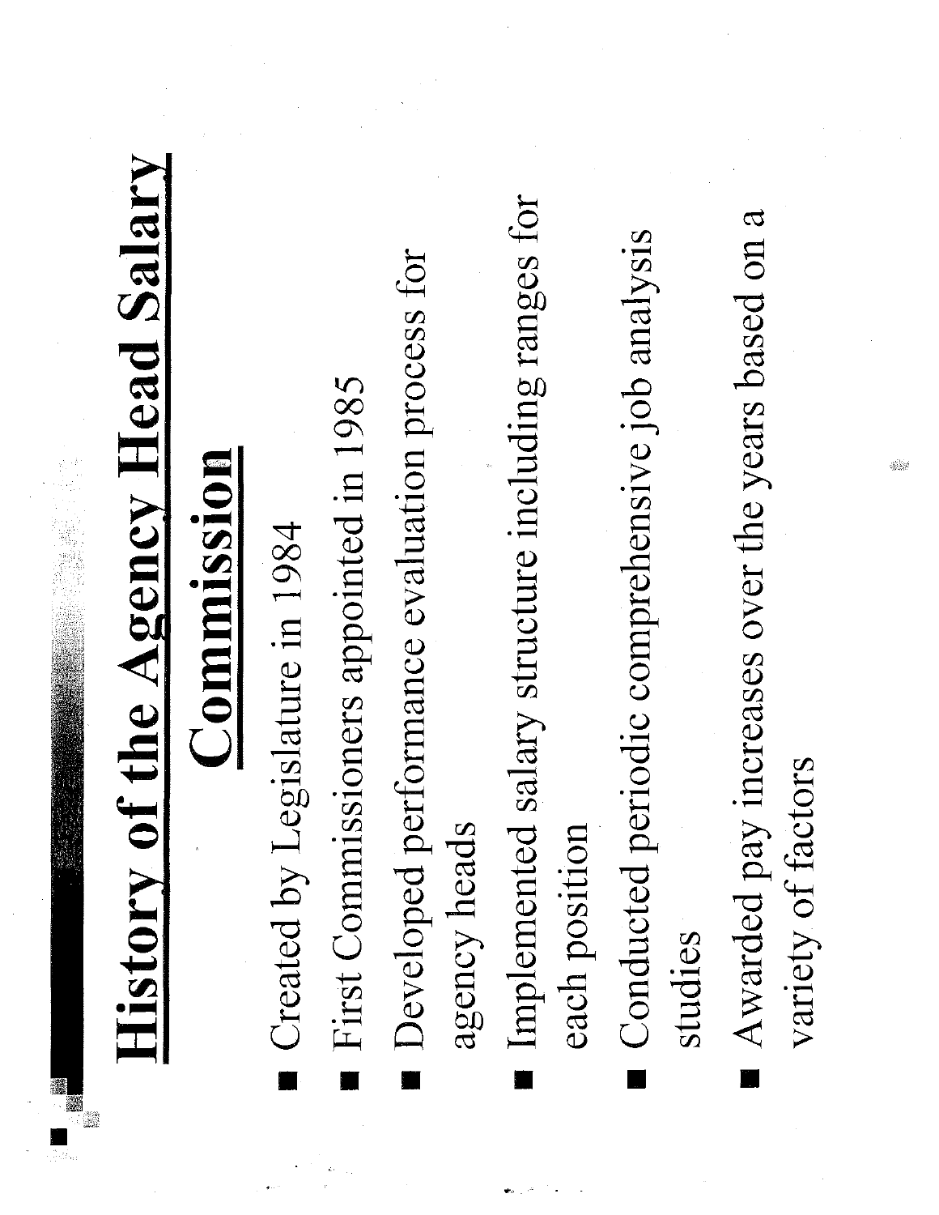# History of the Agency Head Salary Commission

- Created by Legislature in 1984
- First Commissioners appointed in 1985
- Developed performance evaluation process for agency heads
- Implemented salary structure including ranges for each position
- Conducted periodic comprehensive job analysis studies
- Awarded pay increases over the years based on a variety of factors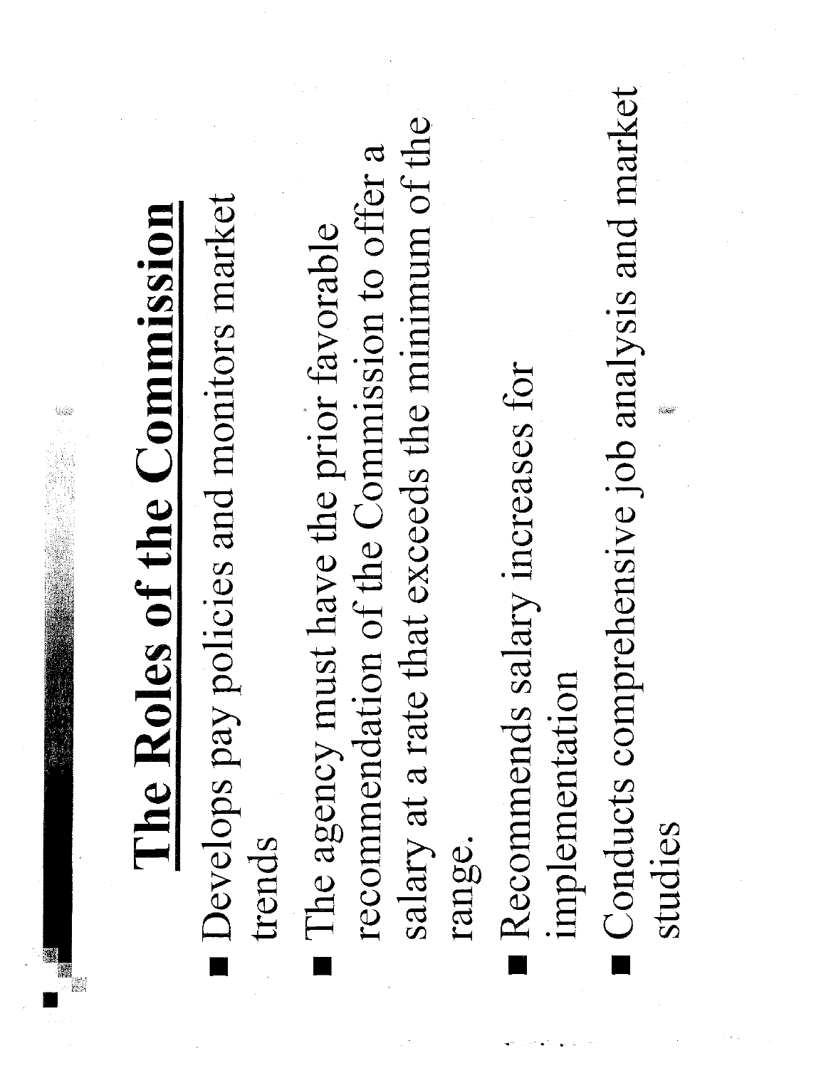# The Roles of the Commission

- Develops pay policies and monitors market trends
- The agency must have the prior favorable recommendation of the Commission to offer a salary at a rate that exceeds the minimum of the range.
- Recommends salary increases for implementation
- Conducts comprehensive job analysis and market studies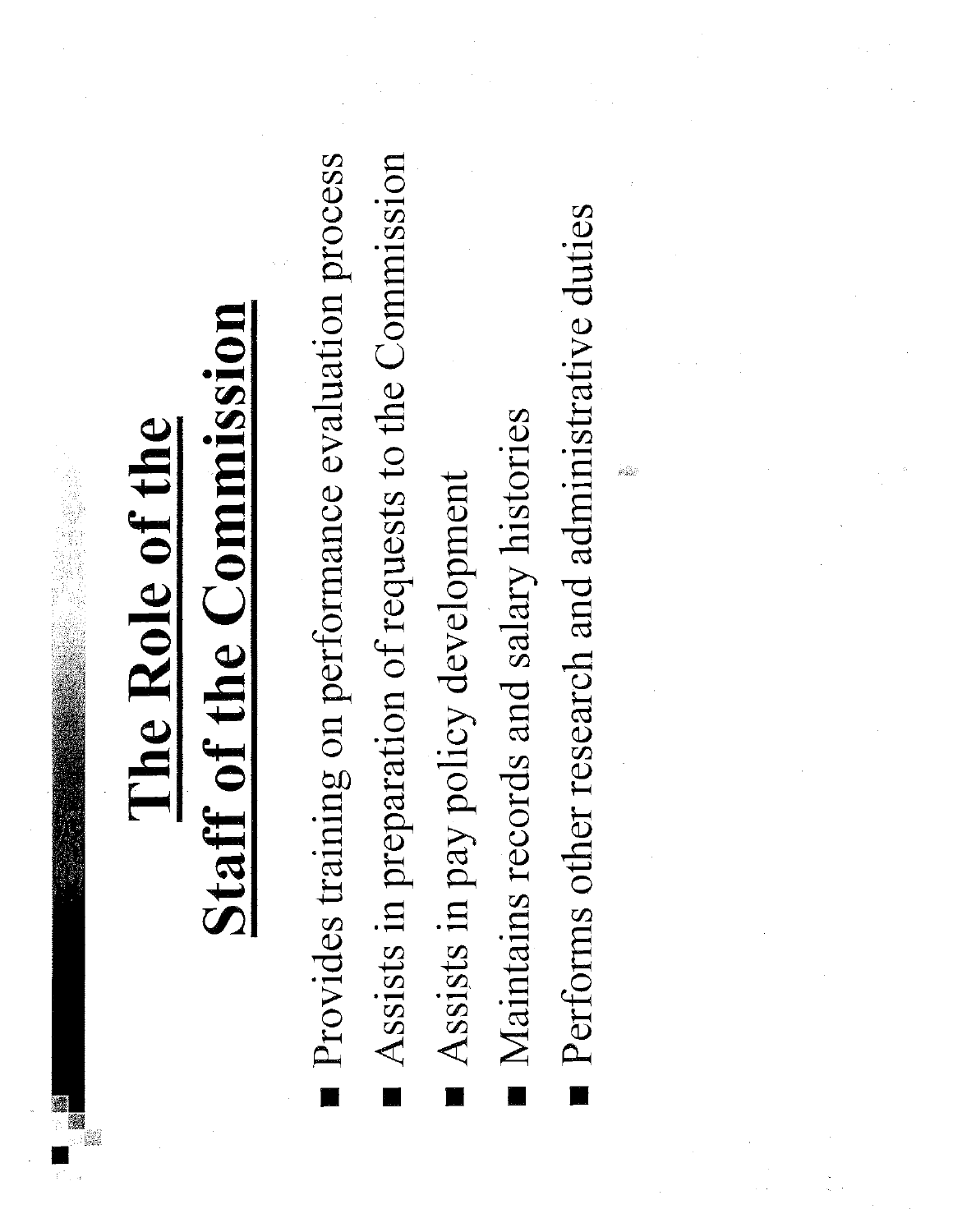# The Role of the Staff of the Commission

- Provides training on performance evaluation process
- Assists in preparation of requests to the Commission
- Assists in pay policy development
- Maintains records and salary histories
- Performs other research and administrative duties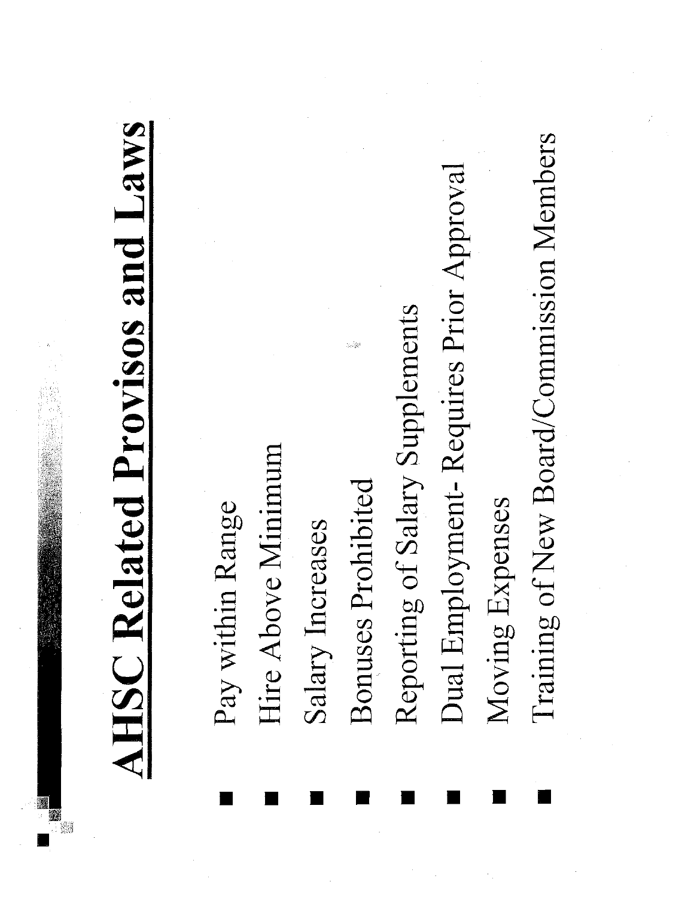# AHSC Related Provisos and Laws

- Pay within Range
- Hire Above Minimum
- Salary Increases
- Bonuses Prohibited
- Reporting of Salary Supplements
- Dual Employment- Requires Prior Approval
- Moving Expenses
- Training of New Board/Commission Members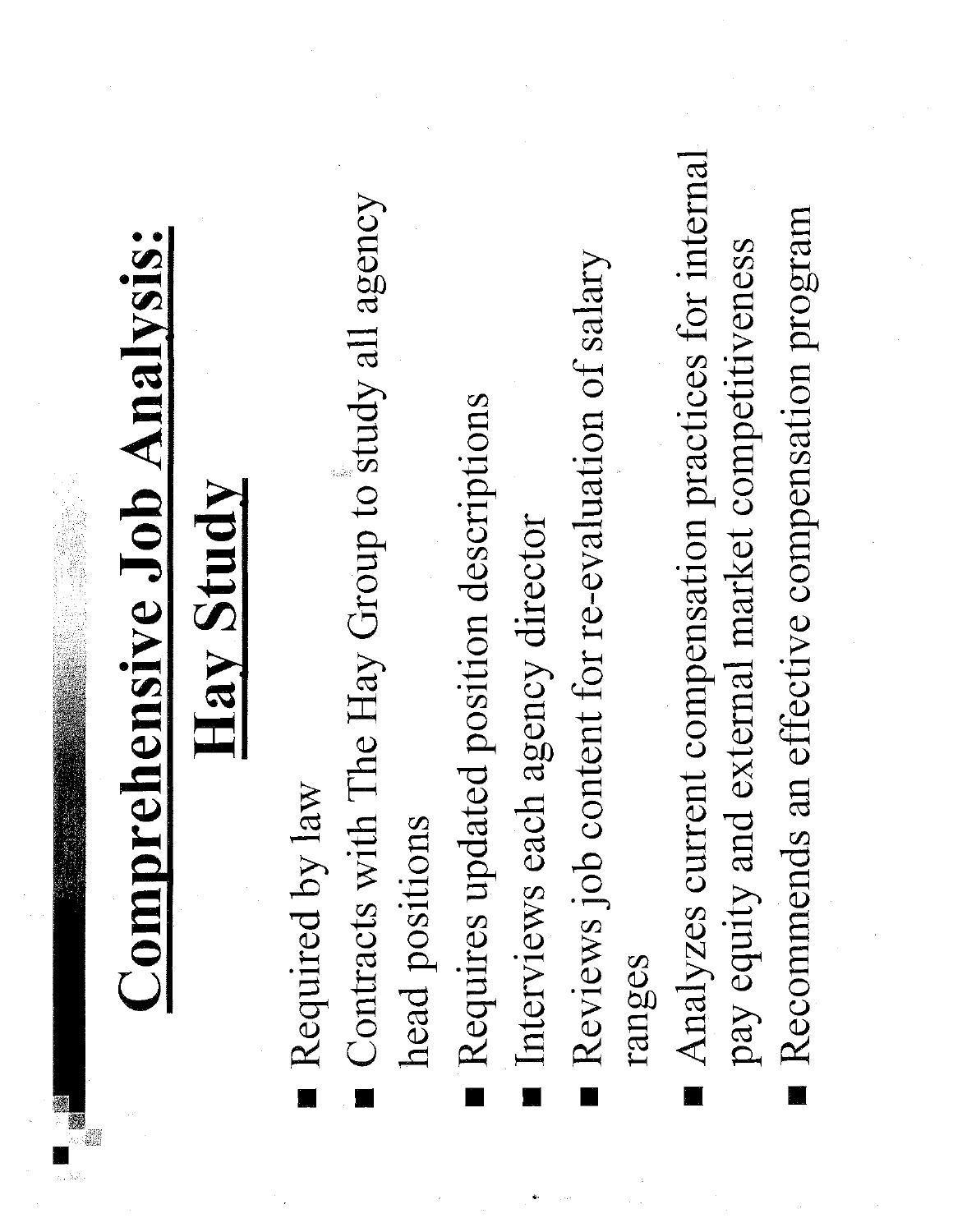# Comprehensive Job Analysis: Hay Study

- Required by law
- Contracts with The Hay Group to study all agency head positions
- Requires updated position descriptions
- Interviews each agency director
- Reviews job content for re-evaluation of salary ranges
- Analyzes current compensation practices for internal pay equity and external market competitiveness
- Recommends an effective compensation program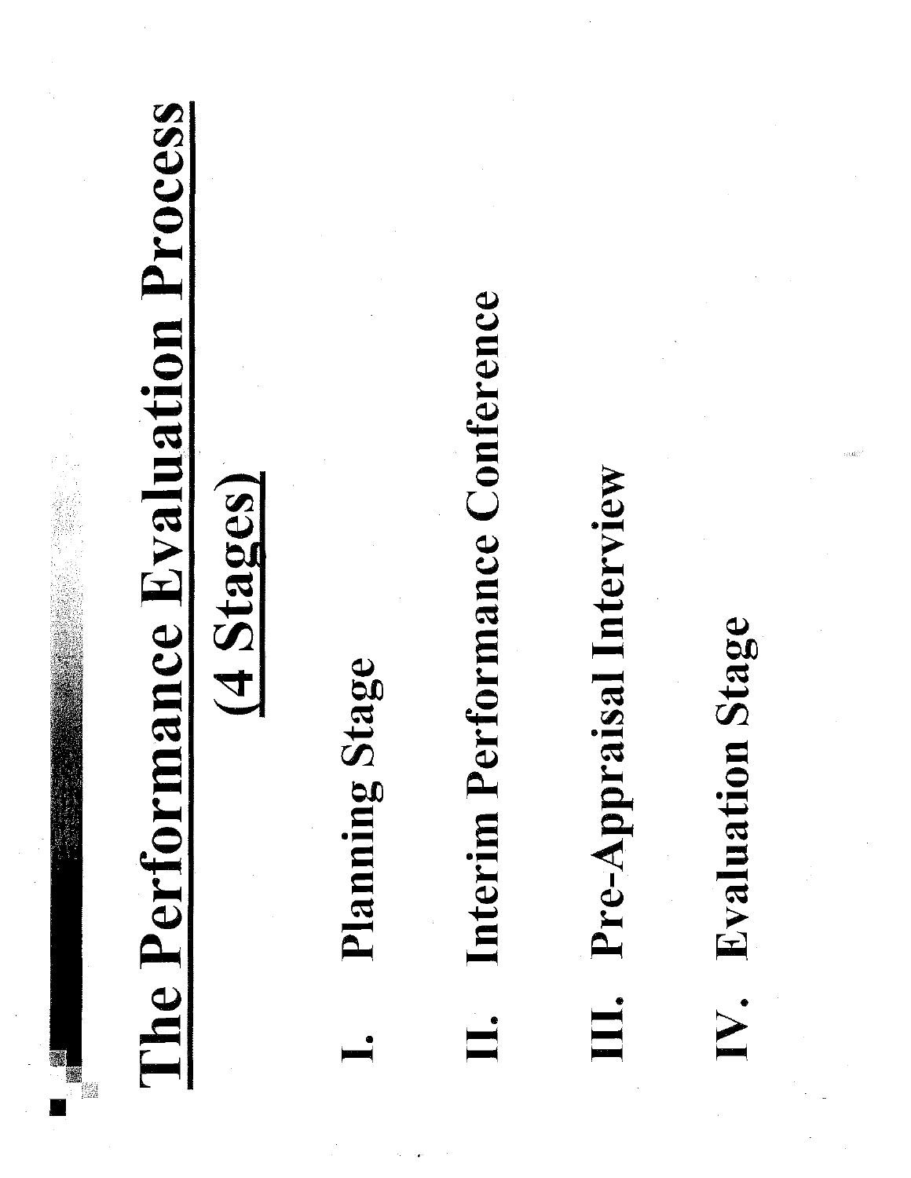# The Performance Evaluation Process

## (4 Stages)

I. **Planning Stage**

II. **Interim Performance Conference**

III. **Pre-Appraisal Interview**

IV. **Evaluation Stage**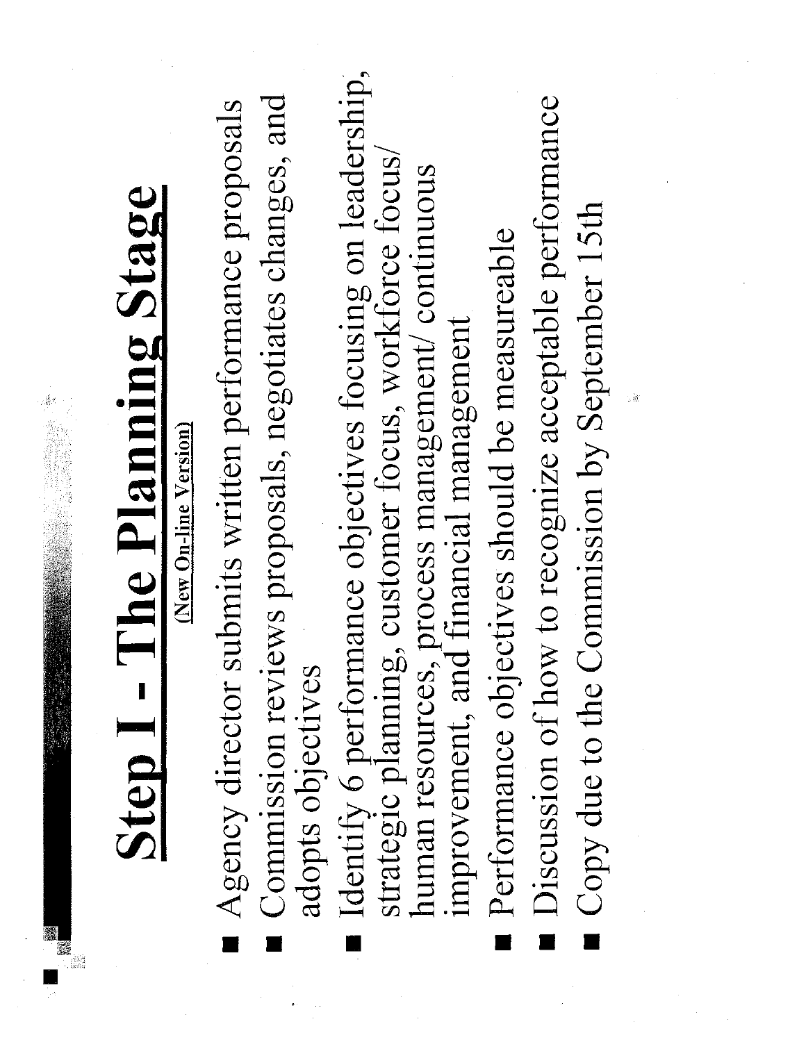# Step I - The Planning Stage

**(New On-line Version)**

- Agency director submits written performance proposals
- Commission reviews proposals, negotiates changes, and adopts objectives
- Identify 6 performance objectives focusing on leadership, strategic planning, customer focus, workforce focus/ human resources, process management/ continuous improvement, and financial management
- Performance objectives should be measureable
- Discussion of how to recognize acceptable performance
- Copy due to the Commission by September 15th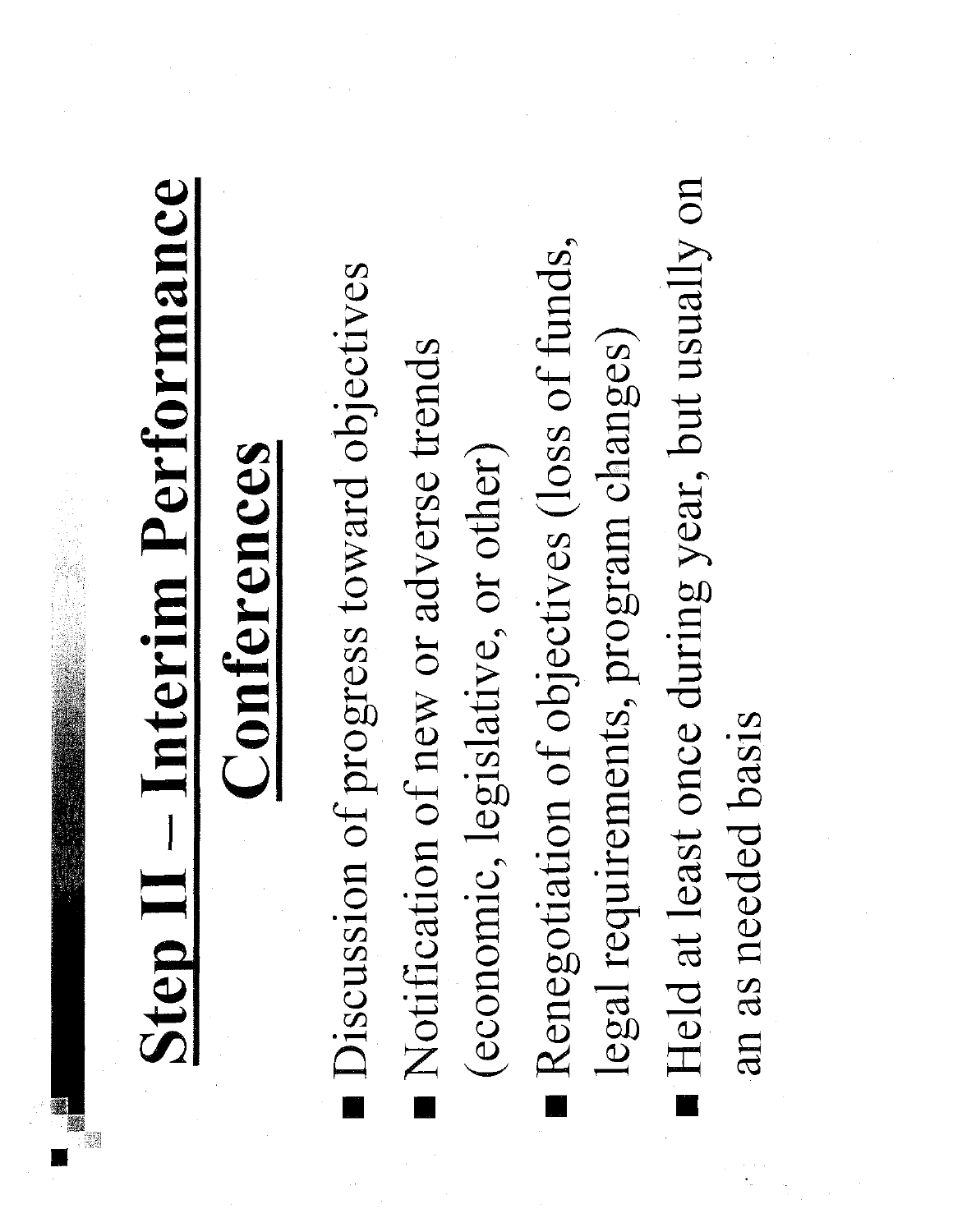# Step II – Interim Performance Conferences

- Discussion of progress toward objectives
- Notification of new or adverse trends (economic, legislative, or other)
- Renegotiation of objectives (loss of funds, legal requirements, program changes)
- Held at least once during year, but usually on an as needed basis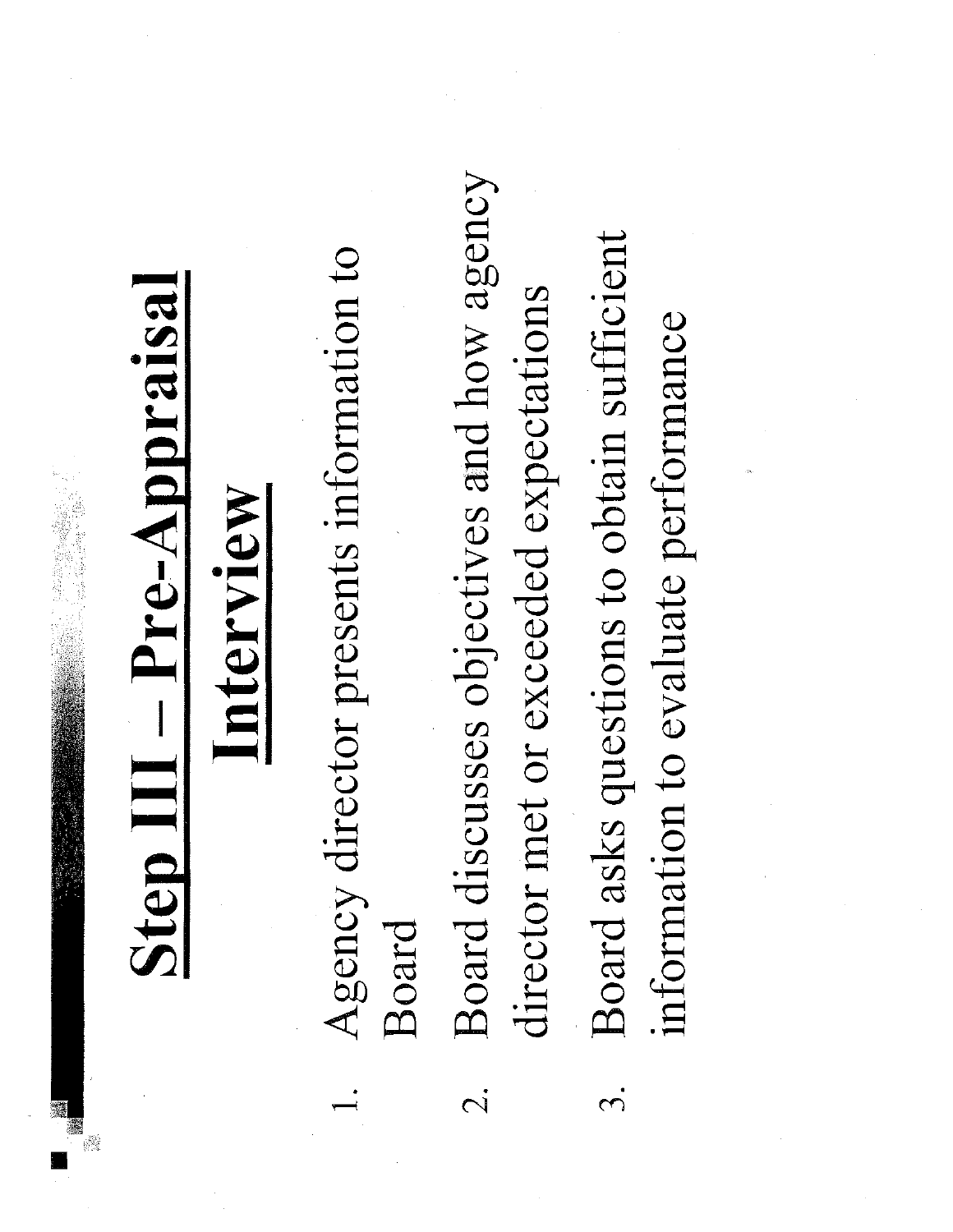# Step III – Pre-Appraisal Interview

1. Agency director presents information to Board
2. Board discusses objectives and how agency director met or exceeded expectations
3. Board asks questions to obtain sufficient information to evaluate performance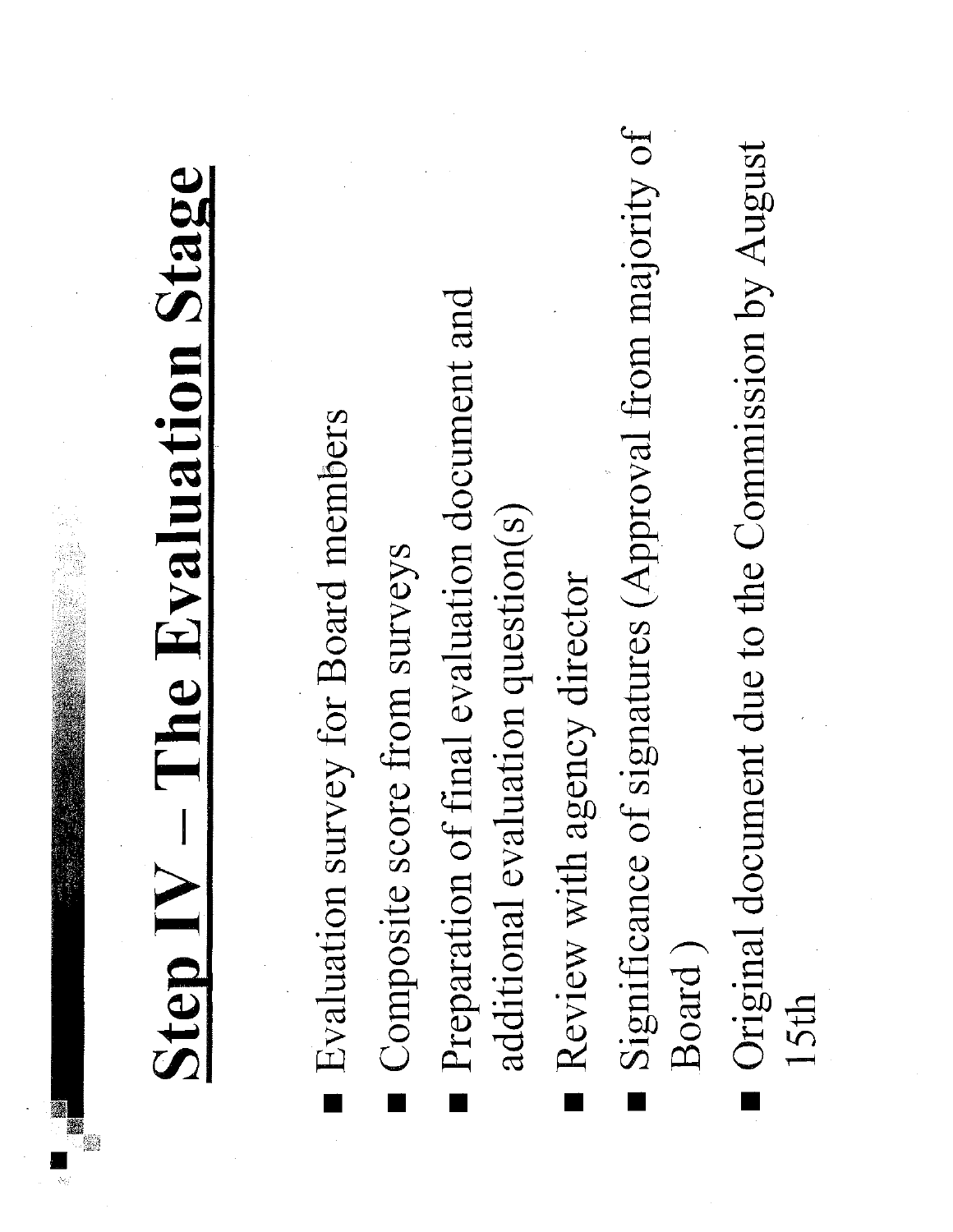# Step IV – The Evaluation Stage

- Evaluation survey for Board members
- Composite score from surveys
- Preparation of final evaluation document and additional evaluation question(s)
- Review with agency director
- Significance of signatures (Approval from majority of Board)
- Original document due to the Commission by August 15th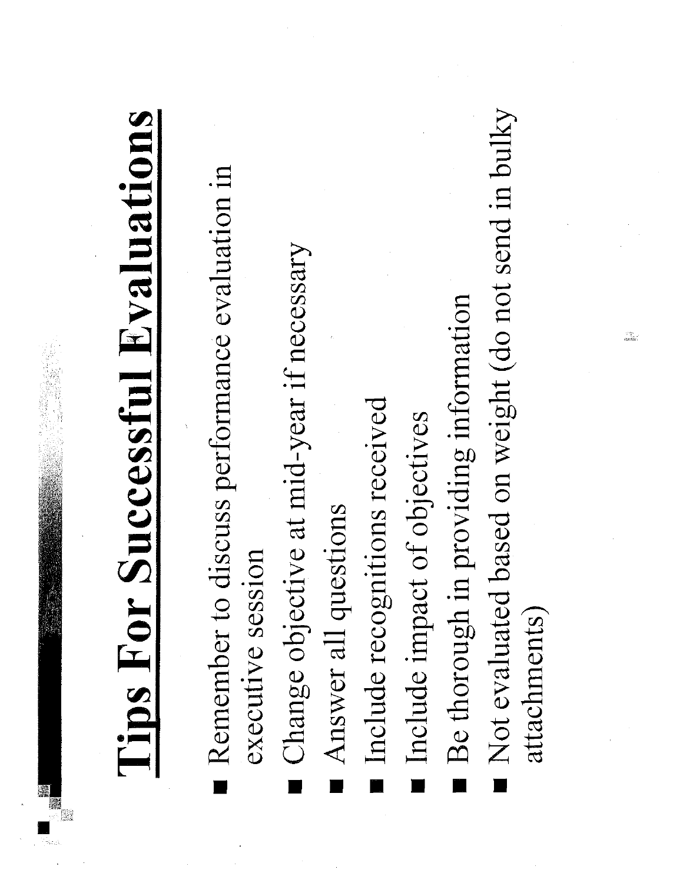# Tips For Successful Evaluations

- Remember to discuss performance evaluation in executive session
- Change objective at mid-year if necessary
- Answer all questions
- Include recognitions received
- Include impact of objectives
- Be thorough in providing information
- Not evaluated based on weight (do not send in bulky attachments)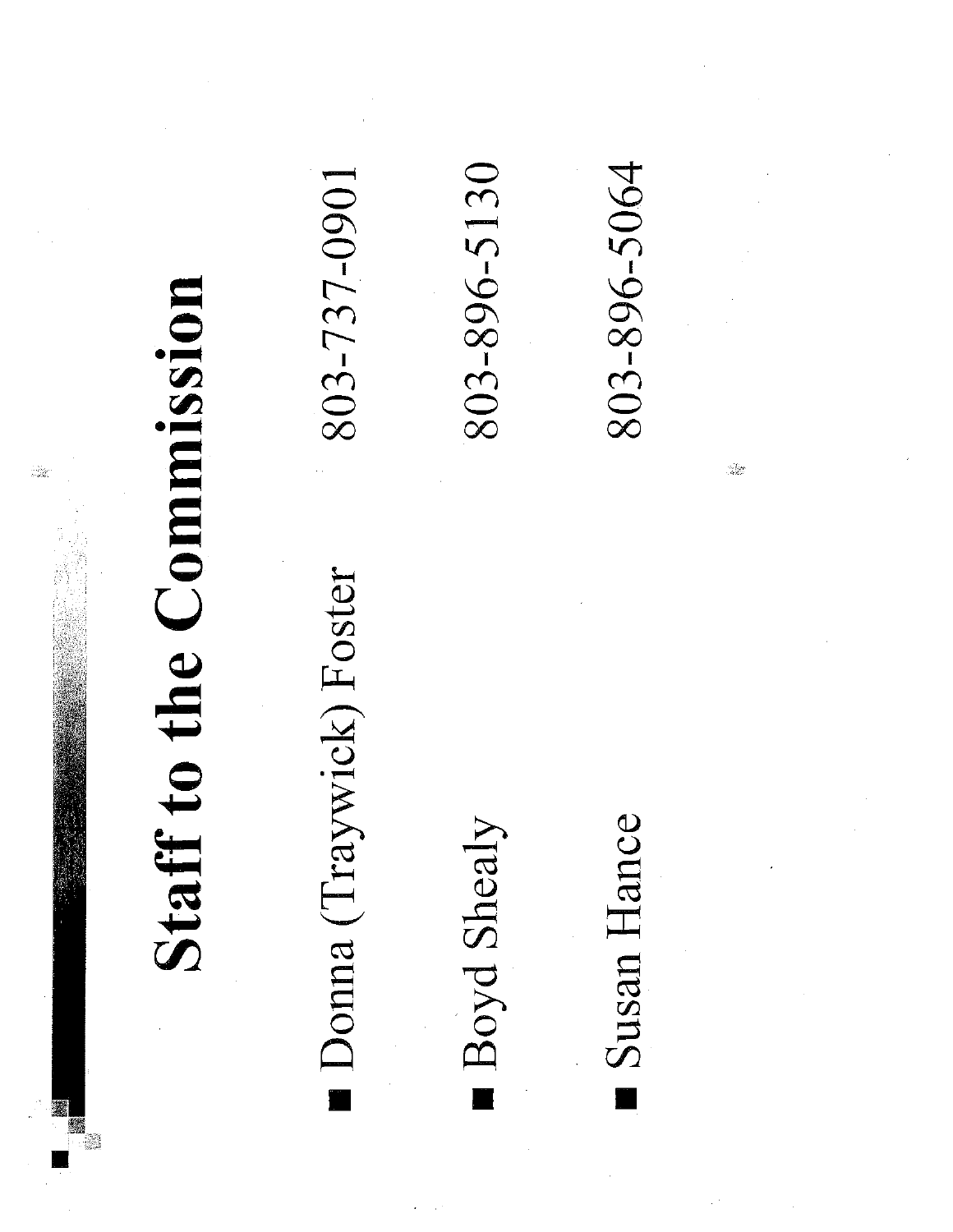# Staff to the Commission

- Donna (Traywick) Foster 803-737-0901
- Boyd Shealy 803-896-5130
- Susan Hance 803-896-5064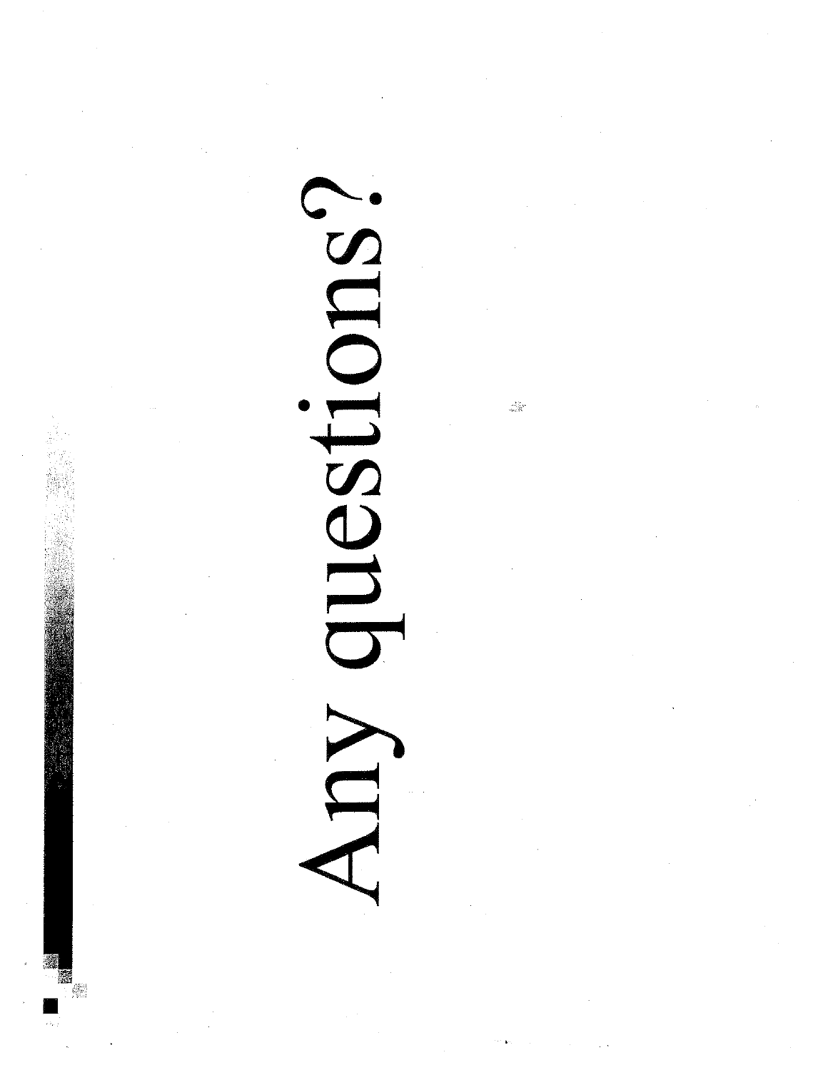# Any questions?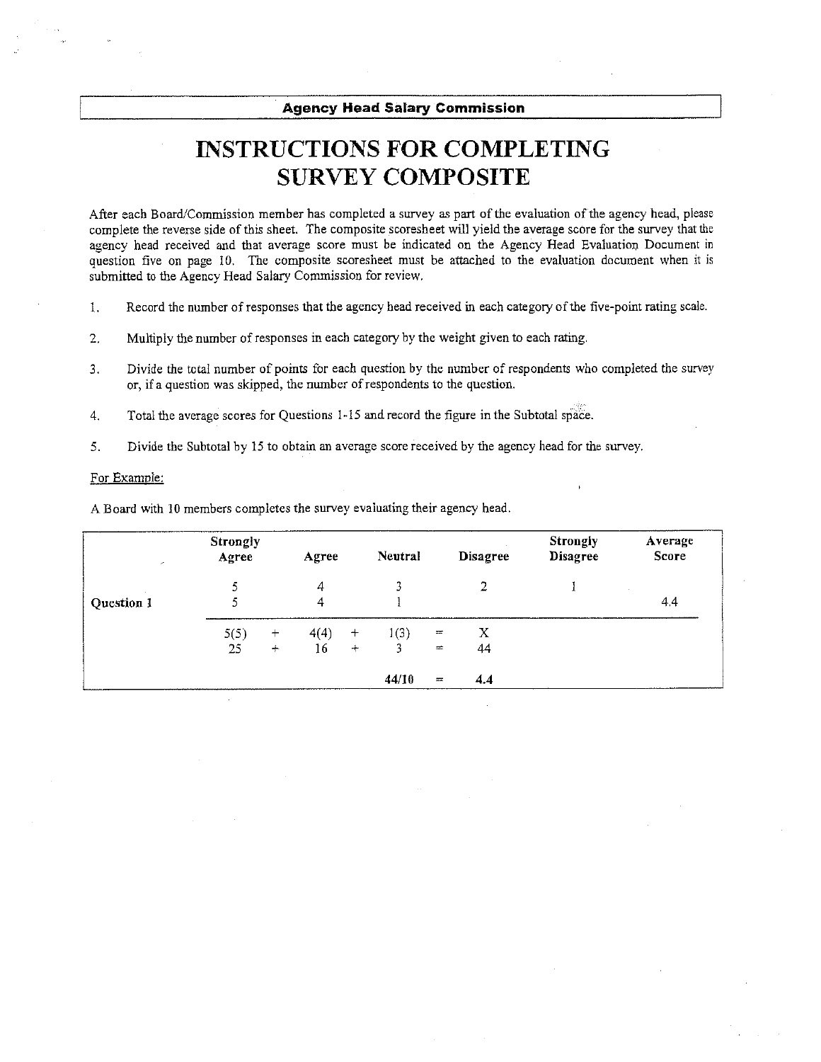**Agency Head Salary Commission**

# INSTRUCTIONS FOR COMPLETING SURVEY COMPOSITE

After each Board/Commission member has completed a survey as part of the evaluation of the agency head, please complete the reverse side of this sheet. The composite scoresheet will yield the average score for the survey that the agency head received and that average score must be indicated on the Agency Head Evaluation Document in question five on page 10. The composite scoresheet must be attached to the evaluation document when it is submitted to the Agency Head Salary Commission for review.

1. Record the number of responses that the agency head received in each category of the five-point rating scale.
2. Multiply the number of responses in each category by the weight given to each rating.
3. Divide the total number of points for each question by the number of respondents who completed the survey or, if a question was skipped, the number of respondents to the question.
4. Total the average scores for Questions 1-15 and record the figure in the Subtotal space.
5. Divide the Subtotal by 15 to obtain an average score received by the agency head for the survey.

For Example:

A Board with 10 members completes the survey evaluating their agency head.

| | Strongly Agree | | Agree | | Neutral | | Disagree | Strongly Disagree | Average Score |
|---|---|---|---|---|---|---|---|---|---|
| | 5 | | 4 | | 3 | | 2 | 1 | |
| Question 1 | 5 | | 4 | | 1 | | | | 4.4 |
| | 5(5) | + | 4(4) | + | 1(3) | = | X | | |
| | 25 | + | 16 | + | 3 | = | 44 | | |
| | | | | | **44/10** | = | **4.4** | | |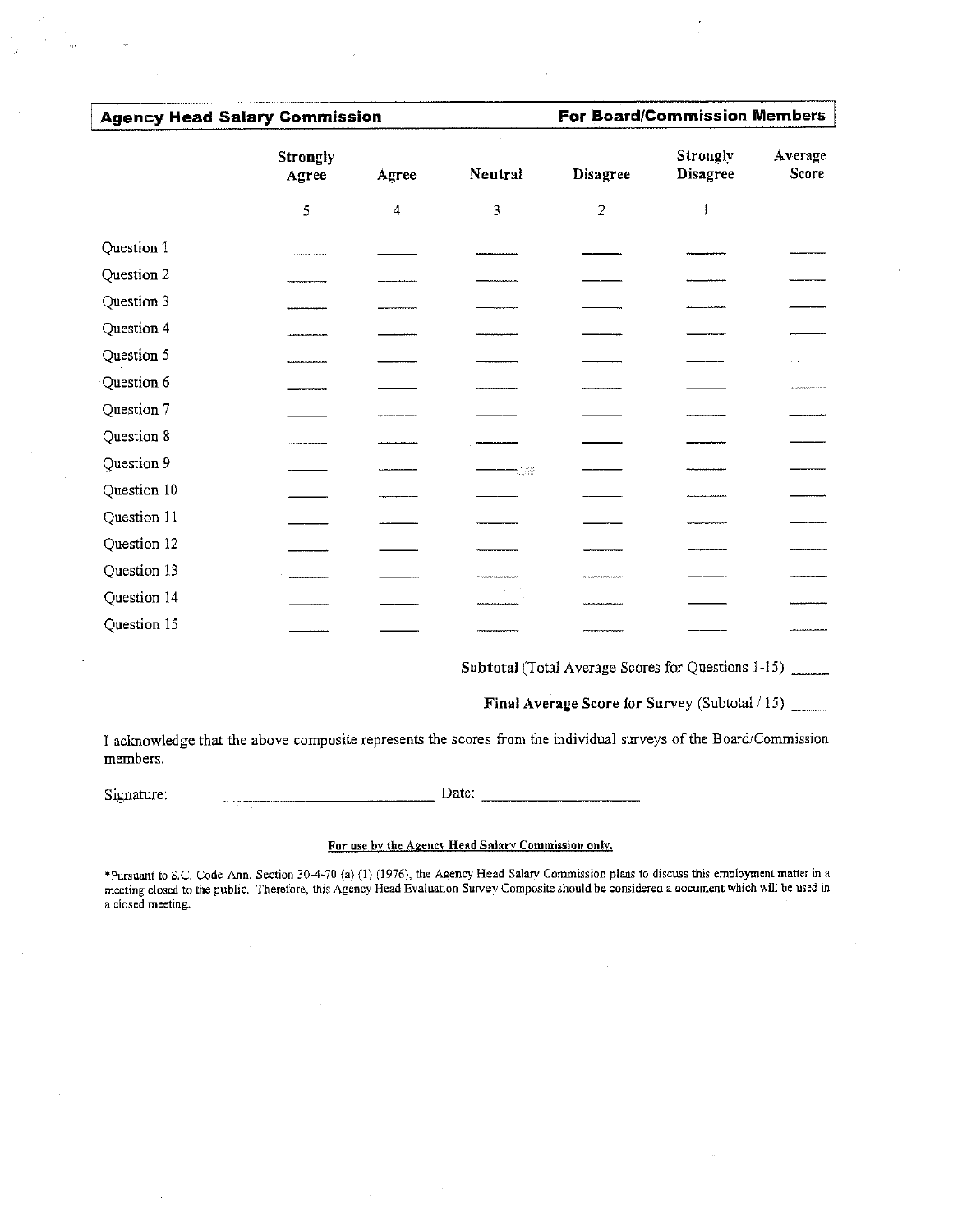| **Agency Head Salary Commission** | | | | | | **For Board/Commission Members** |
|---|---|---|---|---|---|---|
| | **Strongly Agree** | **Agree** | **Neutral** | **Disagree** | **Strongly Disagree** | **Average Score** |
| | 5 | 4 | 3 | 2 | 1 | |
| Question 1 | _____ | _____ | _____ | _____ | _____ | _____ |
| Question 2 | _____ | _____ | _____ | _____ | _____ | _____ |
| Question 3 | _____ | _____ | _____ | _____ | _____ | _____ |
| Question 4 | _____ | _____ | _____ | _____ | _____ | _____ |
| Question 5 | _____ | _____ | _____ | _____ | _____ | _____ |
| Question 6 | _____ | _____ | _____ | _____ | _____ | _____ |
| Question 7 | _____ | _____ | _____ | _____ | _____ | _____ |
| Question 8 | _____ | _____ | _____ | _____ | _____ | _____ |
| Question 9 | _____ | _____ | _____ | _____ | _____ | _____ |
| Question 10 | _____ | _____ | _____ | _____ | _____ | _____ |
| Question 11 | _____ | _____ | _____ | _____ | _____ | _____ |
| Question 12 | _____ | _____ | _____ | _____ | _____ | _____ |
| Question 13 | _____ | _____ | _____ | _____ | _____ | _____ |
| Question 14 | _____ | _____ | _____ | _____ | _____ | _____ |
| Question 15 | _____ | _____ | _____ | _____ | _____ | _____ |

**Subtotal** (Total Average Scores for Questions 1-15) _____

**Final Average Score for Survey** (Subtotal / 15) _____

I acknowledge that the above composite represents the scores from the individual surveys of the Board/Commission members.

Signature: ______________________________ Date: ____________________

**For use by the Agency Head Salary Commission only.**

*Pursuant to S.C. Code Ann. Section 30-4-70 (a) (1) (1976), the Agency Head Salary Commission plans to discuss this employment matter in a meeting closed to the public. Therefore, this Agency Head Evaluation Survey Composite should be considered a document which will be used in a closed meeting.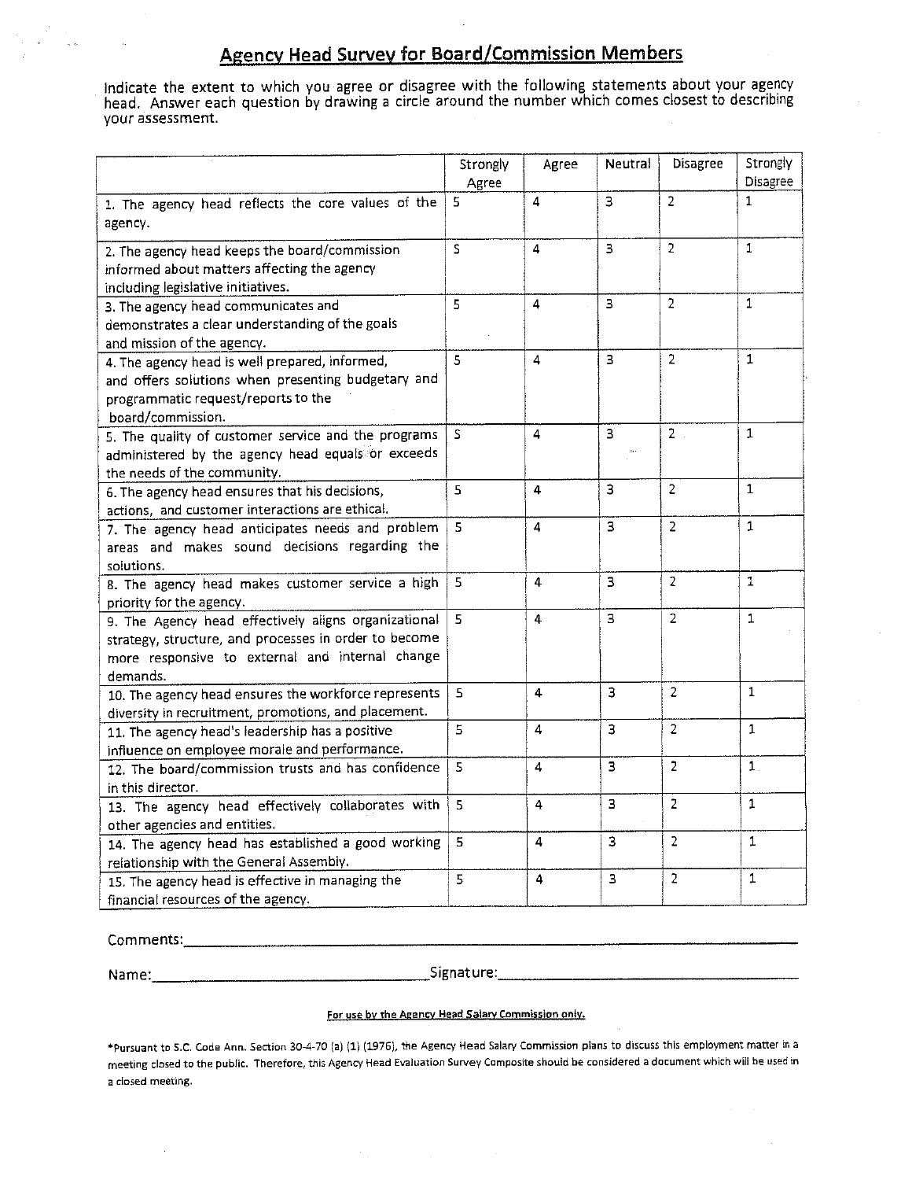## Agency Head Survey for Board/Commission Members

Indicate the extent to which you agree or disagree with the following statements about your agency head. Answer each question by drawing a circle around the number which comes closest to describing your assessment.

| | Strongly Agree | Agree | Neutral | Disagree | Strongly Disagree |
|---|---|---|---|---|---|
| 1. The agency head reflects the core values of the agency. | 5 | 4 | 3 | 2 | 1 |
| 2. The agency head keeps the board/commission informed about matters affecting the agency including legislative initiatives. | 5 | 4 | 3 | 2 | 1 |
| 3. The agency head communicates and demonstrates a clear understanding of the goals and mission of the agency. | 5 | 4 | 3 | 2 | 1 |
| 4. The agency head is well prepared, informed, and offers solutions when presenting budgetary and programmatic request/reports to the board/commission. | 5 | 4 | 3 | 2 | 1 |
| 5. The quality of customer service and the programs administered by the agency head equals or exceeds the needs of the community. | 5 | 4 | 3 | 2 | 1 |
| 6. The agency head ensures that his decisions, actions, and customer interactions are ethical. | 5 | 4 | 3 | 2 | 1 |
| 7. The agency head anticipates needs and problem areas and makes sound decisions regarding the solutions. | 5 | 4 | 3 | 2 | 1 |
| 8. The agency head makes customer service a high priority for the agency. | 5 | 4 | 3 | 2 | 1 |
| 9. The Agency head effectively aligns organizational strategy, structure, and processes in order to become more responsive to external and internal change demands. | 5 | 4 | 3 | 2 | 1 |
| 10. The agency head ensures the workforce represents diversity in recruitment, promotions, and placement. | 5 | 4 | 3 | 2 | 1 |
| 11. The agency head's leadership has a positive influence on employee morale and performance. | 5 | 4 | 3 | 2 | 1 |
| 12. The board/commission trusts and has confidence in this director. | 5 | 4 | 3 | 2 | 1 |
| 13. The agency head effectively collaborates with other agencies and entities. | 5 | 4 | 3 | 2 | 1 |
| 14. The agency head has established a good working relationship with the General Assembly. | 5 | 4 | 3 | 2 | 1 |
| 15. The agency head is effective in managing the financial resources of the agency. | 5 | 4 | 3 | 2 | 1 |

Comments:\_\_\_\_\_\_\_\_\_\_\_\_\_\_\_\_\_\_\_\_\_\_\_\_\_\_\_\_\_\_\_\_\_\_\_\_\_\_\_\_

Name:\_\_\_\_\_\_\_\_\_\_\_\_\_\_\_\_\_\_\_\_\_\_ Signature:\_\_\_\_\_\_\_\_\_\_\_\_\_\_\_\_\_\_\_\_\_\_

**For use by the Agency Head Salary Commission only.**

*Pursuant to S.C. Code Ann. Section 30-4-70 (a) (1) (1976), the Agency Head Salary Commission plans to discuss this employment matter in a meeting closed to the public. Therefore, this Agency Head Evaluation Survey Composite should be considered a document which will be used in a closed meeting.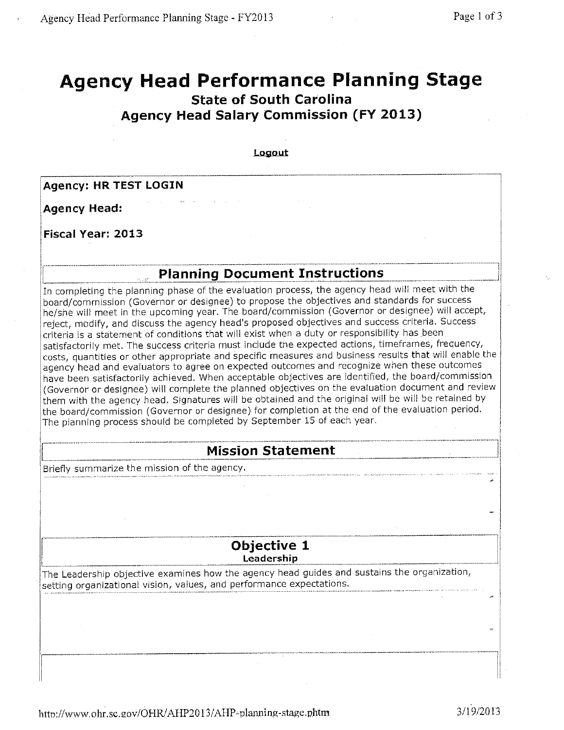# Agency Head Performance Planning Stage

## State of South Carolina
## Agency Head Salary Commission (FY 2013)

Logout

**Agency: HR TEST LOGIN**

**Agency Head:**

**Fiscal Year: 2013**

## Planning Document Instructions

In completing the planning phase of the evaluation process, the agency head will meet with the board/commission (Governor or designee) to propose the objectives and standards for success he/she will meet in the upcoming year. The board/commission (Governor or designee) will accept, reject, modify, and discuss the agency head's proposed objectives and success criteria. Success criteria is a statement of conditions that will exist when a duty or responsibility has been satisfactorily met. The success criteria must include the expected actions, timeframes, frequency, costs, quantities or other appropriate and specific measures and business results that will enable the agency head and evaluators to agree on expected outcomes and recognize when these outcomes have been satisfactorily achieved. When acceptable objectives are identified, the board/commission (Governor or designee) will complete the planned objectives on the evaluation document and review them with the agency head. Signatures will be obtained and the original will be will be retained by the board/commission (Governor or designee) for completion at the end of the evaluation period. The planning process should be completed by September 15 of each year.

## Mission Statement

Briefly summarize the mission of the agency.

## Objective 1
### Leadership

The Leadership objective examines how the agency head guides and sustains the organization, setting organizational vision, values, and performance expectations.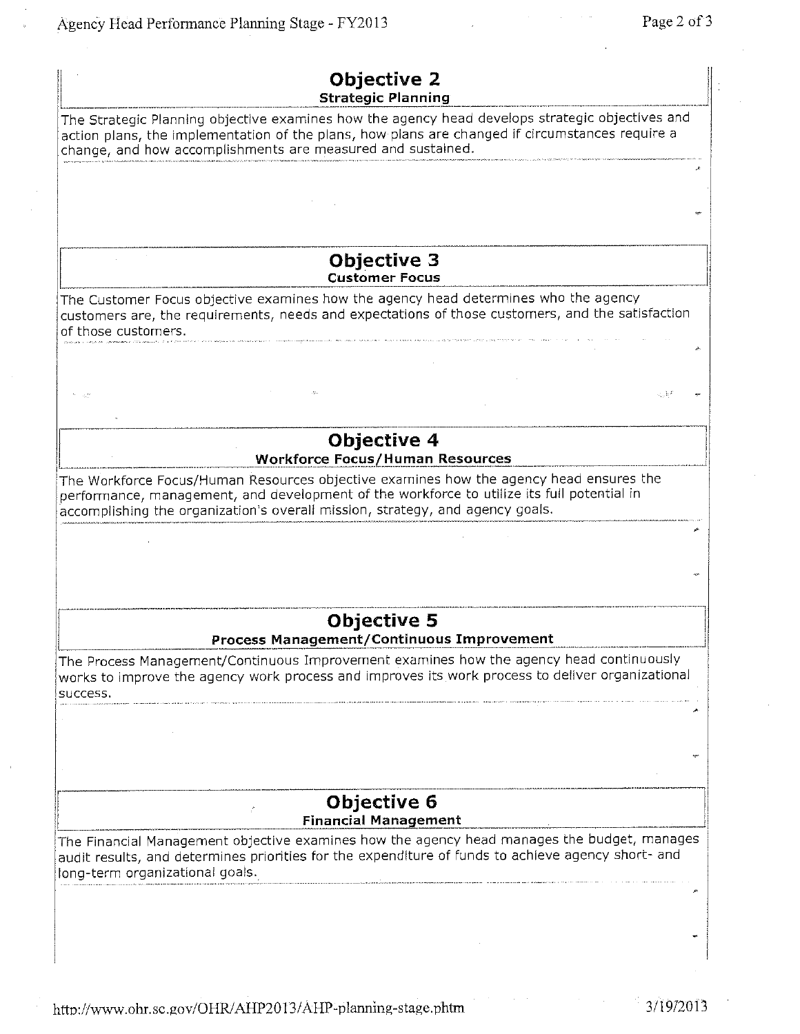## Objective 2

### Strategic Planning

The Strategic Planning objective examines how the agency head develops strategic objectives and action plans, the implementation of the plans, how plans are changed if circumstances require a change, and how accomplishments are measured and sustained.

## Objective 3

### Customer Focus

The Customer Focus objective examines how the agency head determines who the agency customers are, the requirements, needs and expectations of those customers, and the satisfaction of those customers.

## Objective 4

### Workforce Focus/Human Resources

The Workforce Focus/Human Resources objective examines how the agency head ensures the performance, management, and development of the workforce to utilize its full potential in accomplishing the organization's overall mission, strategy, and agency goals.

## Objective 5

### Process Management/Continuous Improvement

The Process Management/Continuous Improvement objective examines how the agency head continuously works to improve the agency work process and improves its work process to deliver organizational success.

## Objective 6

### Financial Management

The Financial Management objective examines how the agency head manages the budget, manages audit results, and determines priorities for the expenditure of funds to achieve agency short- and long-term organizational goals.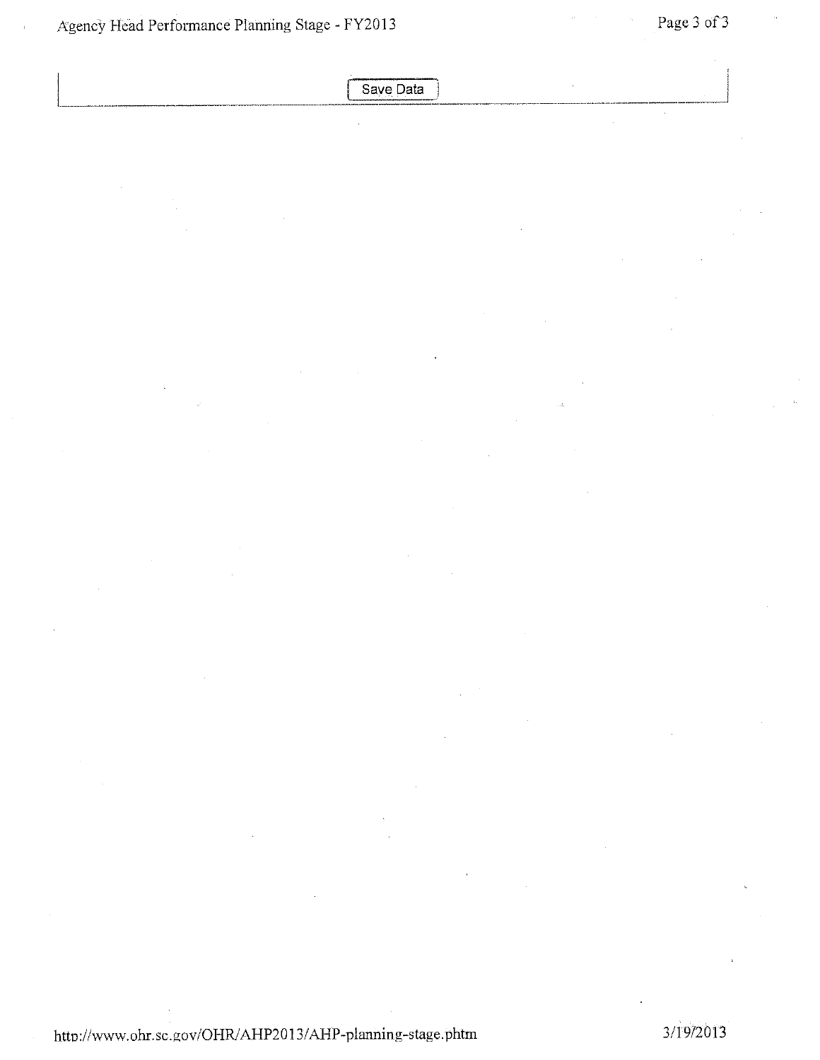Save Data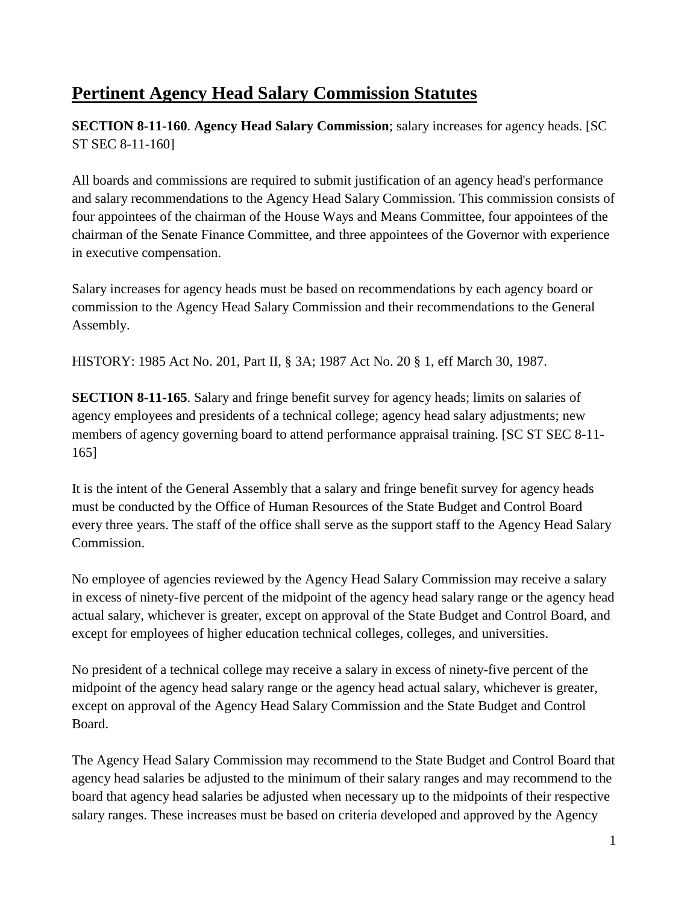# Pertinent Agency Head Salary Commission Statutes

**SECTION 8-11-160**. **Agency Head Salary Commission**; salary increases for agency heads. [SC ST SEC 8-11-160]

All boards and commissions are required to submit justification of an agency head's performance and salary recommendations to the Agency Head Salary Commission. This commission consists of four appointees of the chairman of the House Ways and Means Committee, four appointees of the chairman of the Senate Finance Committee, and three appointees of the Governor with experience in executive compensation.

Salary increases for agency heads must be based on recommendations by each agency board or commission to the Agency Head Salary Commission and their recommendations to the General Assembly.

HISTORY: 1985 Act No. 201, Part II, § 3A; 1987 Act No. 20 § 1, eff March 30, 1987.

**SECTION 8-11-165**. Salary and fringe benefit survey for agency heads; limits on salaries of agency employees and presidents of a technical college; agency head salary adjustments; new members of agency governing board to attend performance appraisal training. [SC ST SEC 8-11-165]

It is the intent of the General Assembly that a salary and fringe benefit survey for agency heads must be conducted by the Office of Human Resources of the State Budget and Control Board every three years. The staff of the office shall serve as the support staff to the Agency Head Salary Commission.

No employee of agencies reviewed by the Agency Head Salary Commission may receive a salary in excess of ninety-five percent of the midpoint of the agency head salary range or the agency head actual salary, whichever is greater, except on approval of the State Budget and Control Board, and except for employees of higher education technical colleges, colleges, and universities.

No president of a technical college may receive a salary in excess of ninety-five percent of the midpoint of the agency head salary range or the agency head actual salary, whichever is greater, except on approval of the Agency Head Salary Commission and the State Budget and Control Board.

The Agency Head Salary Commission may recommend to the State Budget and Control Board that agency head salaries be adjusted to the minimum of their salary ranges and may recommend to the board that agency head salaries be adjusted when necessary up to the midpoints of their respective salary ranges. These increases must be based on criteria developed and approved by the Agency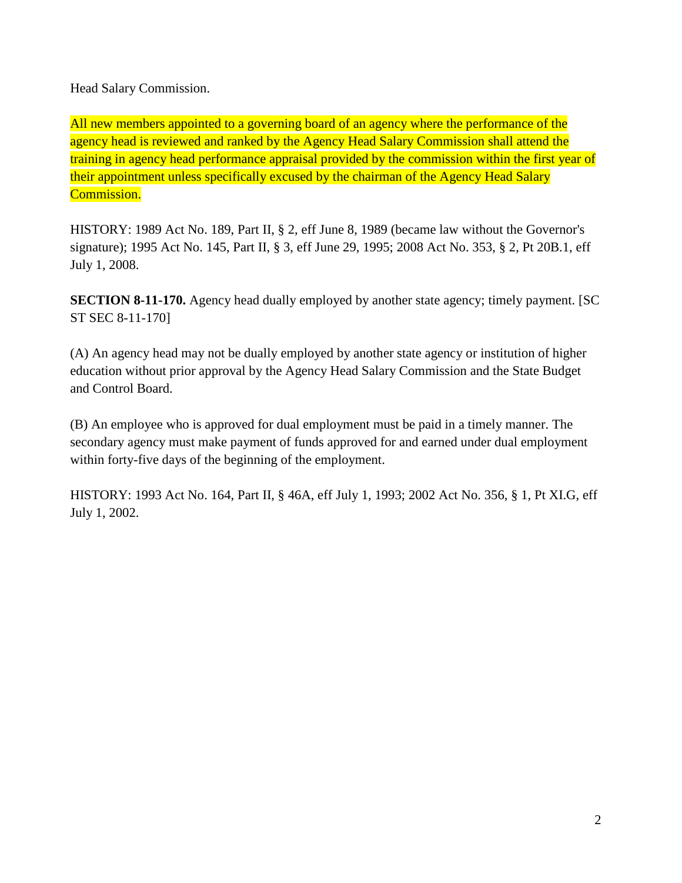Head Salary Commission.

All new members appointed to a governing board of an agency where the performance of the agency head is reviewed and ranked by the Agency Head Salary Commission shall attend the training in agency head performance appraisal provided by the commission within the first year of their appointment unless specifically excused by the chairman of the Agency Head Salary Commission.

HISTORY: 1989 Act No. 189, Part II, § 2, eff June 8, 1989 (became law without the Governor's signature); 1995 Act No. 145, Part II, § 3, eff June 29, 1995; 2008 Act No. 353, § 2, Pt 20B.1, eff July 1, 2008.

**SECTION 8-11-170.** Agency head dually employed by another state agency; timely payment. [SC ST SEC 8-11-170]

(A) An agency head may not be dually employed by another state agency or institution of higher education without prior approval by the Agency Head Salary Commission and the State Budget and Control Board.

(B) An employee who is approved for dual employment must be paid in a timely manner. The secondary agency must make payment of funds approved for and earned under dual employment within forty-five days of the beginning of the employment.

HISTORY: 1993 Act No. 164, Part II, § 46A, eff July 1, 1993; 2002 Act No. 356, § 1, Pt XI.G, eff July 1, 2002.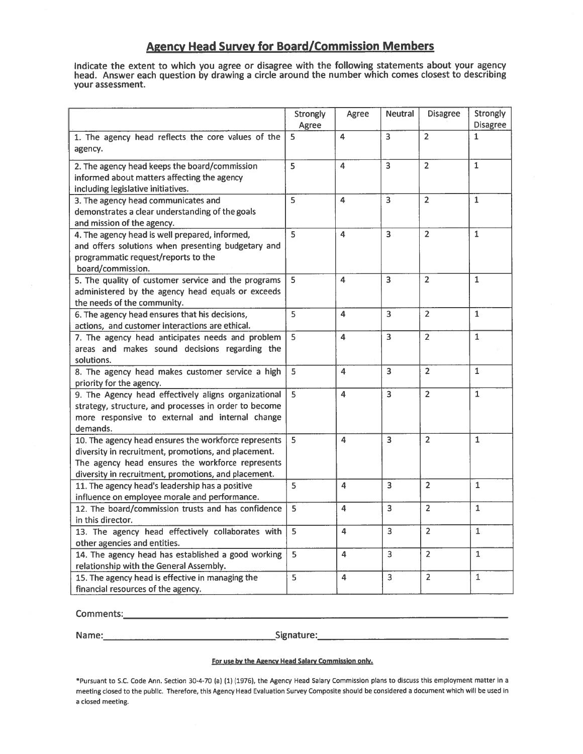## Agency Head Survey for Board/Commission Members

**Indicate the extent to which you agree or disagree with the following statements about your agency head. Answer each question by drawing a circle around the number which comes closest to describing your assessment.**

| | Strongly Agree | Agree | Neutral | Disagree | Strongly Disagree |
|---|---|---|---|---|---|
| 1. The agency head reflects the core values of the agency. | 5 | 4 | 3 | 2 | 1 |
| 2. The agency head keeps the board/commission informed about matters affecting the agency including legislative initiatives. | 5 | 4 | 3 | 2 | 1 |
| 3. The agency head communicates and demonstrates a clear understanding of the goals and mission of the agency. | 5 | 4 | 3 | 2 | 1 |
| 4. The agency head is well prepared, informed, and offers solutions when presenting budgetary and programmatic request/reports to the board/commission. | 5 | 4 | 3 | 2 | 1 |
| 5. The quality of customer service and the programs administered by the agency head equals or exceeds the needs of the community. | 5 | 4 | 3 | 2 | 1 |
| 6. The agency head ensures that his decisions, actions, and customer interactions are ethical. | 5 | 4 | 3 | 2 | 1 |
| 7. The agency head anticipates needs and problem areas and makes sound decisions regarding the solutions. | 5 | 4 | 3 | 2 | 1 |
| 8. The agency head makes customer service a high priority for the agency. | 5 | 4 | 3 | 2 | 1 |
| 9. The Agency head effectively aligns organizational strategy, structure, and processes in order to become more responsive to external and internal change demands. | 5 | 4 | 3 | 2 | 1 |
| 10. The agency head ensures the workforce represents diversity in recruitment, promotions, and placement. The agency head ensures the workforce represents diversity in recruitment, promotions, and placement. | 5 | 4 | 3 | 2 | 1 |
| 11. The agency head's leadership has a positive influence on employee morale and performance. | 5 | 4 | 3 | 2 | 1 |
| 12. The board/commission trusts and has confidence in this director. | 5 | 4 | 3 | 2 | 1 |
| 13. The agency head effectively collaborates with other agencies and entities. | 5 | 4 | 3 | 2 | 1 |
| 14. The agency head has established a good working relationship with the General Assembly. | 5 | 4 | 3 | 2 | 1 |
| 15. The agency head is effective in managing the financial resources of the agency. | 5 | 4 | 3 | 2 | 1 |

Comments:\_\_\_\_\_\_\_\_\_\_\_\_\_\_\_\_\_\_\_\_\_\_\_\_\_\_\_\_\_\_\_\_\_\_\_\_\_\_\_\_

Name:\_\_\_\_\_\_\_\_\_\_\_\_\_\_\_\_\_\_\_\_ Signature:\_\_\_\_\_\_\_\_\_\_\_\_\_\_\_\_\_\_\_\_

**For use by the Agency Head Salary Commission only.**

**\*Pursuant to S.C. Code Ann. Section 30-4-70 (a) (1) (1976), the Agency Head Salary Commission plans to discuss this employment matter in a meeting closed to the public. Therefore, this Agency Head Evaluation Survey Composite should be considered a document which will be used in a closed meeting.**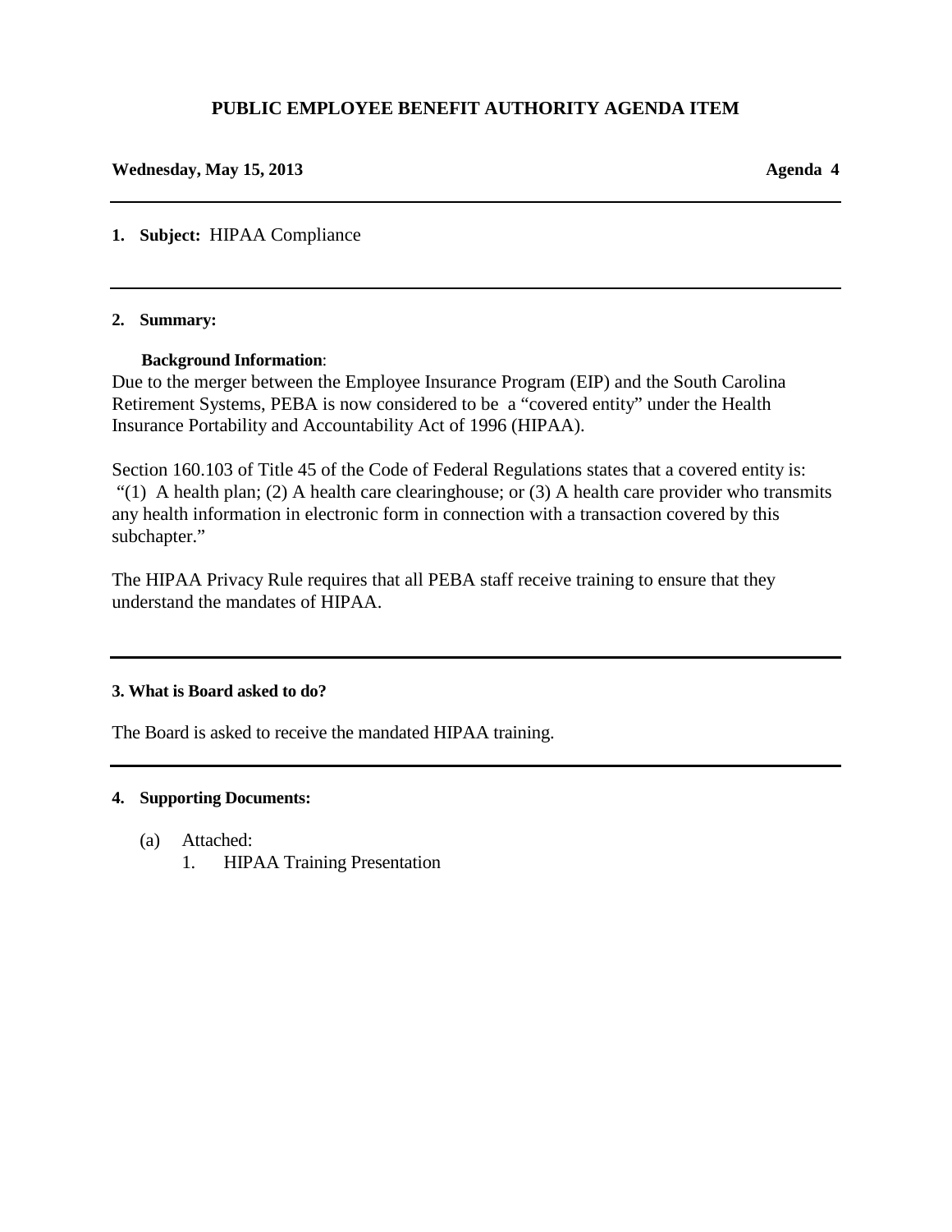# PUBLIC EMPLOYEE BENEFIT AUTHORITY AGENDA ITEM

**Wednesday, May 15, 2013** **Agenda 4**

---

**1. Subject:** HIPAA Compliance

---

**2. Summary:**

**Background Information**:

Due to the merger between the Employee Insurance Program (EIP) and the South Carolina Retirement Systems, PEBA is now considered to be a "covered entity" under the Health Insurance Portability and Accountability Act of 1996 (HIPAA).

Section 160.103 of Title 45 of the Code of Federal Regulations states that a covered entity is: "(1) A health plan; (2) A health care clearinghouse; or (3) A health care provider who transmits any health information in electronic form in connection with a transaction covered by this subchapter."

The HIPAA Privacy Rule requires that all PEBA staff receive training to ensure that they understand the mandates of HIPAA.

---

**3. What is Board asked to do?**

The Board is asked to receive the mandated HIPAA training.

---

**4. Supporting Documents:**

(a) Attached:

1. HIPAA Training Presentation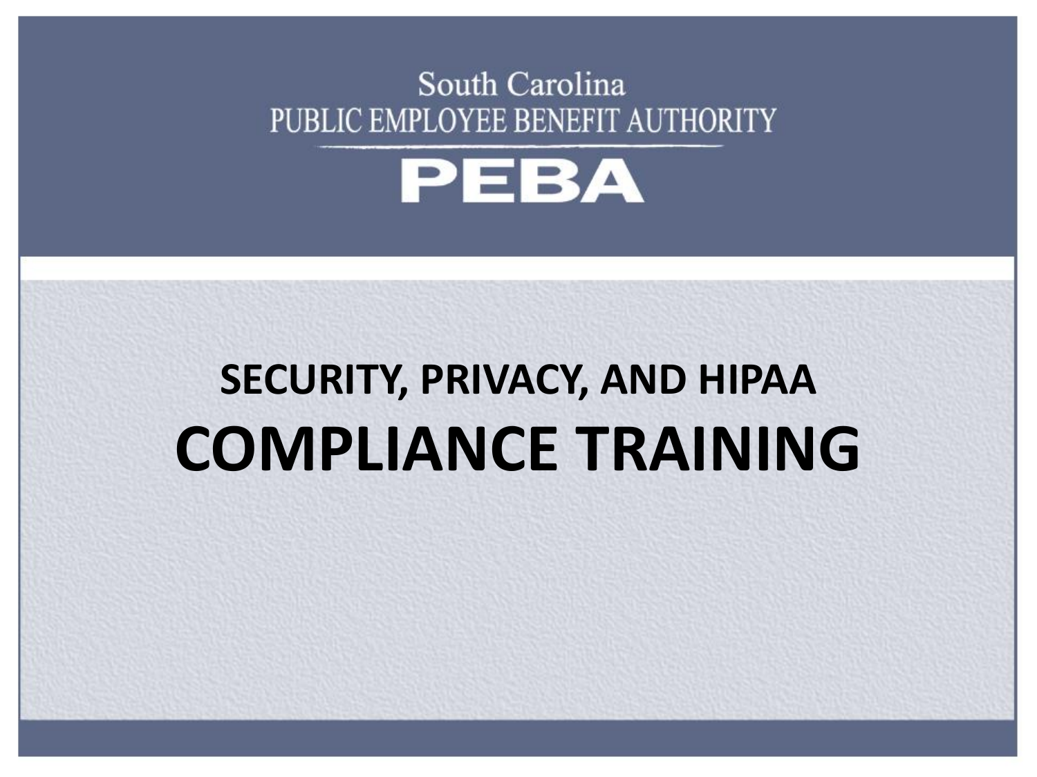South Carolina
PUBLIC EMPLOYEE BENEFIT AUTHORITY

**PEBA**

# SECURITY, PRIVACY, AND HIPAA COMPLIANCE TRAINING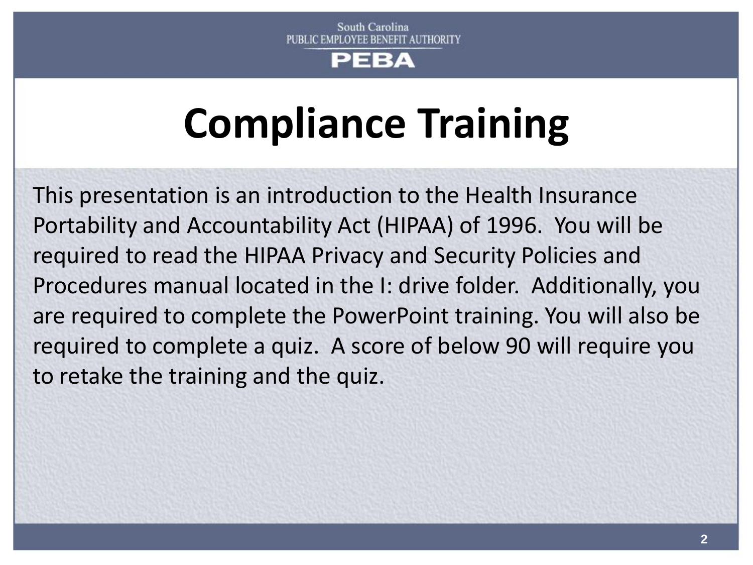# Compliance Training

This presentation is an introduction to the Health Insurance Portability and Accountability Act (HIPAA) of 1996. You will be required to read the HIPAA Privacy and Security Policies and Procedures manual located in the I: drive folder. Additionally, you are required to complete the PowerPoint training. You will also be required to complete a quiz. A score of below 90 will require you to retake the training and the quiz.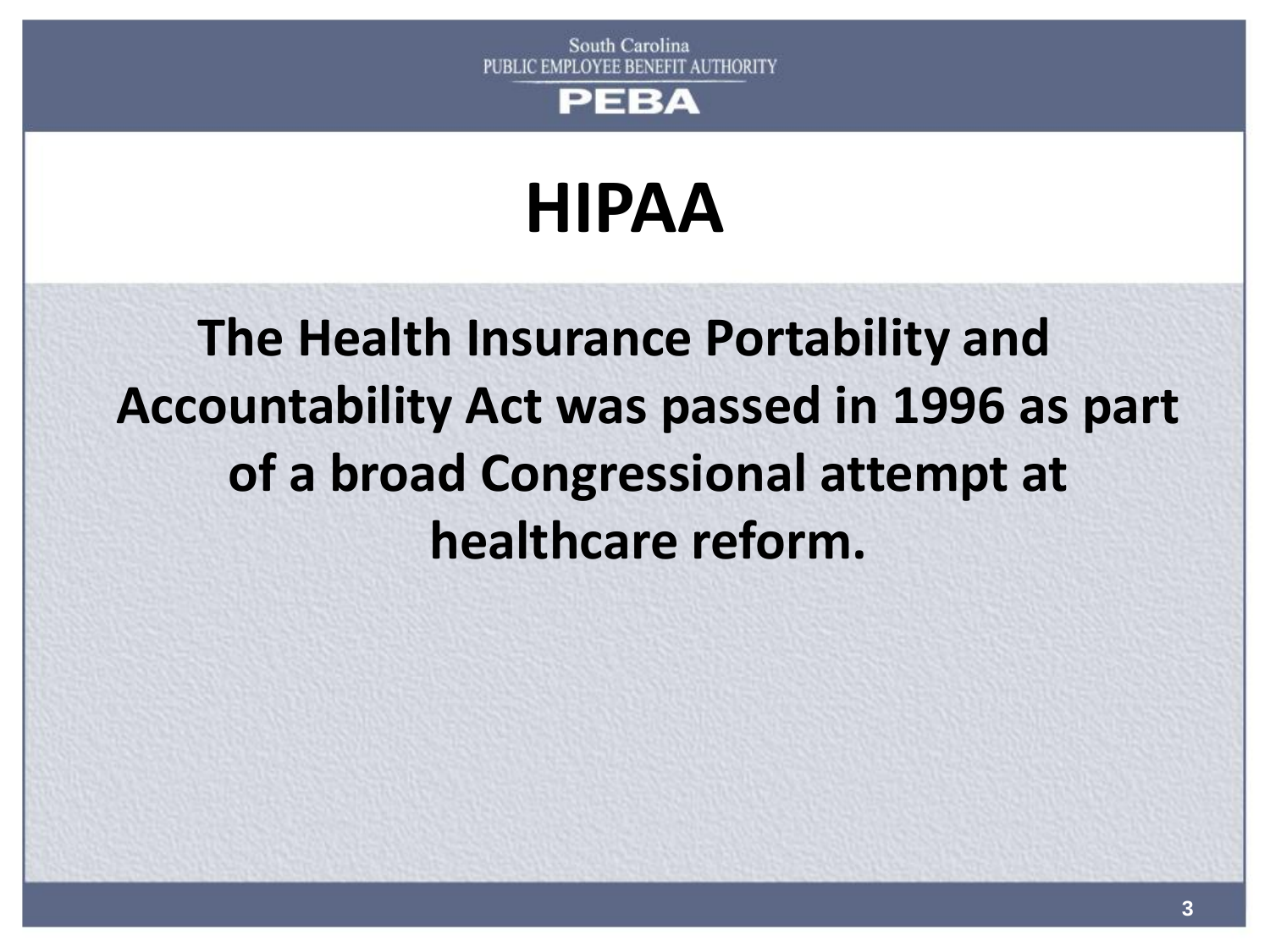# HIPAA

**The Health Insurance Portability and Accountability Act was passed in 1996 as part of a broad Congressional attempt at healthcare reform.**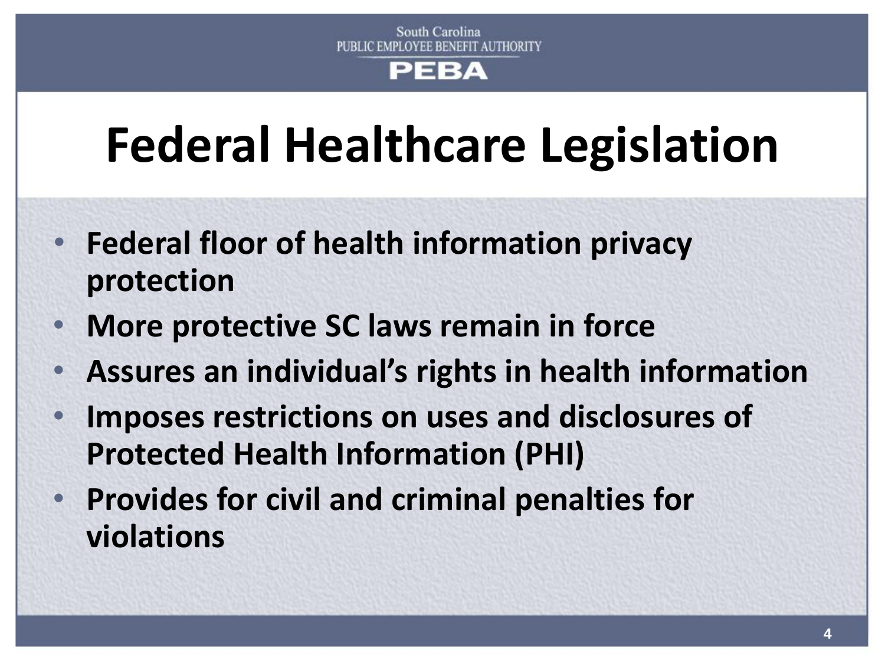# Federal Healthcare Legislation

- **Federal floor of health information privacy protection**
- **More protective SC laws remain in force**
- **Assures an individual's rights in health information**
- **Imposes restrictions on uses and disclosures of Protected Health Information (PHI)**
- **Provides for civil and criminal penalties for violations**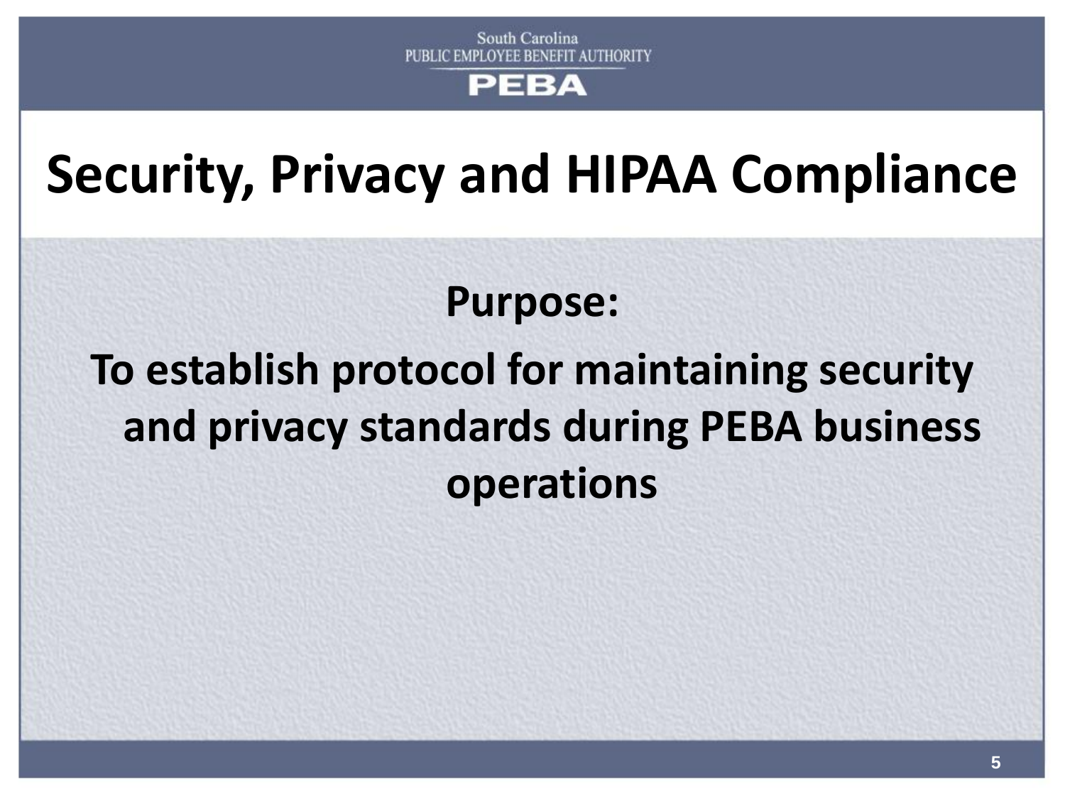South Carolina
PUBLIC EMPLOYEE BENEFIT AUTHORITY
PEBA

# Security, Privacy and HIPAA Compliance

**Purpose:**

**To establish protocol for maintaining security and privacy standards during PEBA business operations**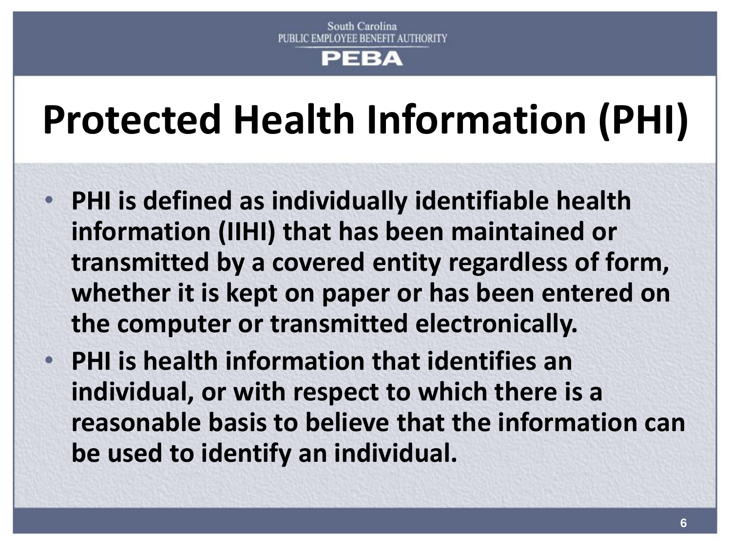# Protected Health Information (PHI)

- **PHI is defined as individually identifiable health information (IIHI) that has been maintained or transmitted by a covered entity regardless of form, whether it is kept on paper or has been entered on the computer or transmitted electronically.**
- **PHI is health information that identifies an individual, or with respect to which there is a reasonable basis to believe that the information can be used to identify an individual.**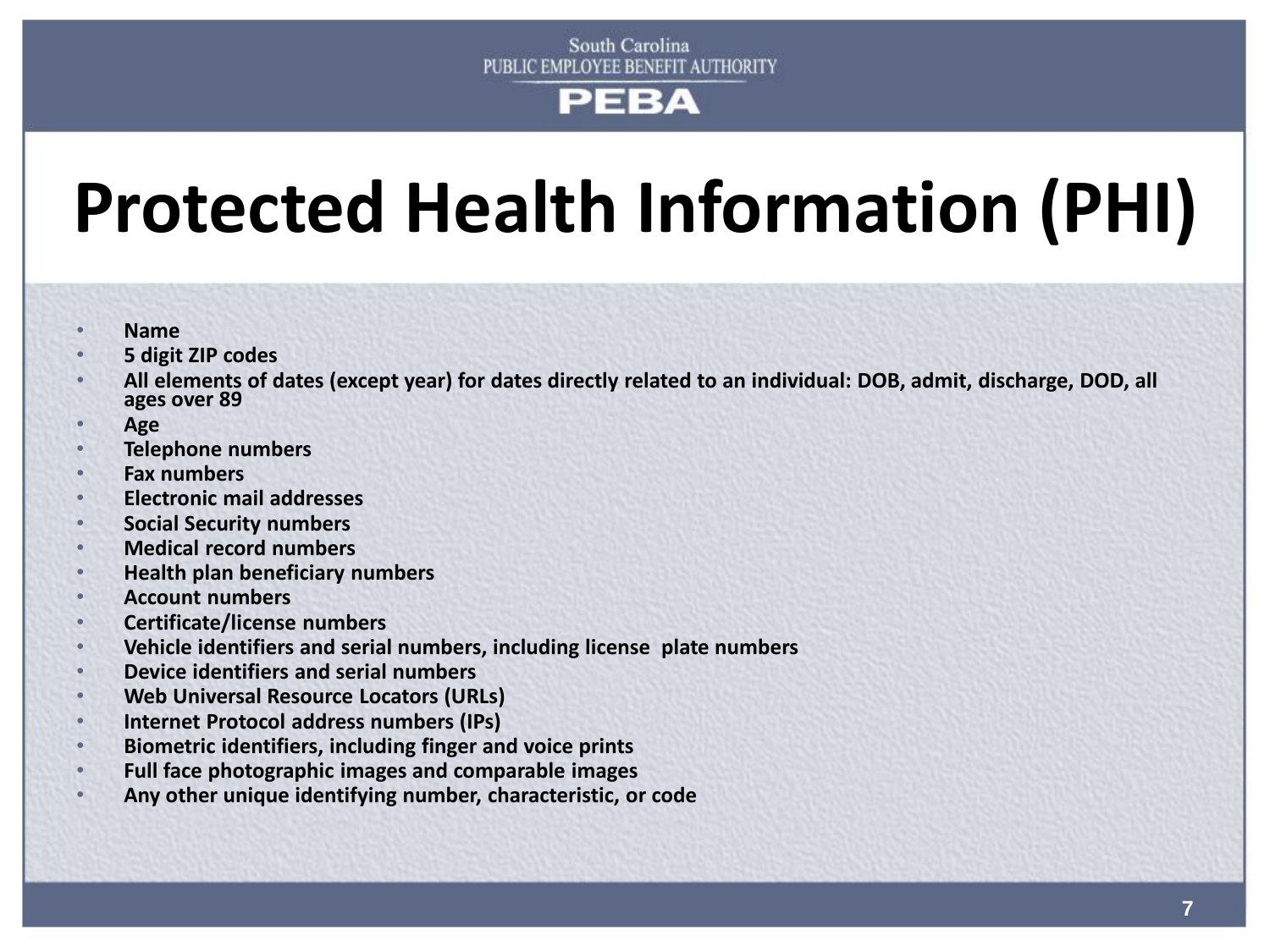# Protected Health Information (PHI)

- **Name**
- **5 digit ZIP codes**
- **All elements of dates (except year) for dates directly related to an individual: DOB, admit, discharge, DOD, all ages over 89**
- **Age**
- **Telephone numbers**
- **Fax numbers**
- **Electronic mail addresses**
- **Social Security numbers**
- **Medical record numbers**
- **Health plan beneficiary numbers**
- **Account numbers**
- **Certificate/license numbers**
- **Vehicle identifiers and serial numbers, including license plate numbers**
- **Device identifiers and serial numbers**
- **Web Universal Resource Locators (URLs)**
- **Internet Protocol address numbers (IPs)**
- **Biometric identifiers, including finger and voice prints**
- **Full face photographic images and comparable images**
- **Any other unique identifying number, characteristic, or code**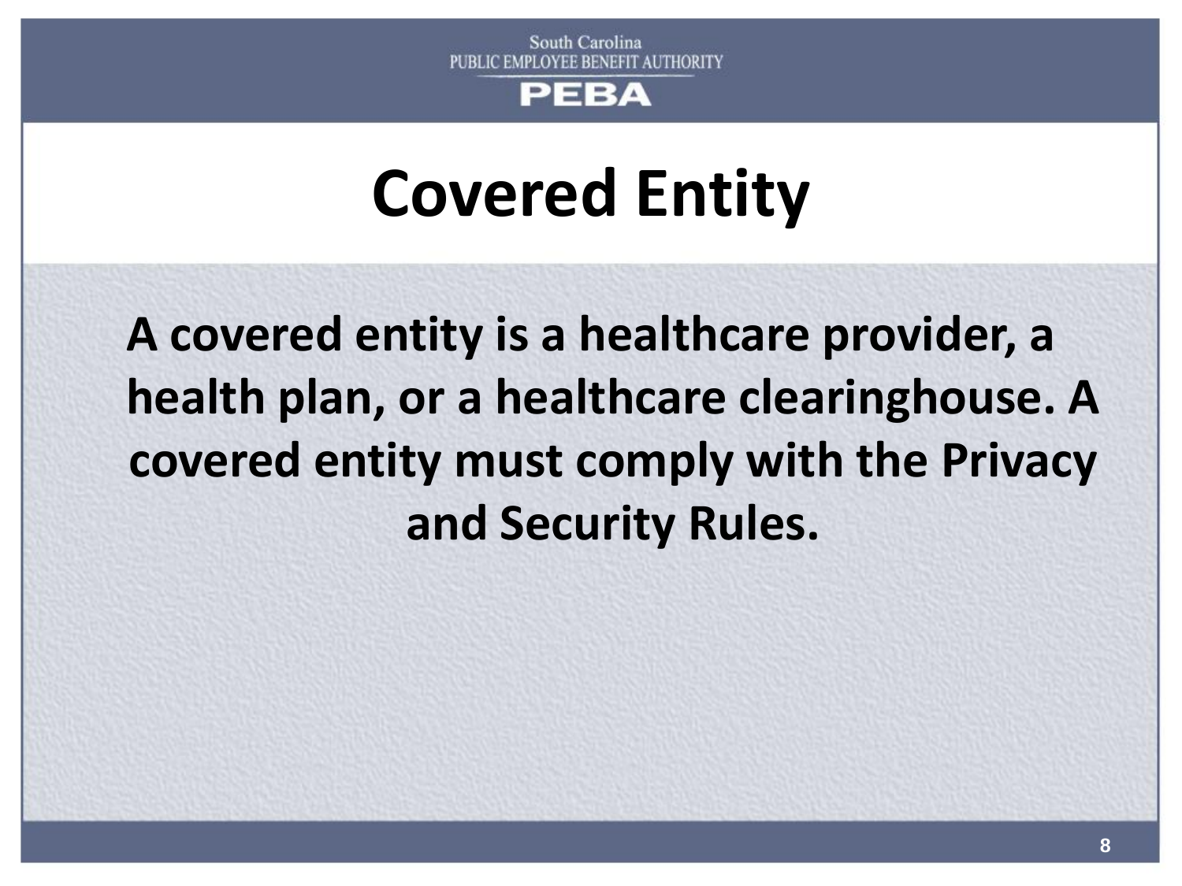# Covered Entity

**A covered entity is a healthcare provider, a health plan, or a healthcare clearinghouse. A covered entity must comply with the Privacy and Security Rules.**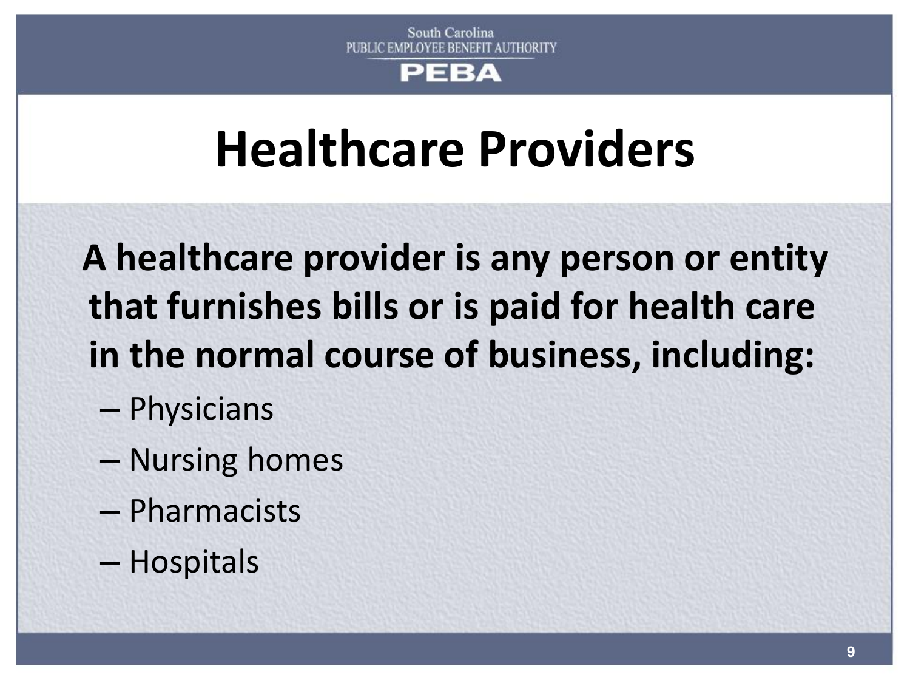# Healthcare Providers

**A healthcare provider is any person or entity that furnishes bills or is paid for health care in the normal course of business, including:**

- Physicians
- Nursing homes
- Pharmacists
- Hospitals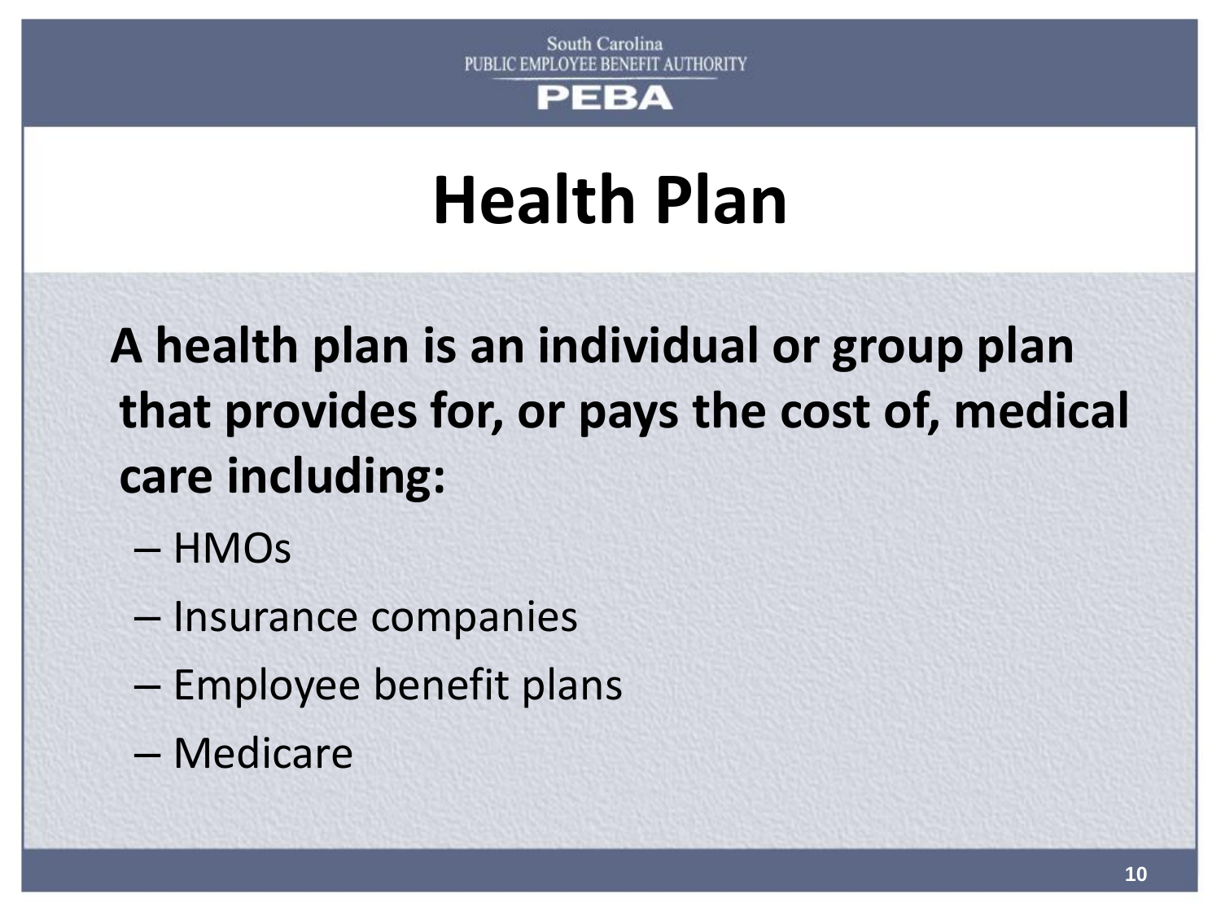# Health Plan

**A health plan is an individual or group plan that provides for, or pays the cost of, medical care including:**

- HMOs
- Insurance companies
- Employee benefit plans
- Medicare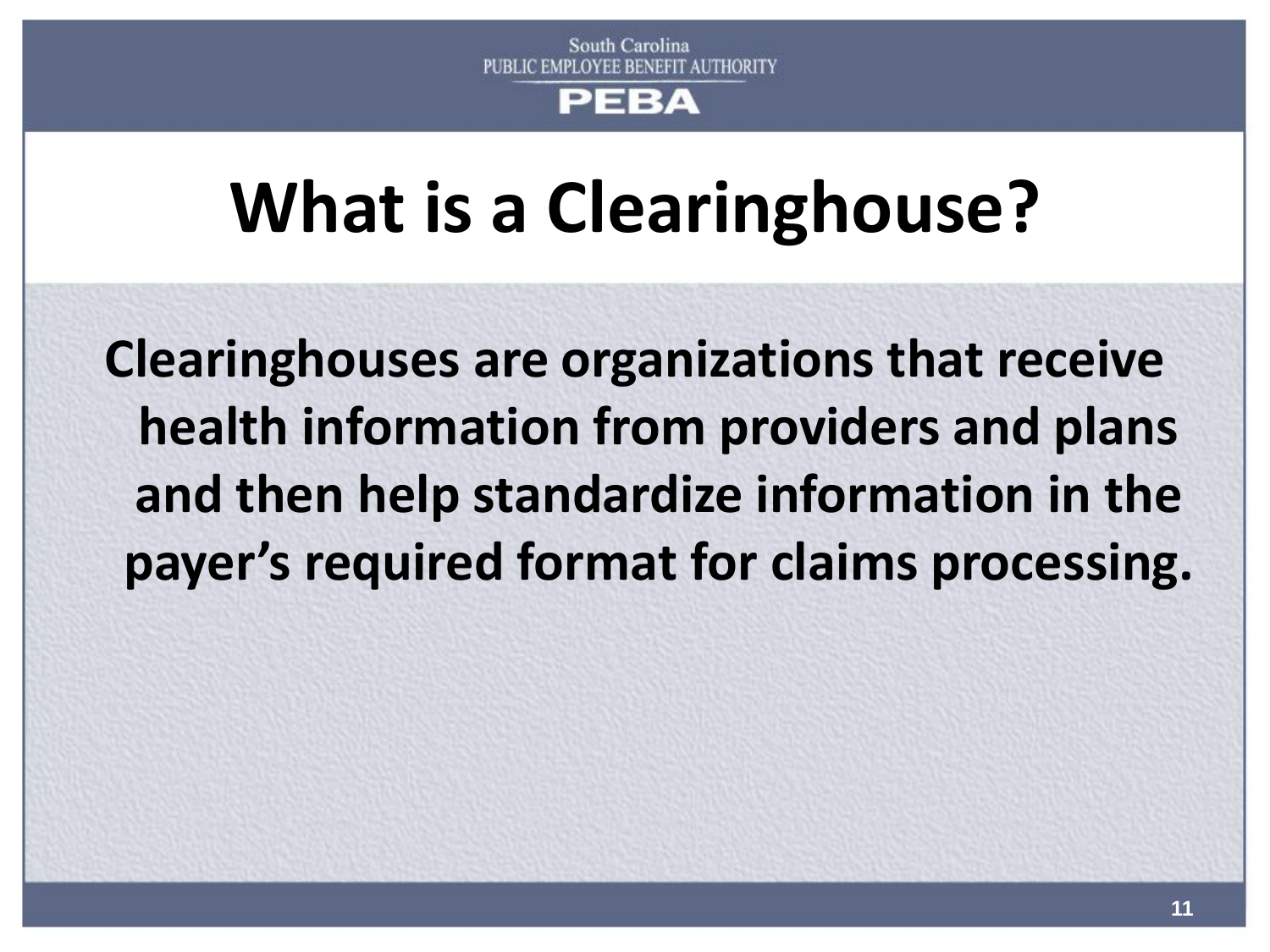# What is a Clearinghouse?

**Clearinghouses are organizations that receive health information from providers and plans and then help standardize information in the payer's required format for claims processing.**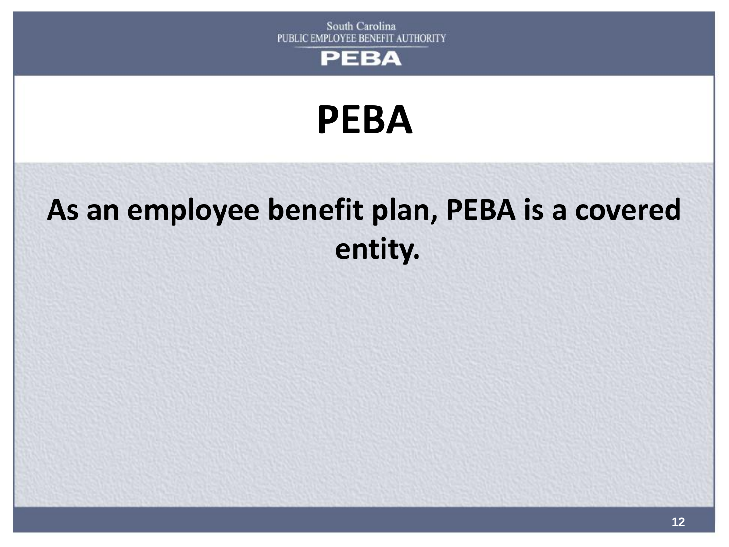# PEBA

**As an employee benefit plan, PEBA is a covered entity.**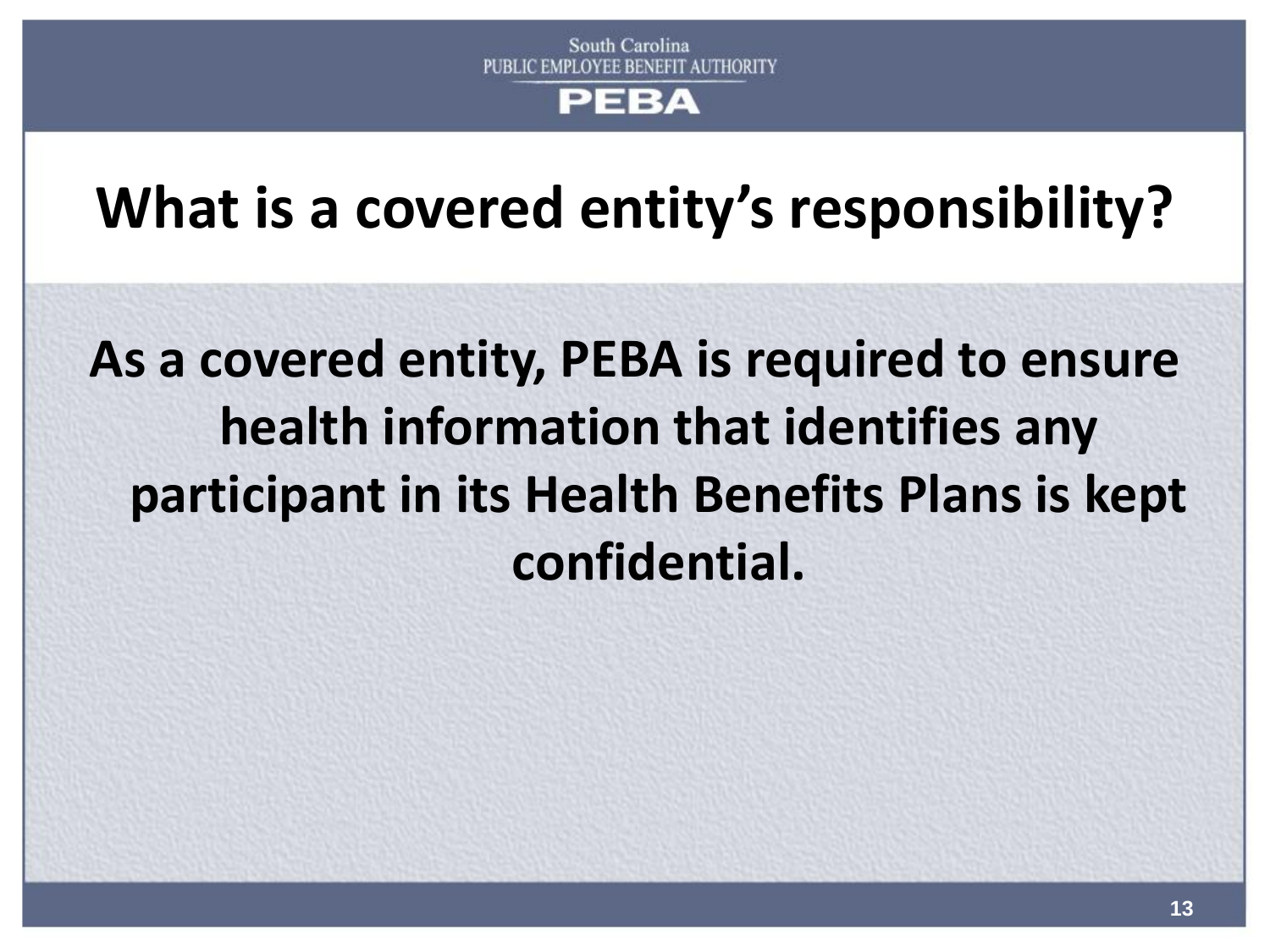# What is a covered entity's responsibility?

**As a covered entity, PEBA is required to ensure health information that identifies any participant in its Health Benefits Plans is kept confidential.**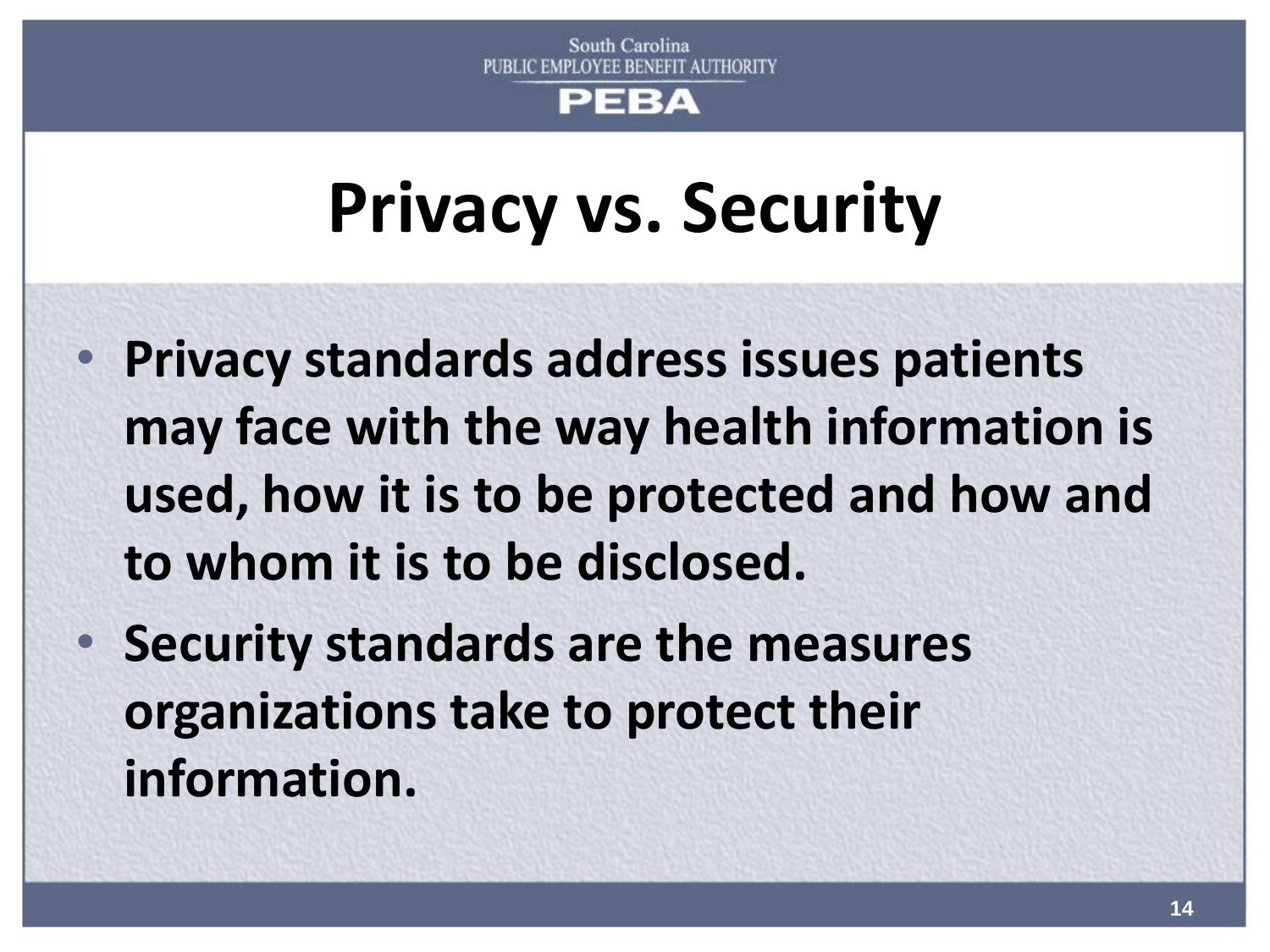# Privacy vs. Security

- **Privacy standards address issues patients may face with the way health information is used, how it is to be protected and how and to whom it is to be disclosed.**
- **Security standards are the measures organizations take to protect their information.**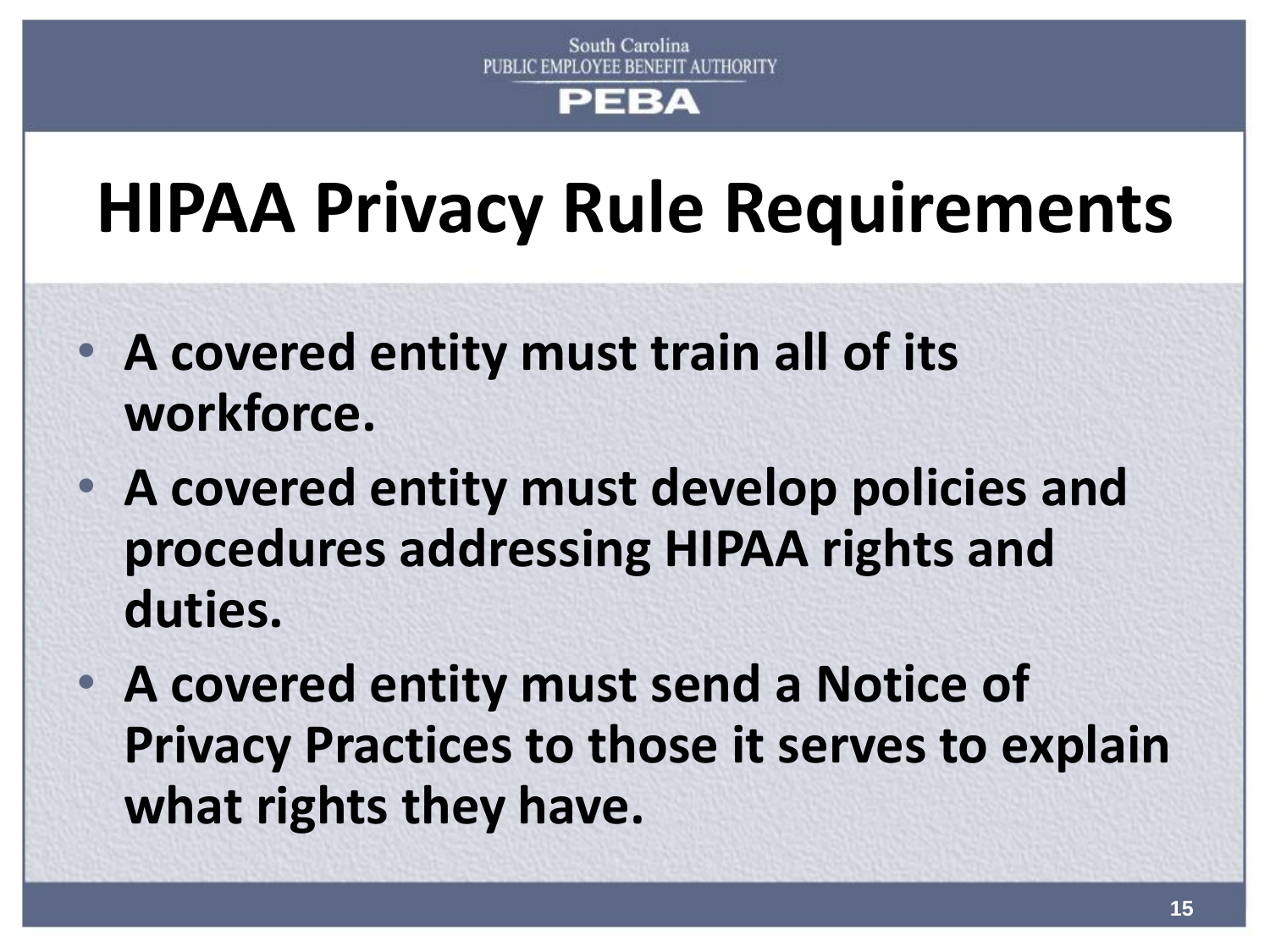# HIPAA Privacy Rule Requirements

- **A covered entity must train all of its workforce.**
- **A covered entity must develop policies and procedures addressing HIPAA rights and duties.**
- **A covered entity must send a Notice of Privacy Practices to those it serves to explain what rights they have.**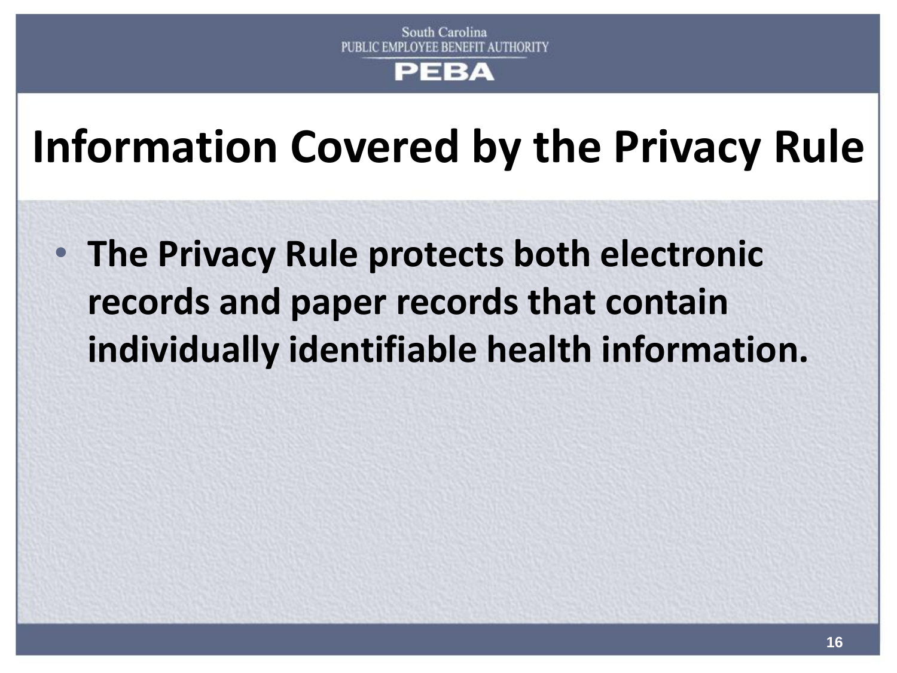# Information Covered by the Privacy Rule

- **The Privacy Rule protects both electronic records and paper records that contain individually identifiable health information.**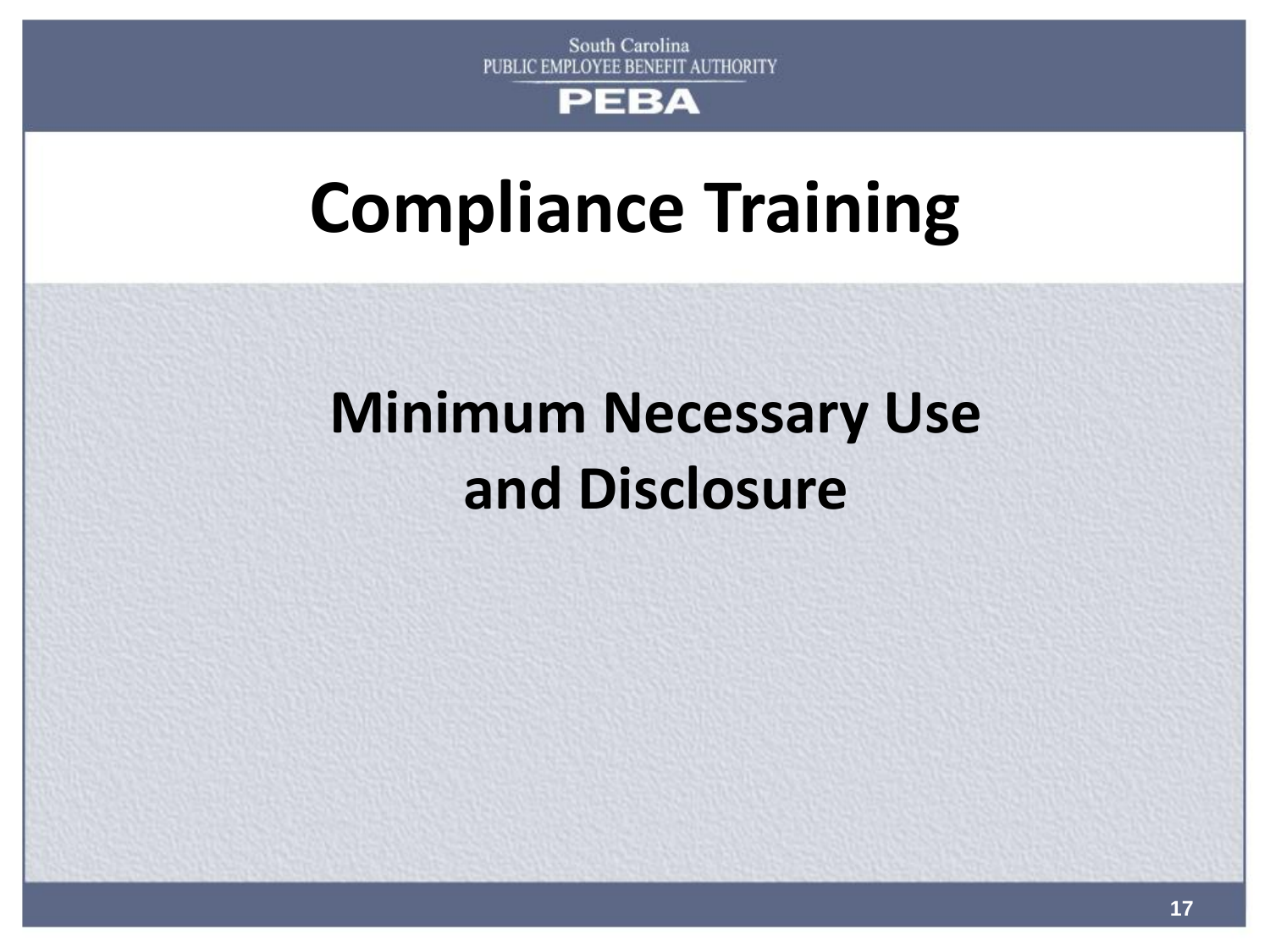South Carolina
PUBLIC EMPLOYEE BENEFIT AUTHORITY
PEBA

# Compliance Training

## Minimum Necessary Use and Disclosure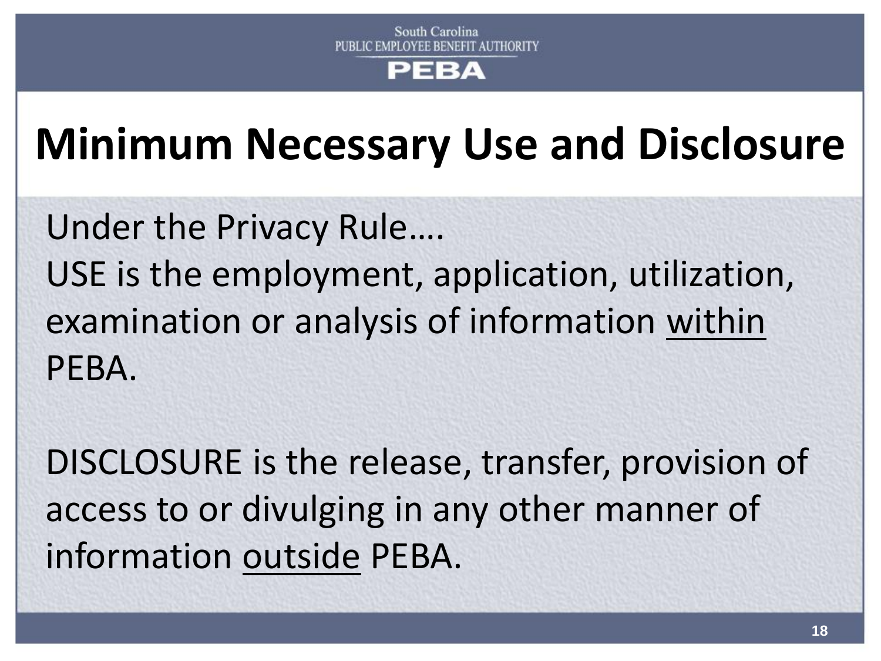South Carolina
PUBLIC EMPLOYEE BENEFIT AUTHORITY
PEBA

# Minimum Necessary Use and Disclosure

Under the Privacy Rule….
USE is the employment, application, utilization, examination or analysis of information <u>within</u> PEBA.

DISCLOSURE is the release, transfer, provision of access to or divulging in any other manner of information <u>outside</u> PEBA.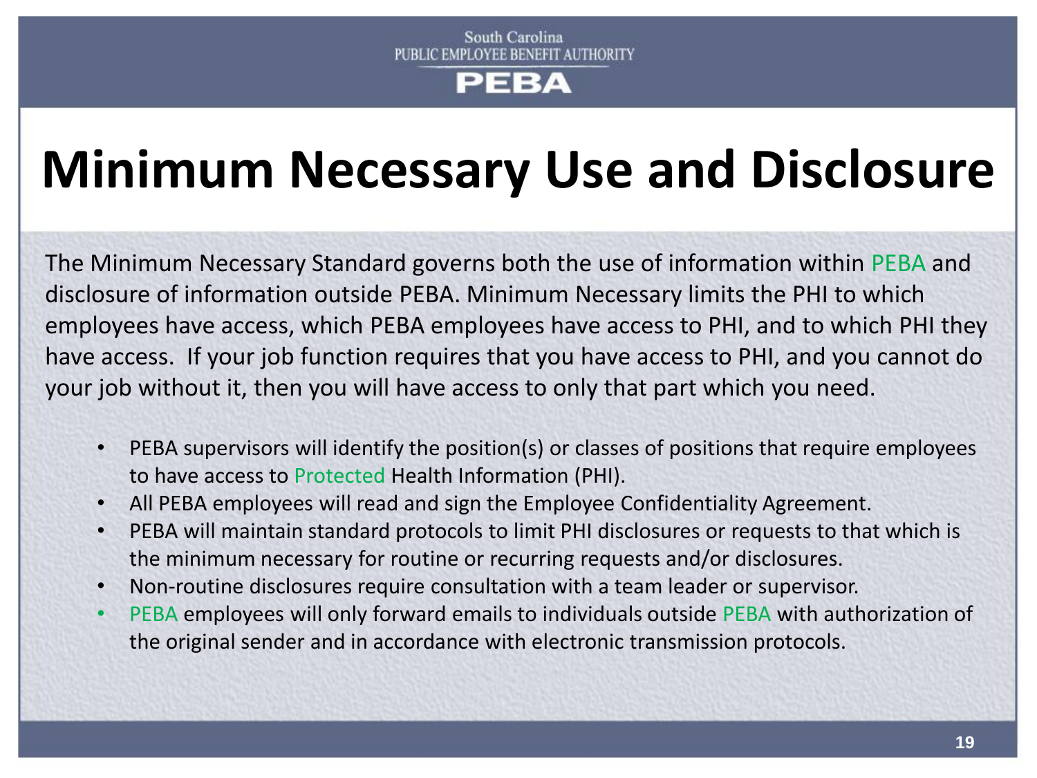# Minimum Necessary Use and Disclosure

The Minimum Necessary Standard governs both the use of information within PEBA and disclosure of information outside PEBA. Minimum Necessary limits the PHI to which employees have access, which PEBA employees have access to PHI, and to which PHI they have access. If your job function requires that you have access to PHI, and you cannot do your job without it, then you will have access to only that part which you need.

- PEBA supervisors will identify the position(s) or classes of positions that require employees to have access to Protected Health Information (PHI).
- All PEBA employees will read and sign the Employee Confidentiality Agreement.
- PEBA will maintain standard protocols to limit PHI disclosures or requests to that which is the minimum necessary for routine or recurring requests and/or disclosures.
- Non-routine disclosures require consultation with a team leader or supervisor.
- PEBA employees will only forward emails to individuals outside PEBA with authorization of the original sender and in accordance with electronic transmission protocols.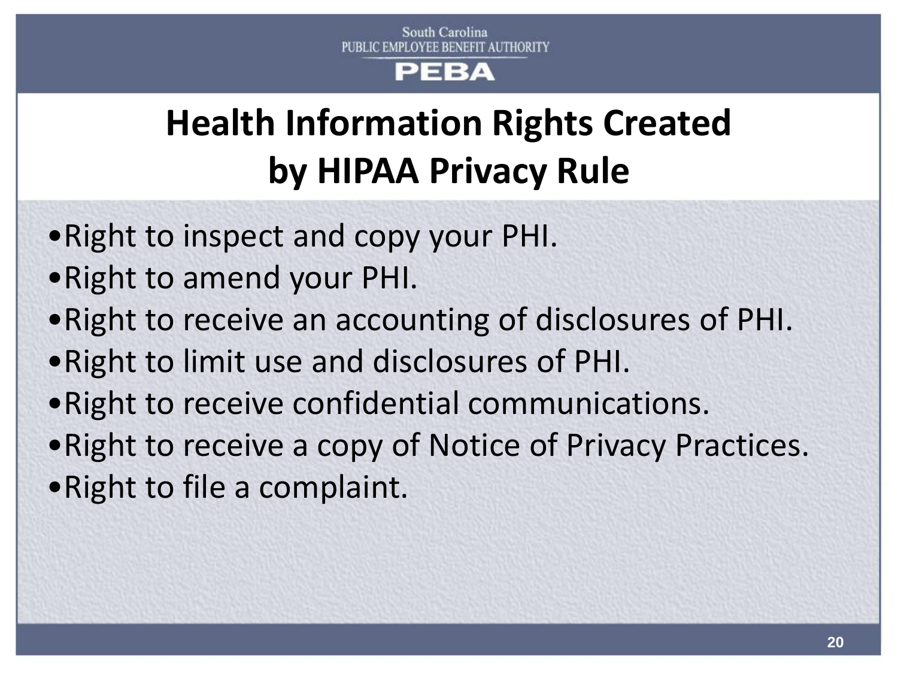# Health Information Rights Created by HIPAA Privacy Rule

- Right to inspect and copy your PHI.
- Right to amend your PHI.
- Right to receive an accounting of disclosures of PHI.
- Right to limit use and disclosures of PHI.
- Right to receive confidential communications.
- Right to receive a copy of Notice of Privacy Practices.
- Right to file a complaint.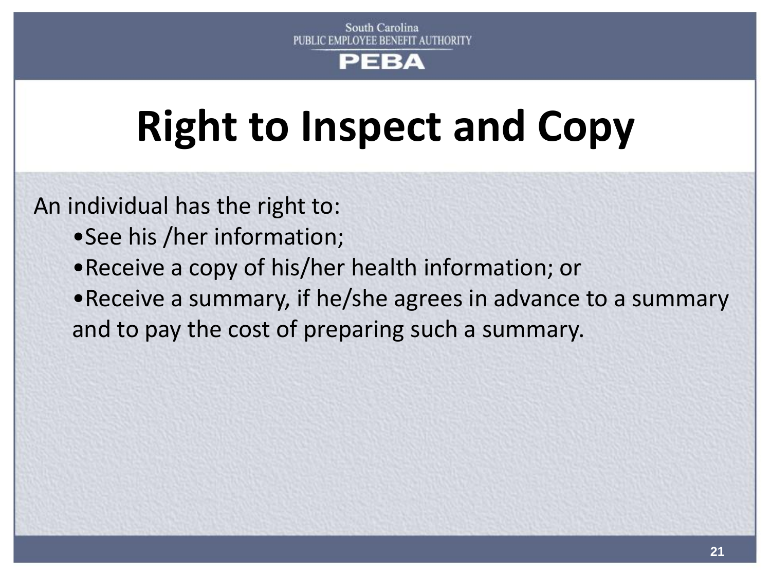# Right to Inspect and Copy

An individual has the right to:

- See his /her information;
- Receive a copy of his/her health information; or
- Receive a summary, if he/she agrees in advance to a summary and to pay the cost of preparing such a summary.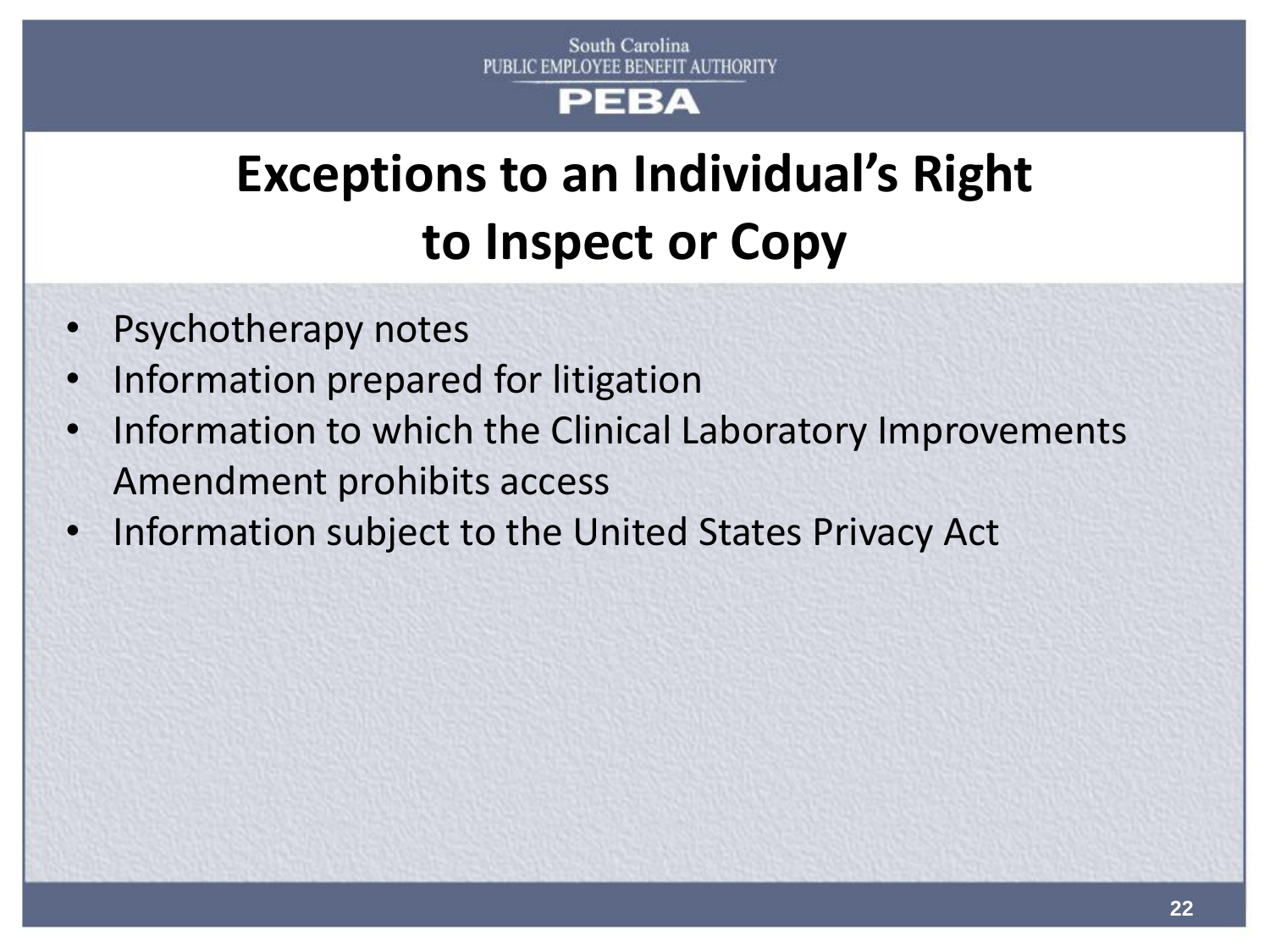# Exceptions to an Individual's Right to Inspect or Copy

- Psychotherapy notes
- Information prepared for litigation
- Information to which the Clinical Laboratory Improvements Amendment prohibits access
- Information subject to the United States Privacy Act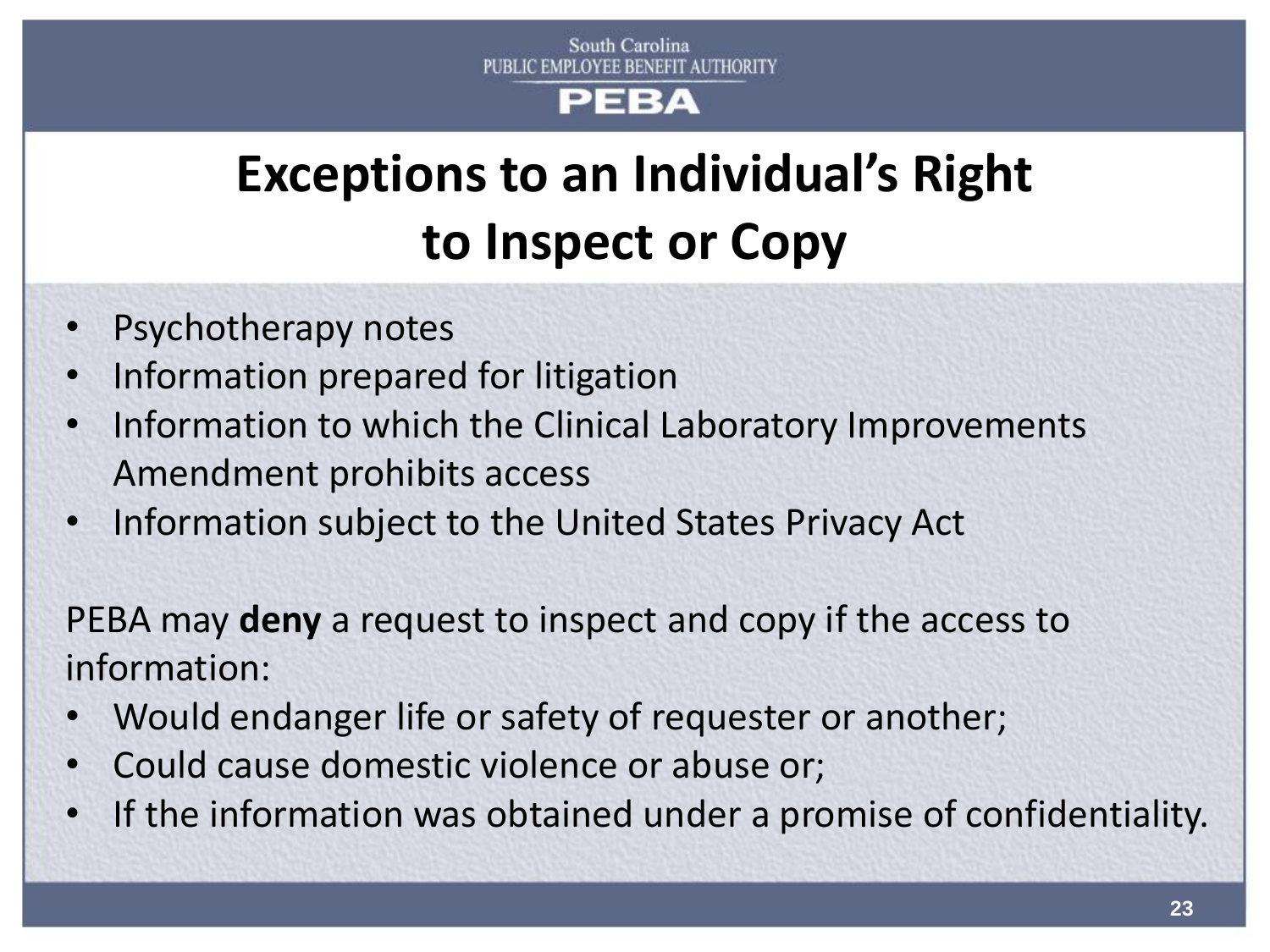# Exceptions to an Individual's Right to Inspect or Copy

- Psychotherapy notes
- Information prepared for litigation
- Information to which the Clinical Laboratory Improvements Amendment prohibits access
- Information subject to the United States Privacy Act

PEBA may **deny** a request to inspect and copy if the access to information:

- Would endanger life or safety of requester or another;
- Could cause domestic violence or abuse or;
- If the information was obtained under a promise of confidentiality.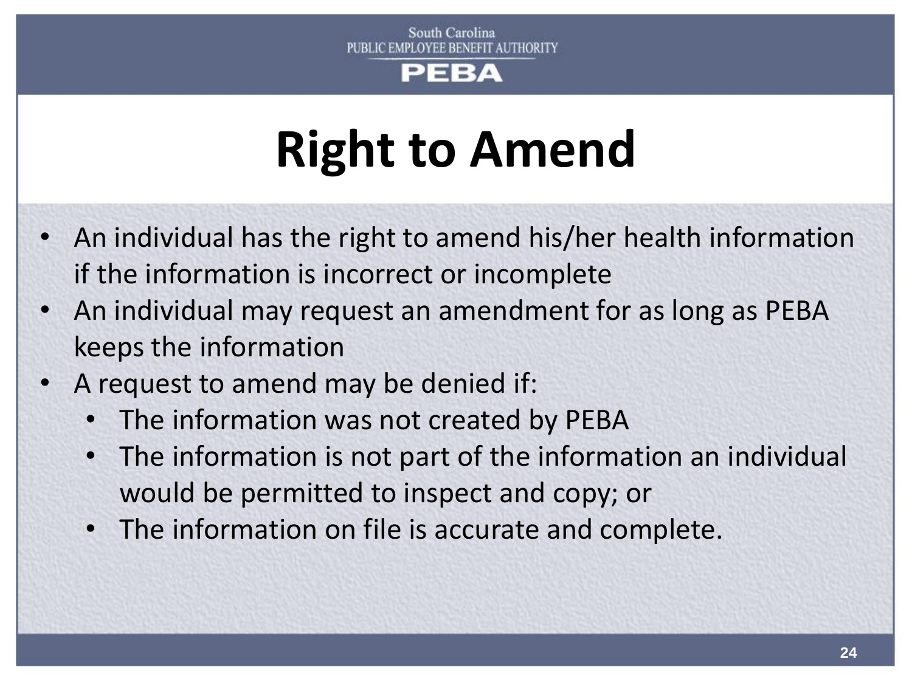# Right to Amend

- An individual has the right to amend his/her health information if the information is incorrect or incomplete
- An individual may request an amendment for as long as PEBA keeps the information
- A request to amend may be denied if:
  - The information was not created by PEBA
  - The information is not part of the information an individual would be permitted to inspect and copy; or
  - The information on file is accurate and complete.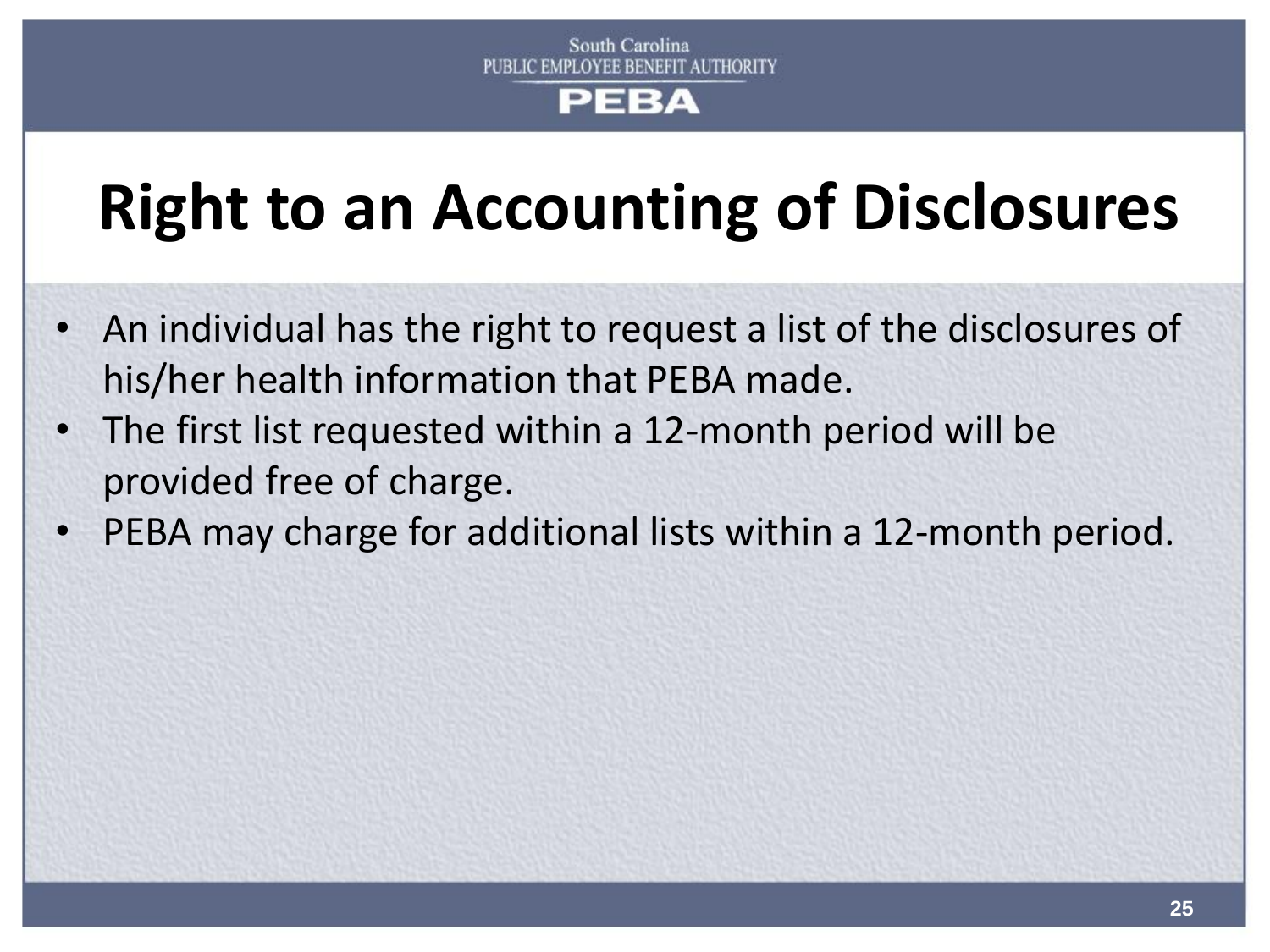# Right to an Accounting of Disclosures

- An individual has the right to request a list of the disclosures of his/her health information that PEBA made.
- The first list requested within a 12-month period will be provided free of charge.
- PEBA may charge for additional lists within a 12-month period.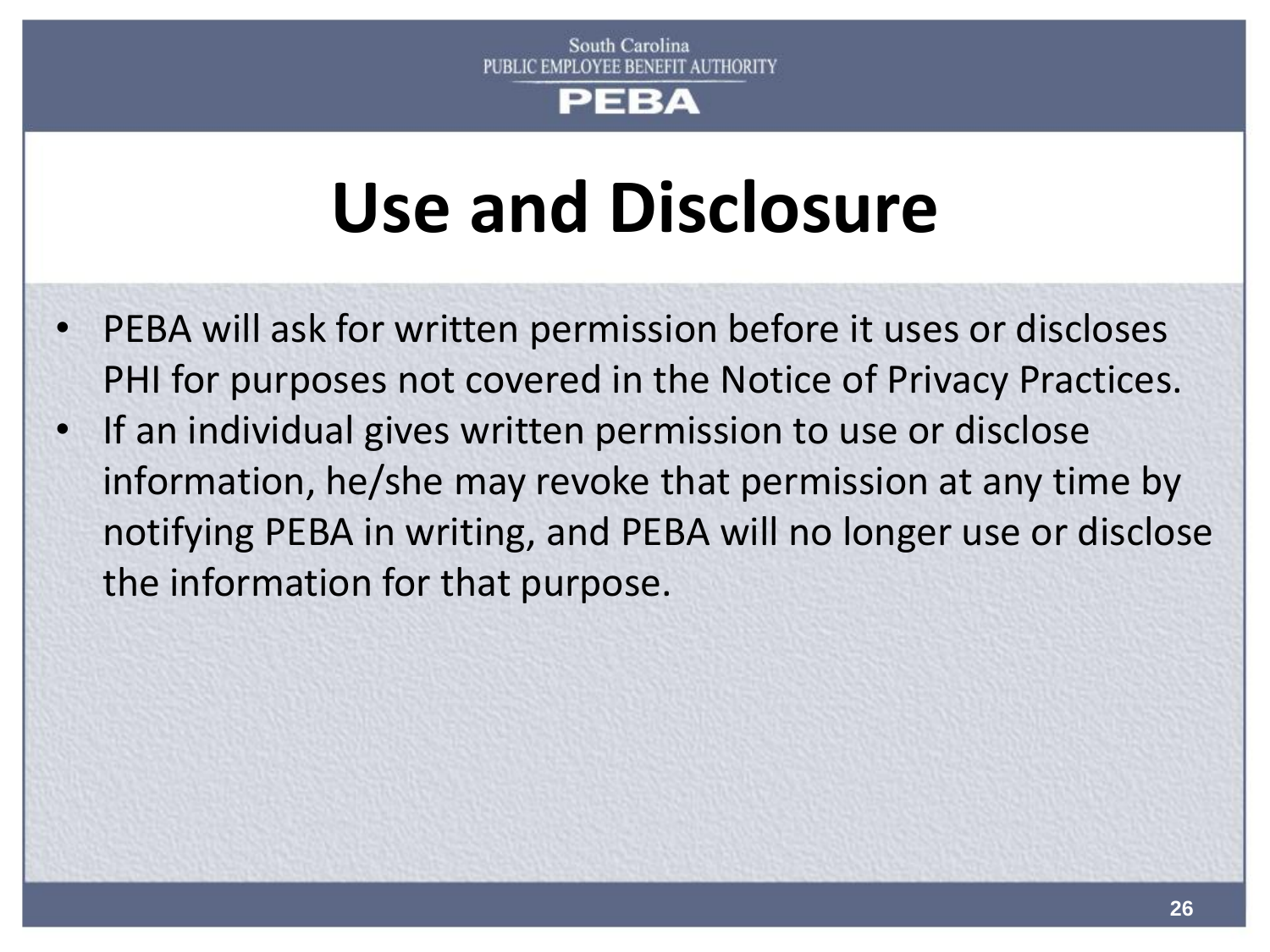# Use and Disclosure

- PEBA will ask for written permission before it uses or discloses PHI for purposes not covered in the Notice of Privacy Practices.
- If an individual gives written permission to use or disclose information, he/she may revoke that permission at any time by notifying PEBA in writing, and PEBA will no longer use or disclose the information for that purpose.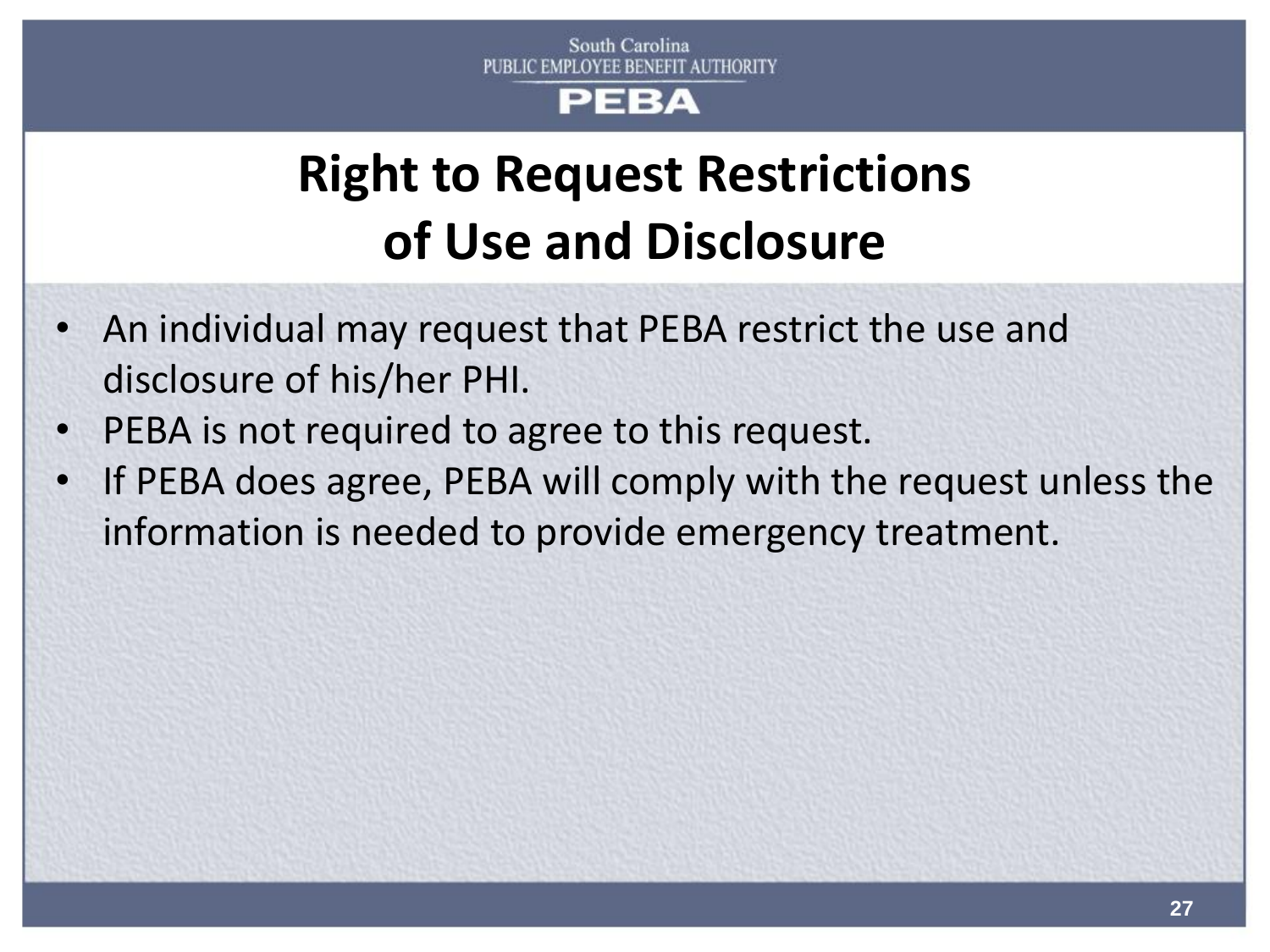# Right to Request Restrictions of Use and Disclosure

- An individual may request that PEBA restrict the use and disclosure of his/her PHI.
- PEBA is not required to agree to this request.
- If PEBA does agree, PEBA will comply with the request unless the information is needed to provide emergency treatment.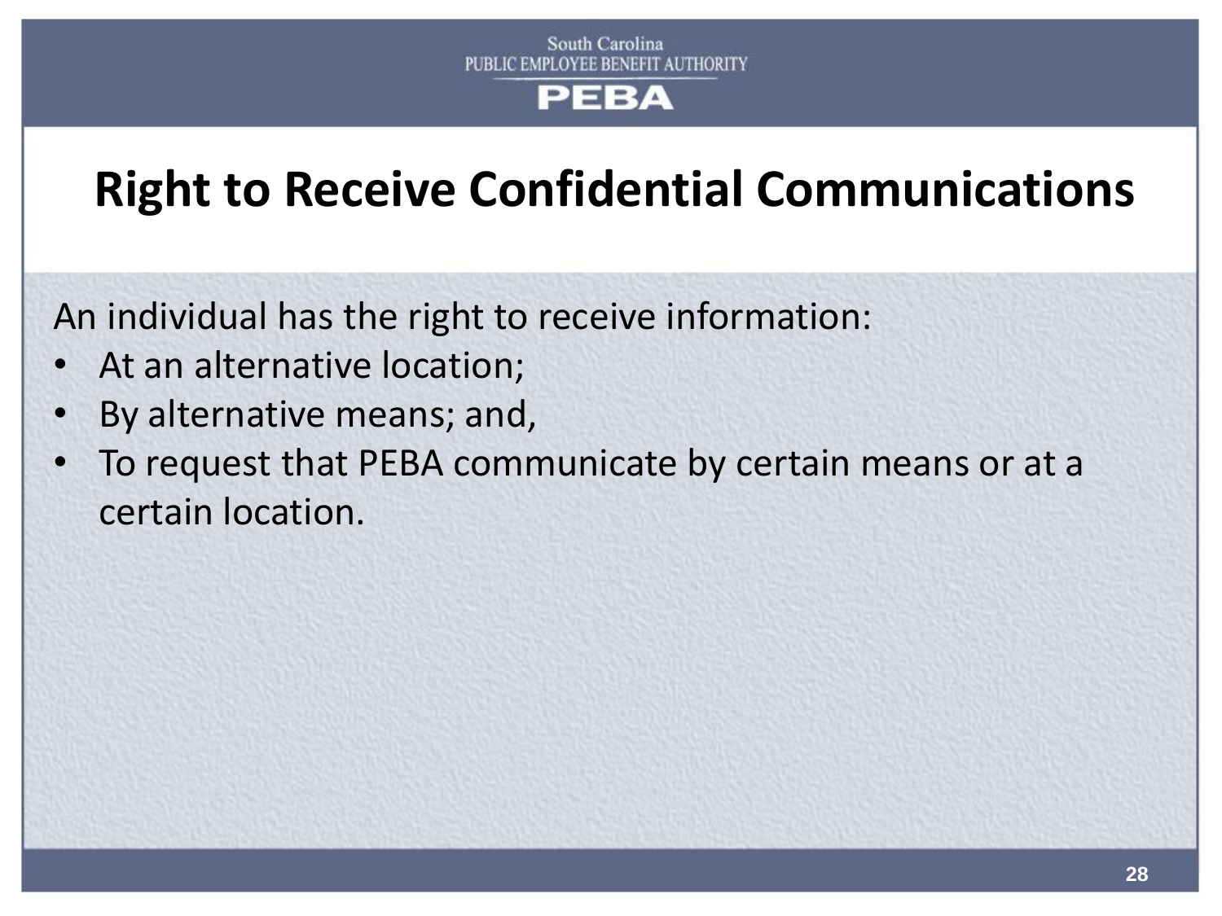# Right to Receive Confidential Communications

An individual has the right to receive information:

- At an alternative location;
- By alternative means; and,
- To request that PEBA communicate by certain means or at a certain location.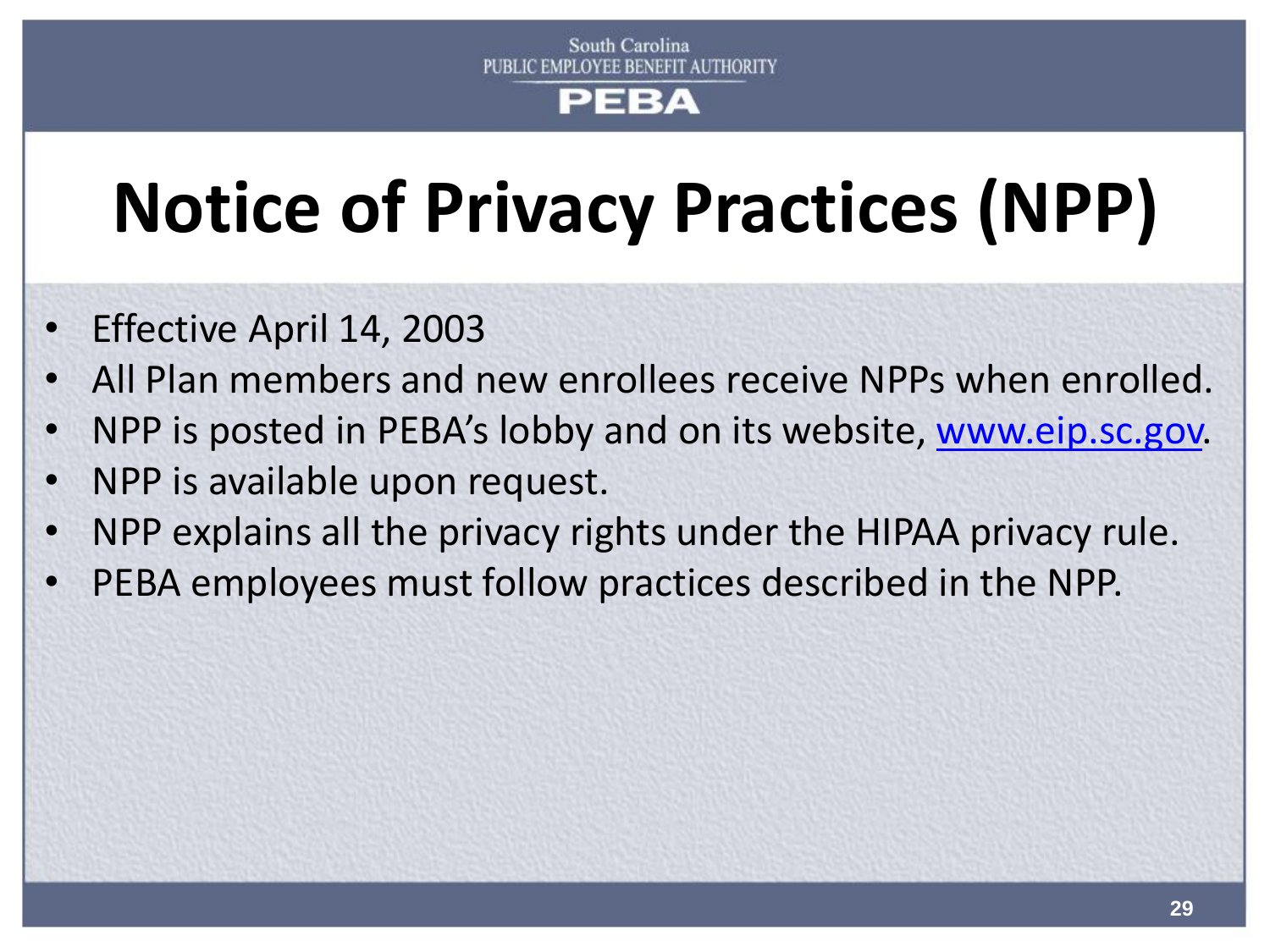South Carolina
PUBLIC EMPLOYEE BENEFIT AUTHORITY
PEBA

# Notice of Privacy Practices (NPP)

- Effective April 14, 2003
- All Plan members and new enrollees receive NPPs when enrolled.
- NPP is posted in PEBA's lobby and on its website, www.eip.sc.gov.
- NPP is available upon request.
- NPP explains all the privacy rights under the HIPAA privacy rule.
- PEBA employees must follow practices described in the NPP.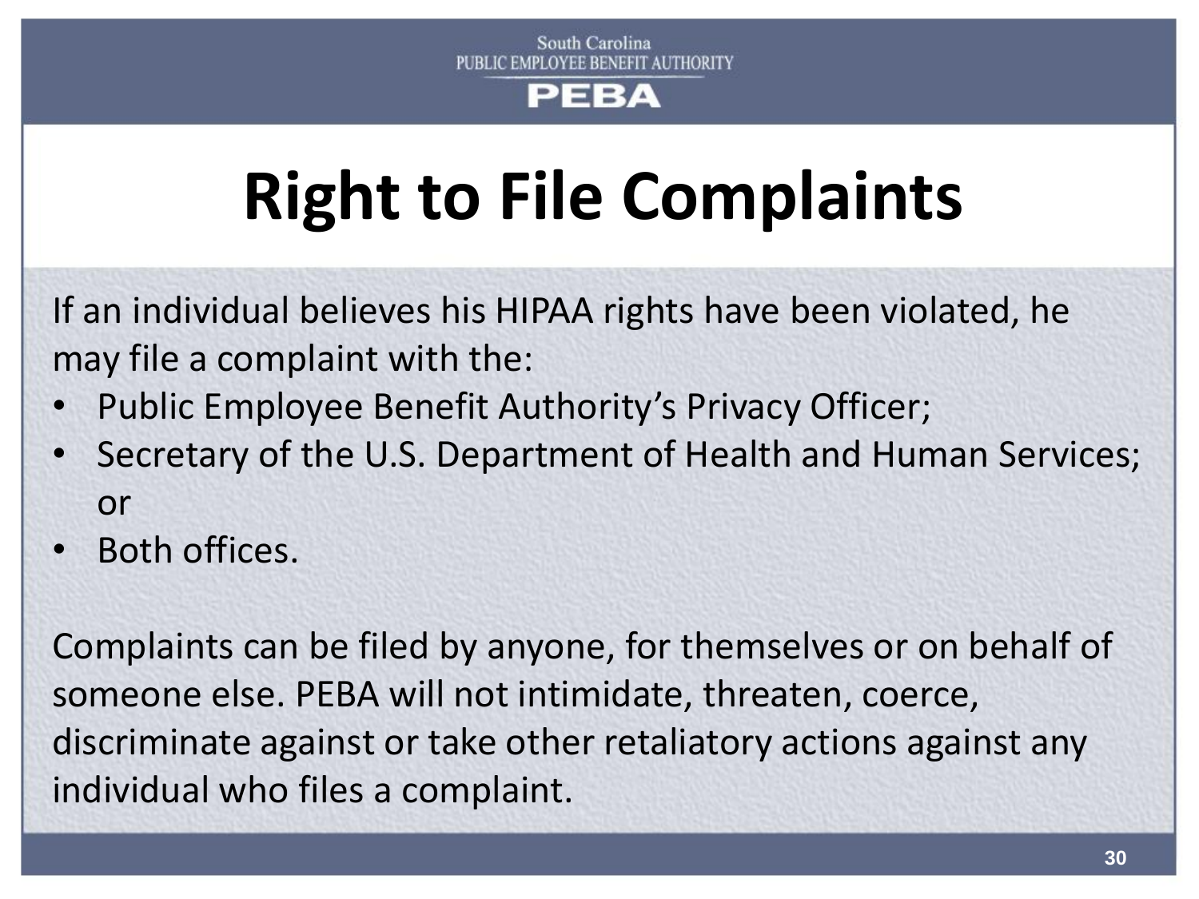South Carolina
PUBLIC EMPLOYEE BENEFIT AUTHORITY
PEBA

# Right to File Complaints

If an individual believes his HIPAA rights have been violated, he may file a complaint with the:

- Public Employee Benefit Authority's Privacy Officer;
- Secretary of the U.S. Department of Health and Human Services; or
- Both offices.

Complaints can be filed by anyone, for themselves or on behalf of someone else. PEBA will not intimidate, threaten, coerce, discriminate against or take other retaliatory actions against any individual who files a complaint.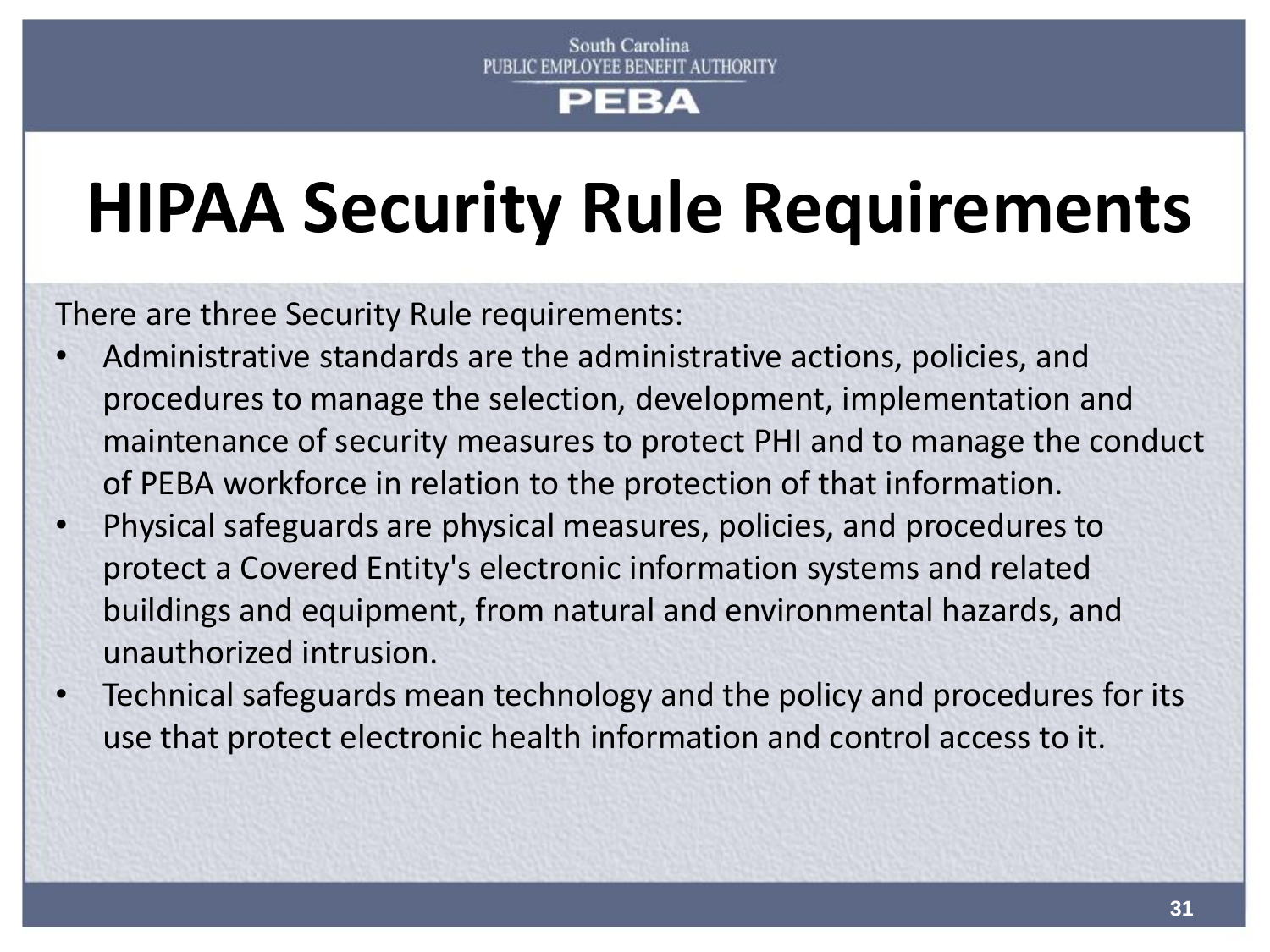# HIPAA Security Rule Requirements

There are three Security Rule requirements:

- Administrative standards are the administrative actions, policies, and procedures to manage the selection, development, implementation and maintenance of security measures to protect PHI and to manage the conduct of PEBA workforce in relation to the protection of that information.
- Physical safeguards are physical measures, policies, and procedures to protect a Covered Entity's electronic information systems and related buildings and equipment, from natural and environmental hazards, and unauthorized intrusion.
- Technical safeguards mean technology and the policy and procedures for its use that protect electronic health information and control access to it.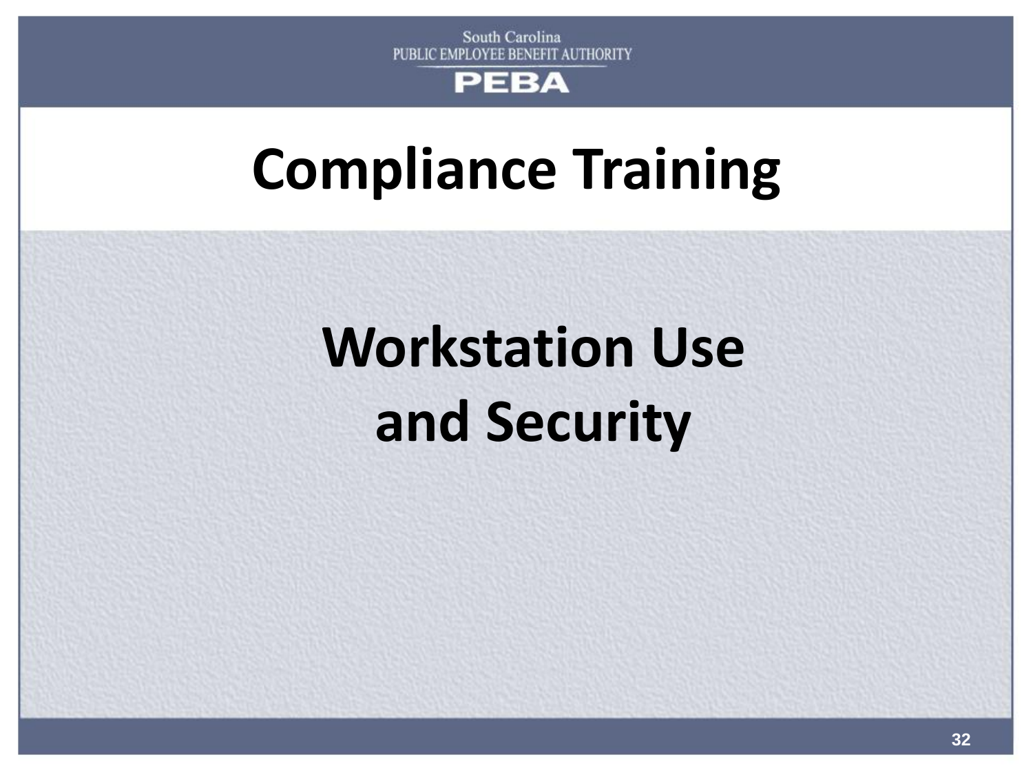South Carolina
PUBLIC EMPLOYEE BENEFIT AUTHORITY
PEBA

# Compliance Training

## Workstation Use and Security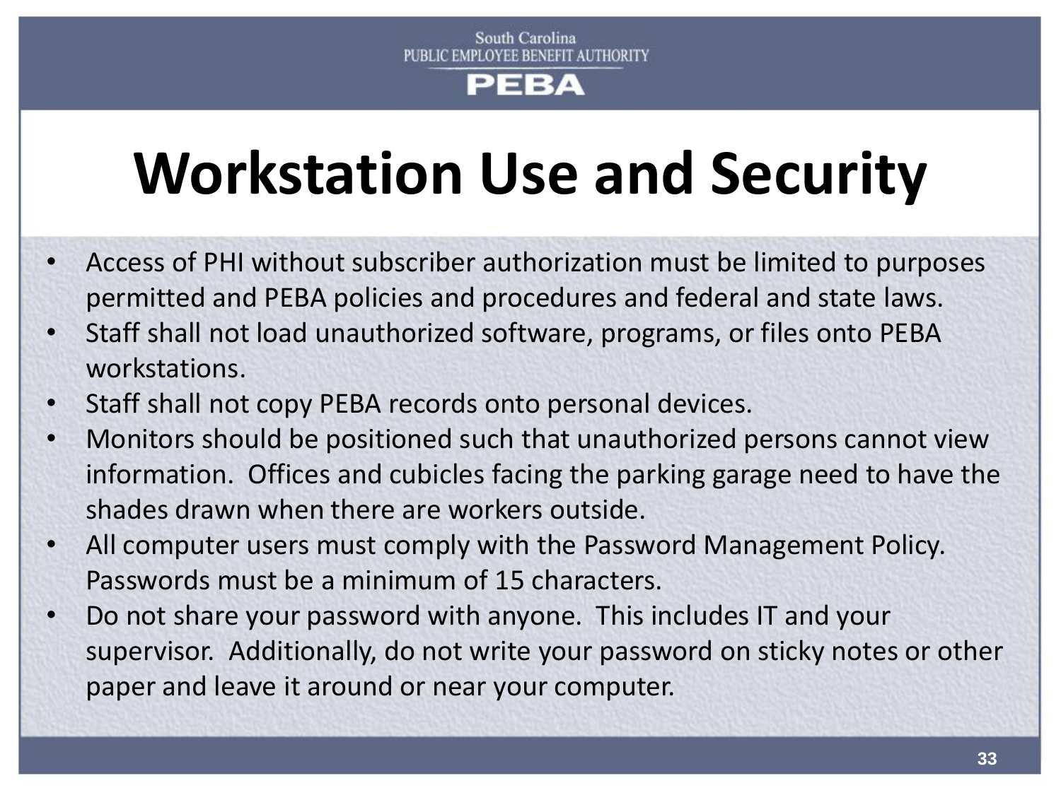# Workstation Use and Security

- Access of PHI without subscriber authorization must be limited to purposes permitted and PEBA policies and procedures and federal and state laws.
- Staff shall not load unauthorized software, programs, or files onto PEBA workstations.
- Staff shall not copy PEBA records onto personal devices.
- Monitors should be positioned such that unauthorized persons cannot view information. Offices and cubicles facing the parking garage need to have the shades drawn when there are workers outside.
- All computer users must comply with the Password Management Policy. Passwords must be a minimum of 15 characters.
- Do not share your password with anyone. This includes IT and your supervisor. Additionally, do not write your password on sticky notes or other paper and leave it around or near your computer.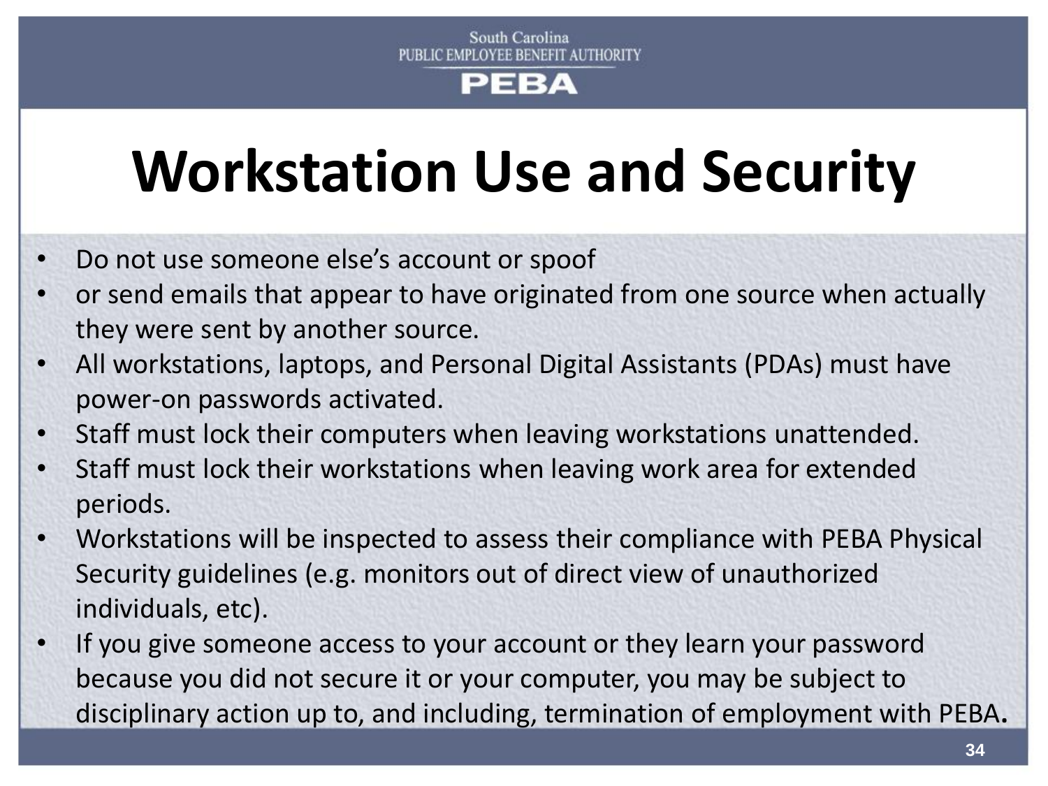South Carolina
PUBLIC EMPLOYEE BENEFIT AUTHORITY
PEBA

# Workstation Use and Security

- Do not use someone else's account or spoof
- or send emails that appear to have originated from one source when actually they were sent by another source.
- All workstations, laptops, and Personal Digital Assistants (PDAs) must have power-on passwords activated.
- Staff must lock their computers when leaving workstations unattended.
- Staff must lock their workstations when leaving work area for extended periods.
- Workstations will be inspected to assess their compliance with PEBA Physical Security guidelines (e.g. monitors out of direct view of unauthorized individuals, etc).
- If you give someone access to your account or they learn your password because you did not secure it or your computer, you may be subject to disciplinary action up to, and including, termination of employment with PEBA.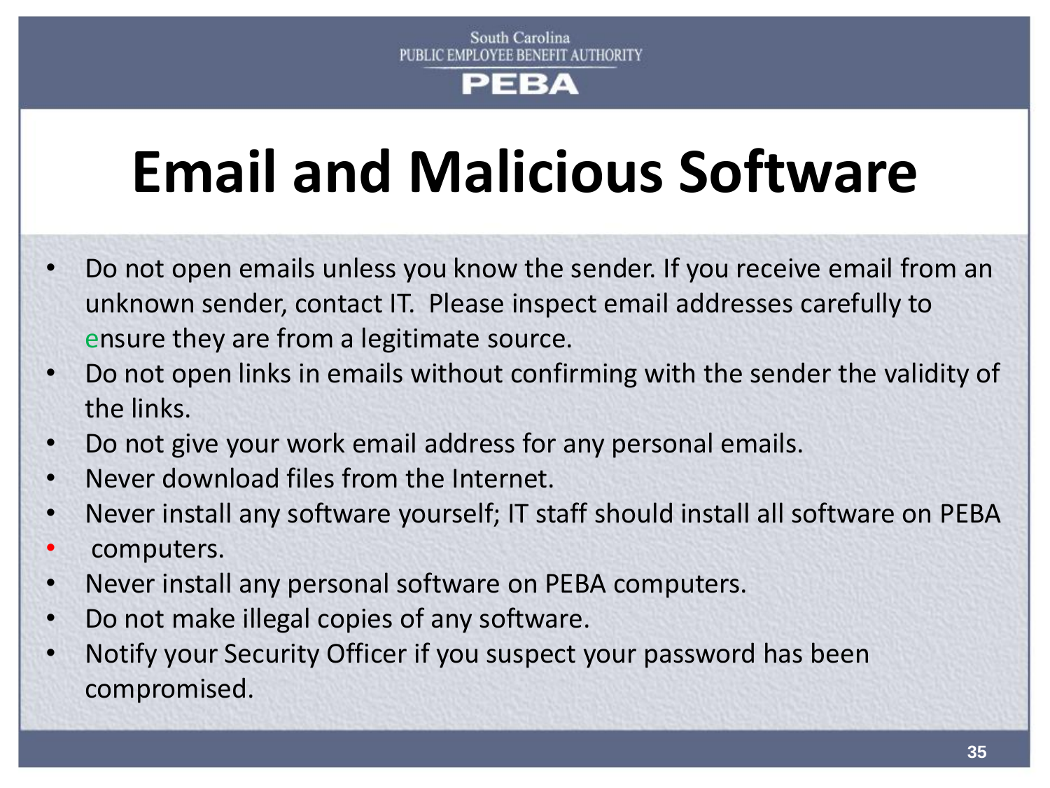South Carolina
PUBLIC EMPLOYEE BENEFIT AUTHORITY
PEBA

# Email and Malicious Software

- Do not open emails unless you know the sender. If you receive email from an unknown sender, contact IT. Please inspect email addresses carefully to ensure they are from a legitimate source.
- Do not open links in emails without confirming with the sender the validity of the links.
- Do not give your work email address for any personal emails.
- Never download files from the Internet.
- Never install any software yourself; IT staff should install all software on PEBA
- computers.
- Never install any personal software on PEBA computers.
- Do not make illegal copies of any software.
- Notify your Security Officer if you suspect your password has been compromised.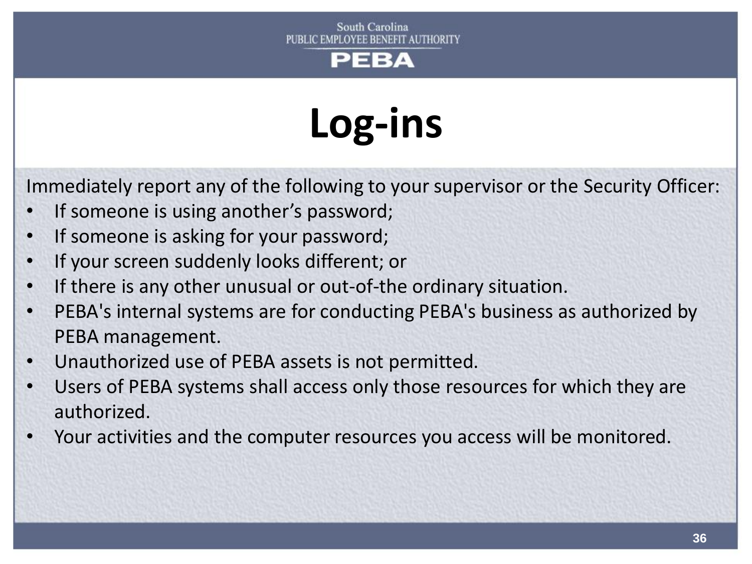# Log-ins

Immediately report any of the following to your supervisor or the Security Officer:

- If someone is using another's password;
- If someone is asking for your password;
- If your screen suddenly looks different; or
- If there is any other unusual or out-of-the ordinary situation.
- PEBA's internal systems are for conducting PEBA's business as authorized by PEBA management.
- Unauthorized use of PEBA assets is not permitted.
- Users of PEBA systems shall access only those resources for which they are authorized.
- Your activities and the computer resources you access will be monitored.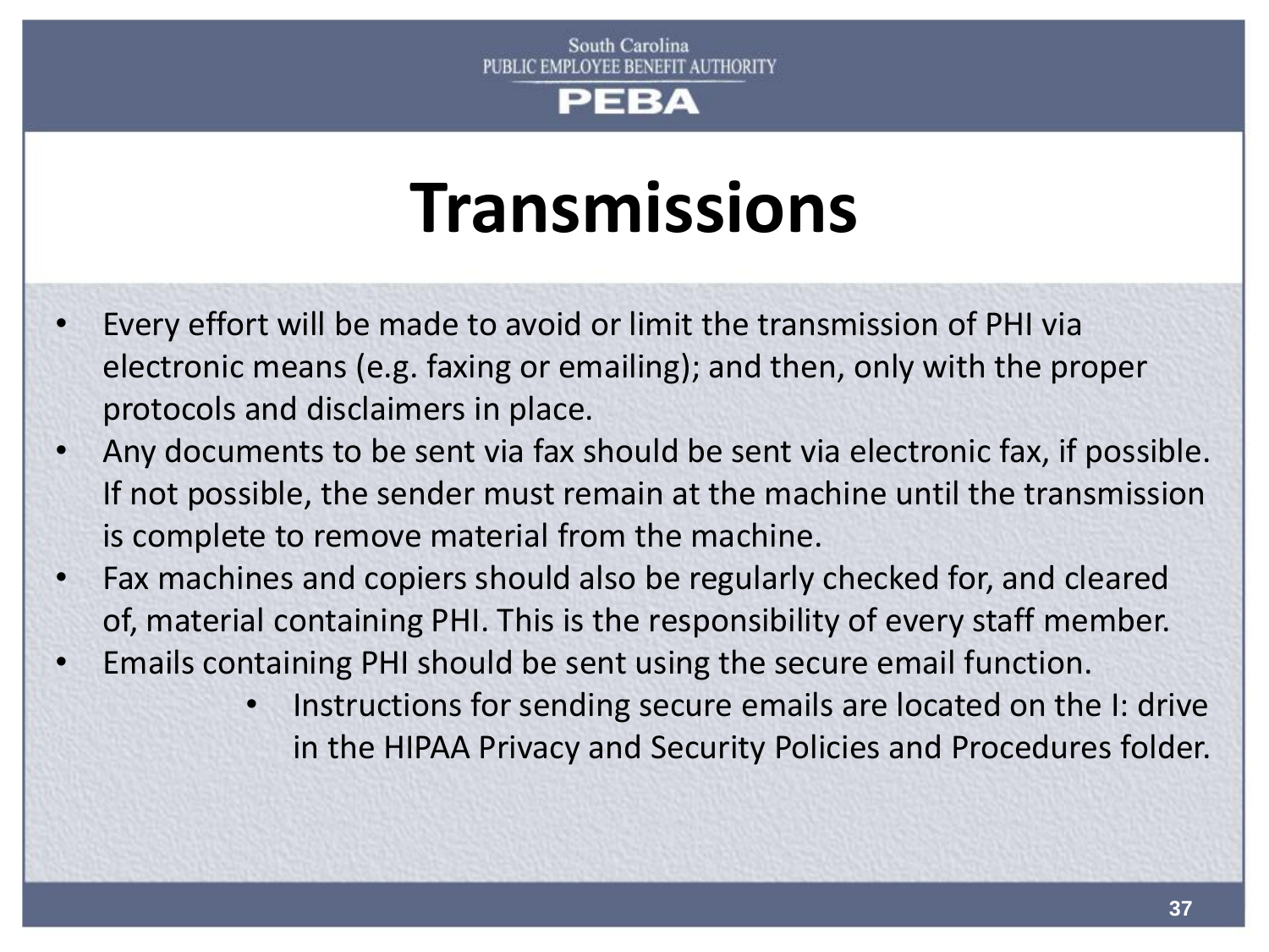# Transmissions

- Every effort will be made to avoid or limit the transmission of PHI via electronic means (e.g. faxing or emailing); and then, only with the proper protocols and disclaimers in place.
- Any documents to be sent via fax should be sent via electronic fax, if possible. If not possible, the sender must remain at the machine until the transmission is complete to remove material from the machine.
- Fax machines and copiers should also be regularly checked for, and cleared of, material containing PHI. This is the responsibility of every staff member.
- Emails containing PHI should be sent using the secure email function.
  - Instructions for sending secure emails are located on the I: drive in the HIPAA Privacy and Security Policies and Procedures folder.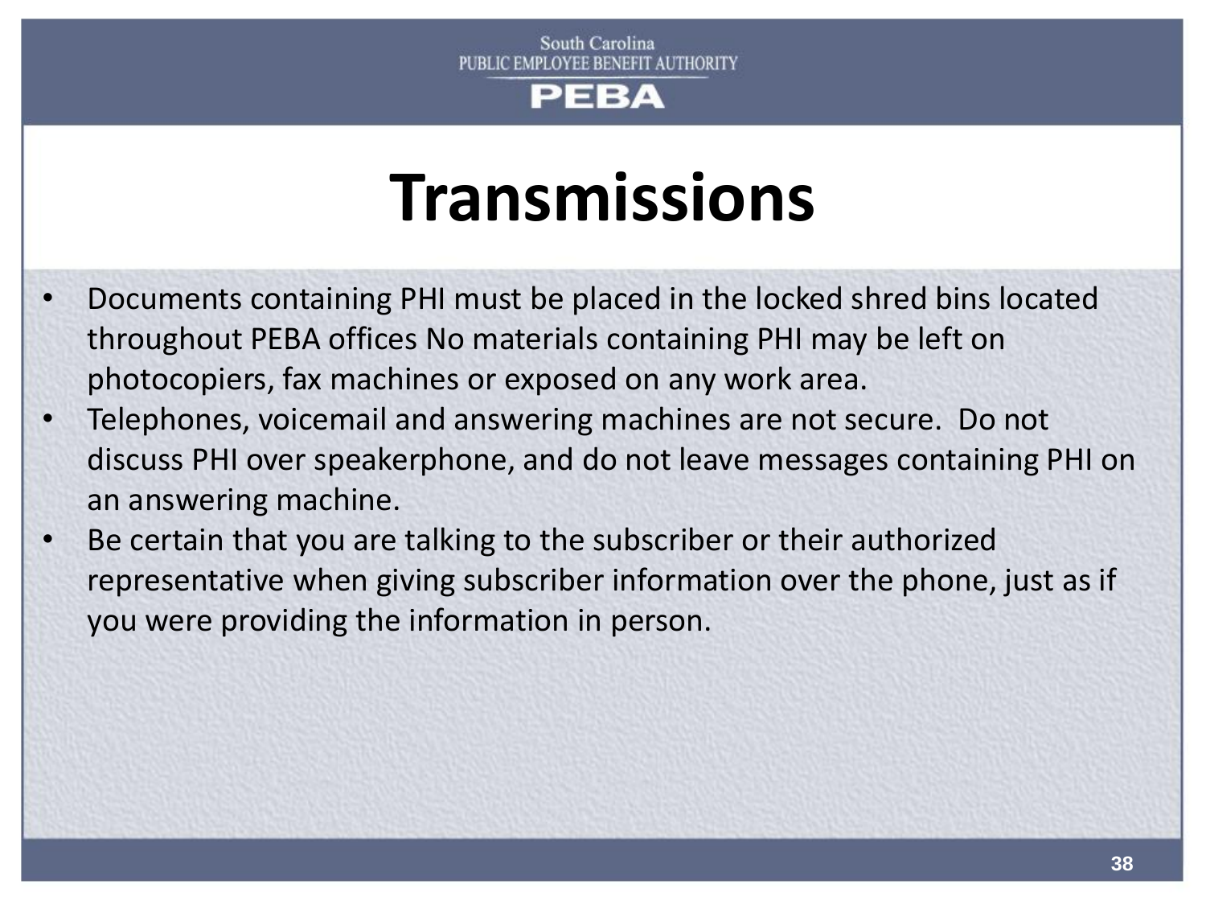# Transmissions

- Documents containing PHI must be placed in the locked shred bins located throughout PEBA offices No materials containing PHI may be left on photocopiers, fax machines or exposed on any work area.
- Telephones, voicemail and answering machines are not secure. Do not discuss PHI over speakerphone, and do not leave messages containing PHI on an answering machine.
- Be certain that you are talking to the subscriber or their authorized representative when giving subscriber information over the phone, just as if you were providing the information in person.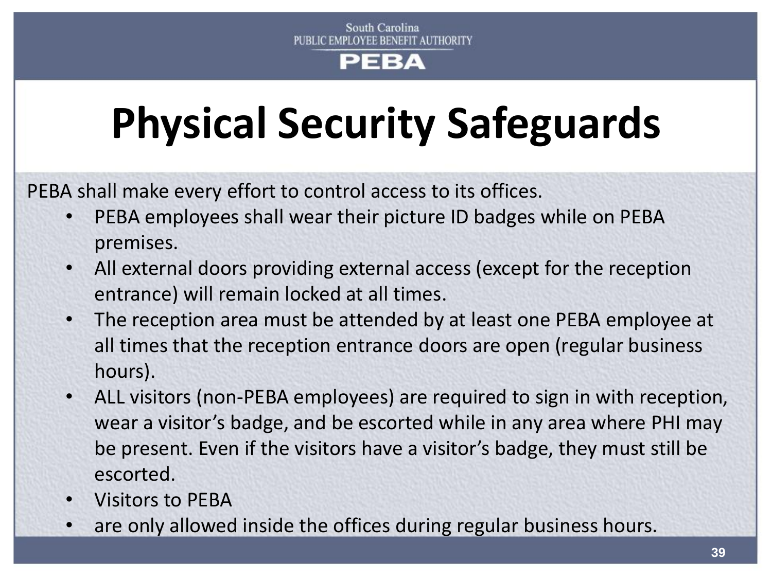South Carolina
PUBLIC EMPLOYEE BENEFIT AUTHORITY
PEBA

# Physical Security Safeguards

PEBA shall make every effort to control access to its offices.

- PEBA employees shall wear their picture ID badges while on PEBA premises.
- All external doors providing external access (except for the reception entrance) will remain locked at all times.
- The reception area must be attended by at least one PEBA employee at all times that the reception entrance doors are open (regular business hours).
- ALL visitors (non-PEBA employees) are required to sign in with reception, wear a visitor's badge, and be escorted while in any area where PHI may be present. Even if the visitors have a visitor's badge, they must still be escorted.
- Visitors to PEBA
- are only allowed inside the offices during regular business hours.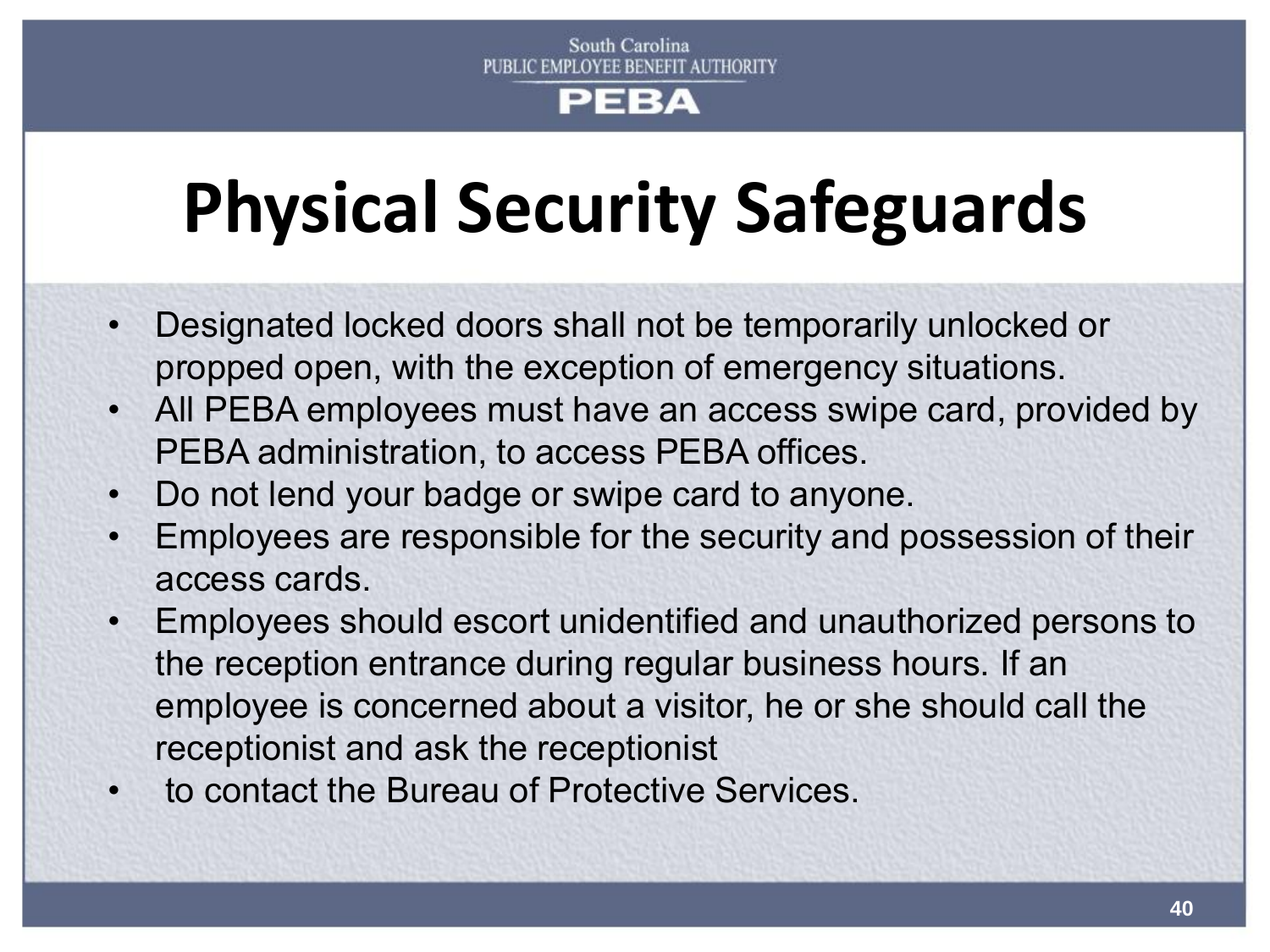South Carolina
PUBLIC EMPLOYEE BENEFIT AUTHORITY
PEBA

# Physical Security Safeguards

- Designated locked doors shall not be temporarily unlocked or propped open, with the exception of emergency situations.
- All PEBA employees must have an access swipe card, provided by PEBA administration, to access PEBA offices.
- Do not lend your badge or swipe card to anyone.
- Employees are responsible for the security and possession of their access cards.
- Employees should escort unidentified and unauthorized persons to the reception entrance during regular business hours. If an employee is concerned about a visitor, he or she should call the receptionist and ask the receptionist
- to contact the Bureau of Protective Services.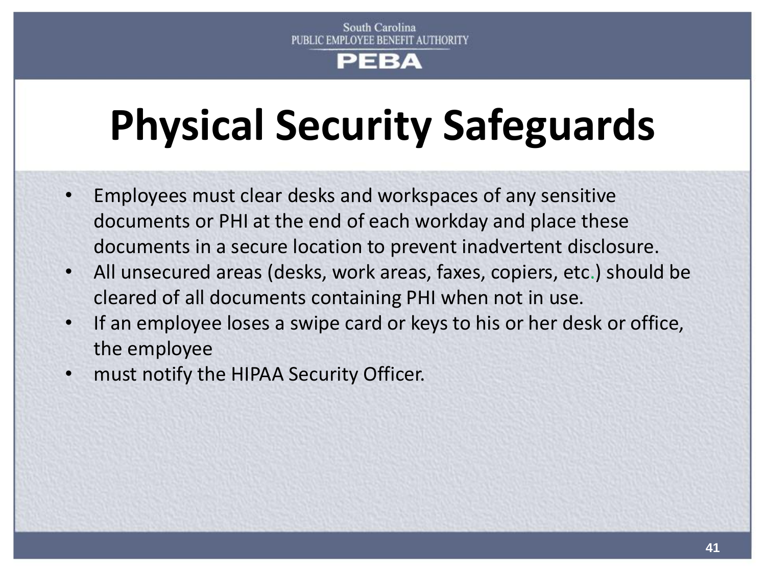# Physical Security Safeguards

- Employees must clear desks and workspaces of any sensitive documents or PHI at the end of each workday and place these documents in a secure location to prevent inadvertent disclosure.
- All unsecured areas (desks, work areas, faxes, copiers, etc.) should be cleared of all documents containing PHI when not in use.
- If an employee loses a swipe card or keys to his or her desk or office, the employee
- must notify the HIPAA Security Officer.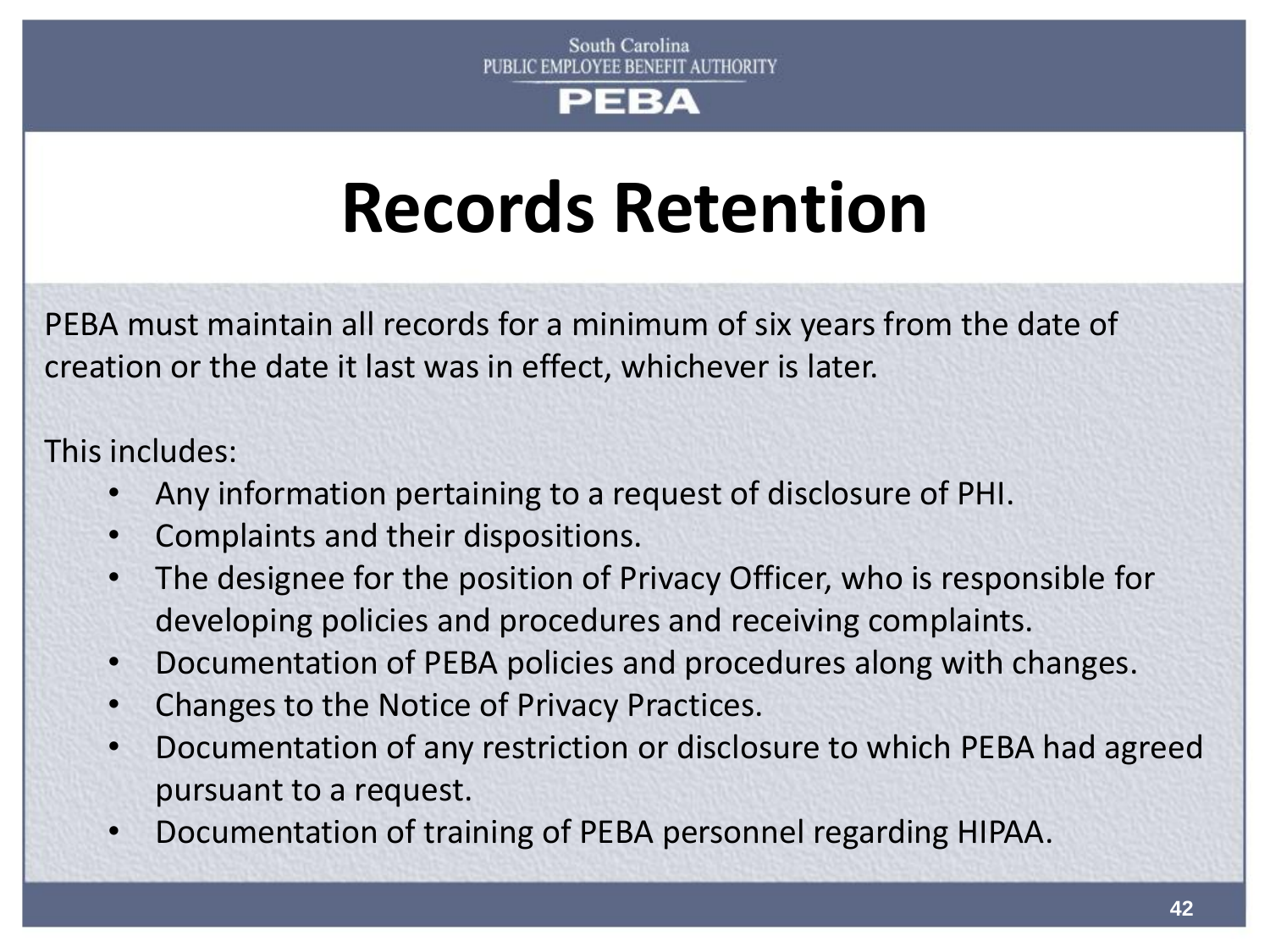South Carolina
PUBLIC EMPLOYEE BENEFIT AUTHORITY
PEBA

# Records Retention

PEBA must maintain all records for a minimum of six years from the date of creation or the date it last was in effect, whichever is later.

This includes:

- Any information pertaining to a request of disclosure of PHI.
- Complaints and their dispositions.
- The designee for the position of Privacy Officer, who is responsible for developing policies and procedures and receiving complaints.
- Documentation of PEBA policies and procedures along with changes.
- Changes to the Notice of Privacy Practices.
- Documentation of any restriction or disclosure to which PEBA had agreed pursuant to a request.
- Documentation of training of PEBA personnel regarding HIPAA.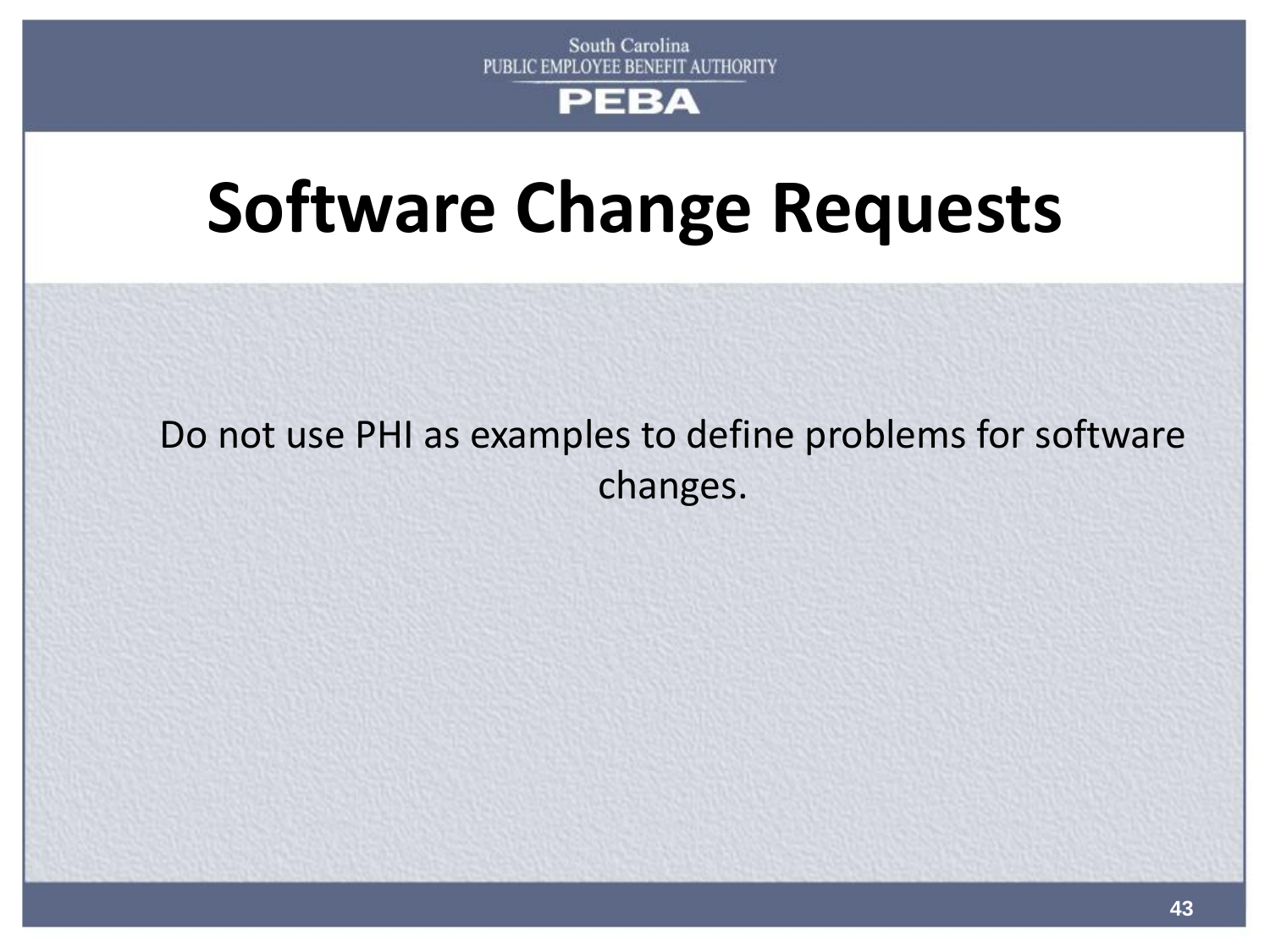# Software Change Requests

Do not use PHI as examples to define problems for software changes.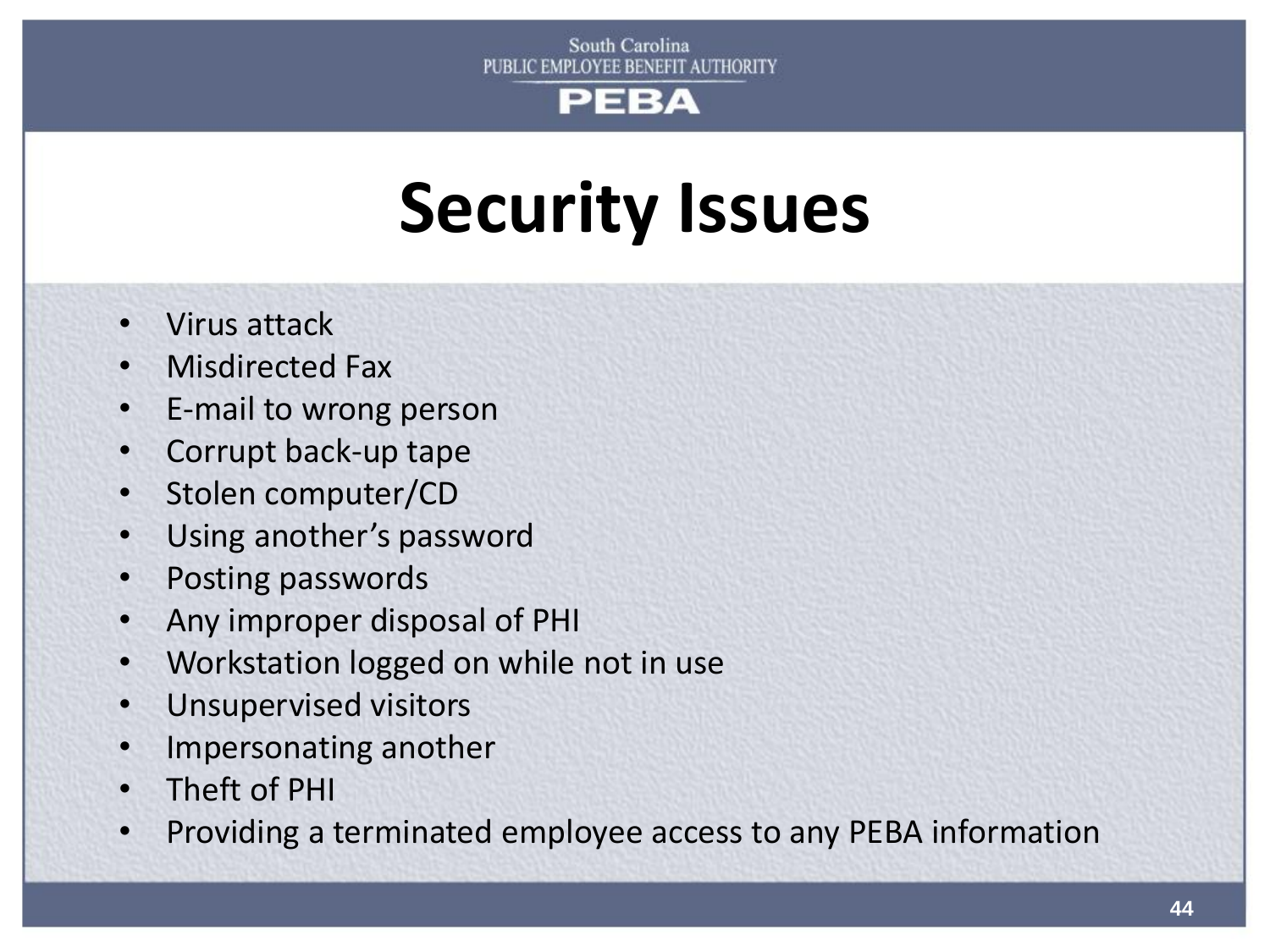# Security Issues

- Virus attack
- Misdirected Fax
- E-mail to wrong person
- Corrupt back-up tape
- Stolen computer/CD
- Using another's password
- Posting passwords
- Any improper disposal of PHI
- Workstation logged on while not in use
- Unsupervised visitors
- Impersonating another
- Theft of PHI
- Providing a terminated employee access to any PEBA information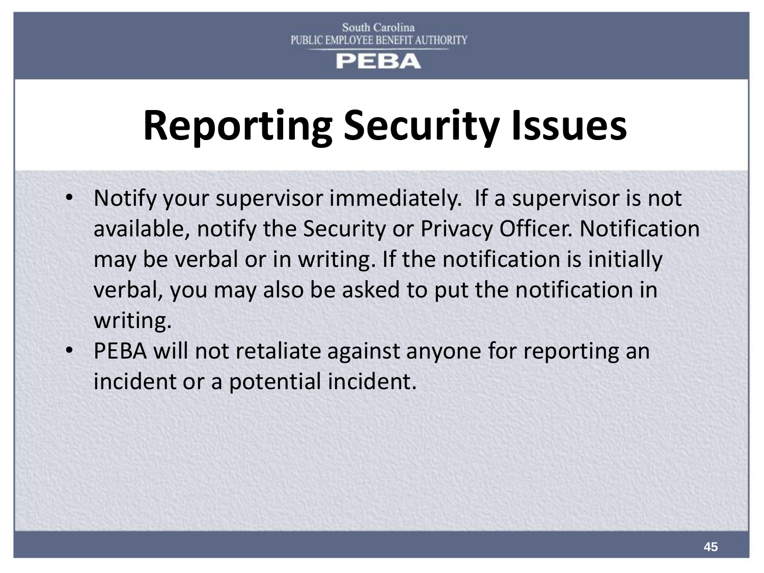# Reporting Security Issues

- Notify your supervisor immediately. If a supervisor is not available, notify the Security or Privacy Officer. Notification may be verbal or in writing. If the notification is initially verbal, you may also be asked to put the notification in writing.
- PEBA will not retaliate against anyone for reporting an incident or a potential incident.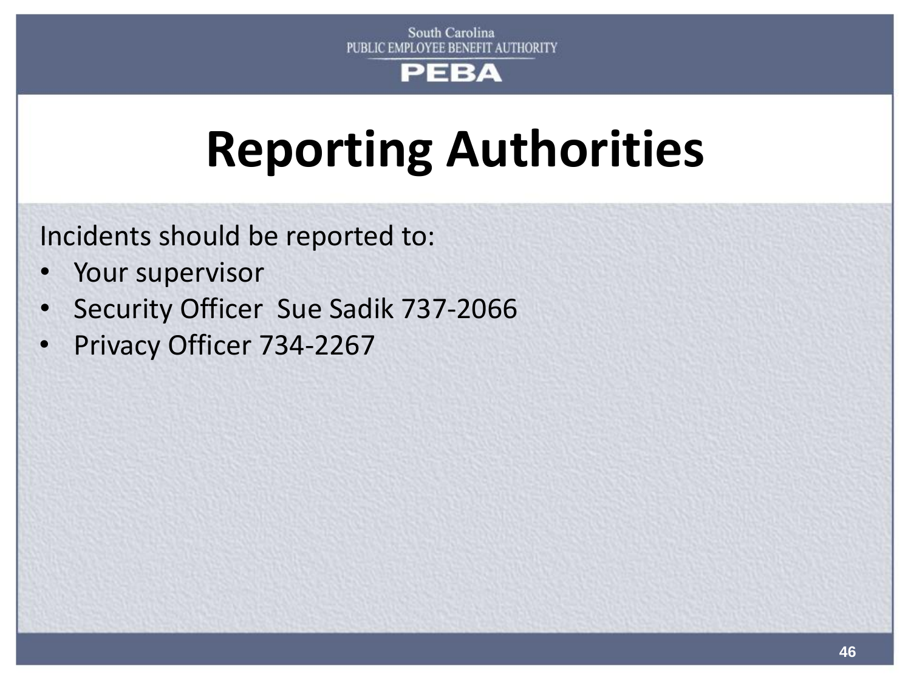# Reporting Authorities

Incidents should be reported to:

- Your supervisor
- Security Officer  Sue Sadik 737-2066
- Privacy Officer 734-2267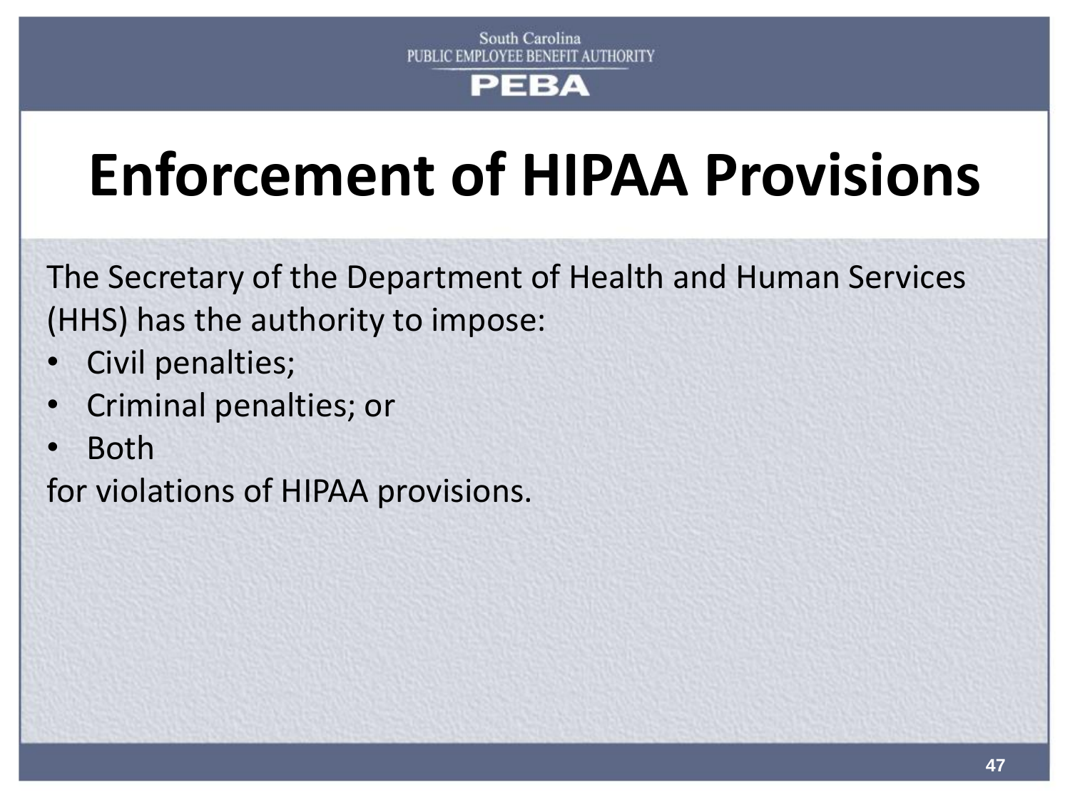# Enforcement of HIPAA Provisions

The Secretary of the Department of Health and Human Services (HHS) has the authority to impose:

- Civil penalties;
- Criminal penalties; or
- Both

for violations of HIPAA provisions.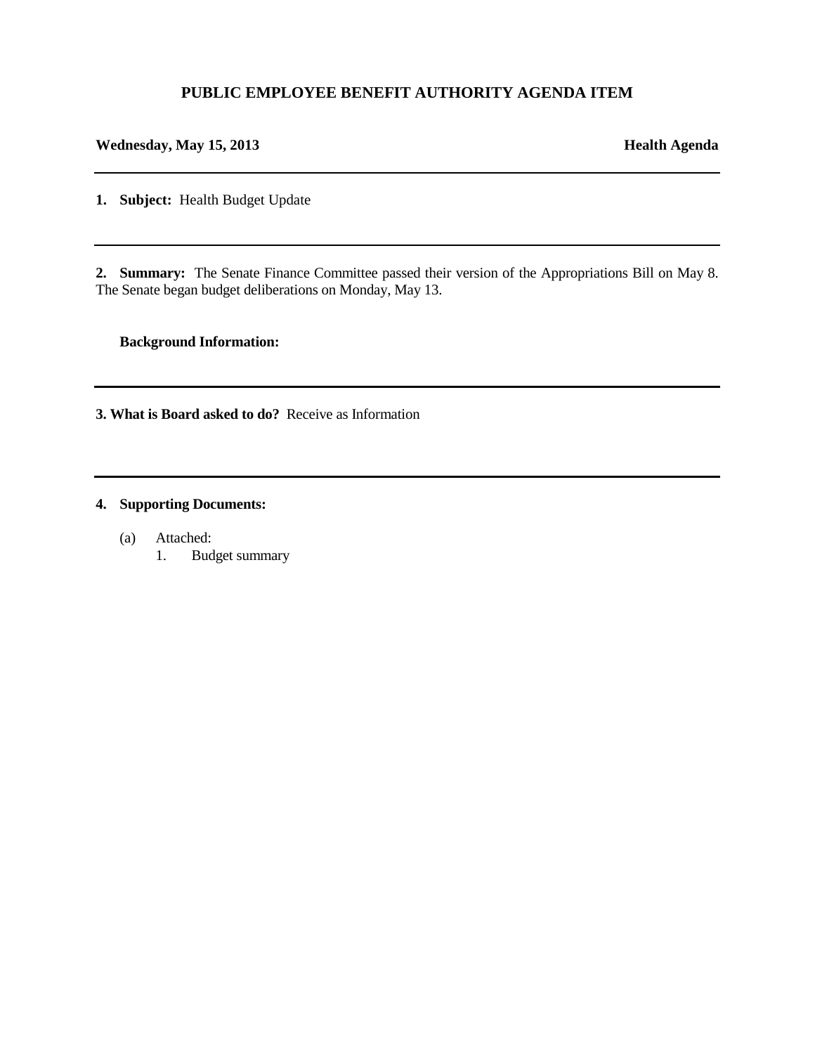# PUBLIC EMPLOYEE BENEFIT AUTHORITY AGENDA ITEM

**Wednesday, May 15, 2013** **Health Agenda**

---

**1. Subject:** Health Budget Update

---

**2. Summary:** The Senate Finance Committee passed their version of the Appropriations Bill on May 8. The Senate began budget deliberations on Monday, May 13.

**Background Information:**

---

**3. What is Board asked to do?** Receive as Information

---

**4. Supporting Documents:**

(a) Attached:
   1. Budget summary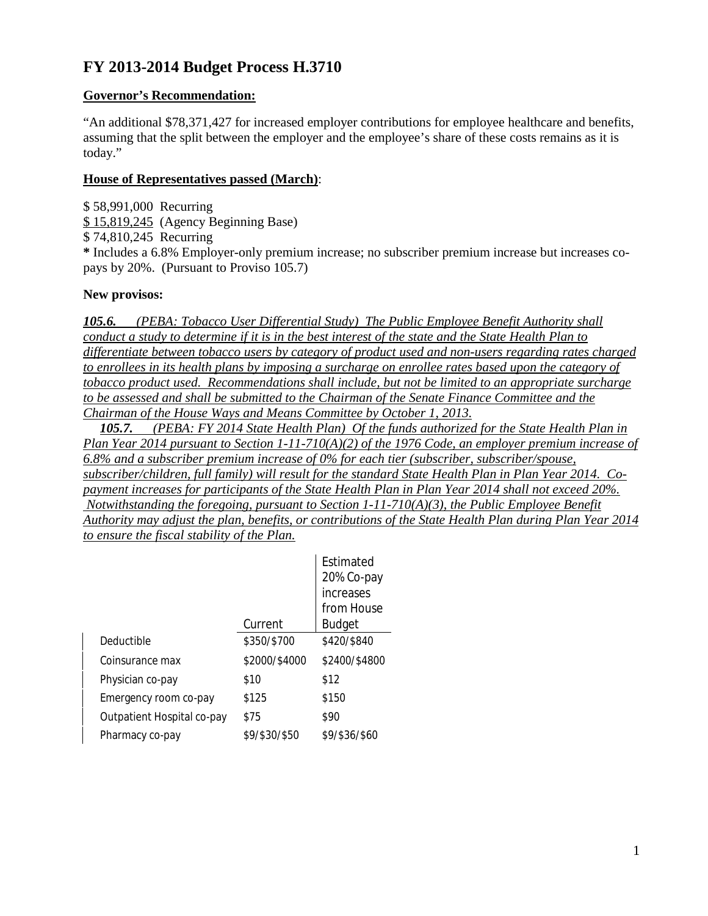# FY 2013-2014 Budget Process H.3710

**Governor's Recommendation:**

"An additional $78,371,427 for increased employer contributions for employee healthcare and benefits, assuming that the split between the employer and the employee's share of these costs remains as it is today."

**House of Representatives passed (March)**:

$ 58,991,000 Recurring
$ 15,819,245 (Agency Beginning Base)
$ 74,810,245 Recurring
**\*** Includes a 6.8% Employer-only premium increase; no subscriber premium increase but increases co-pays by 20%. (Pursuant to Proviso 105.7)

**New provisos:**

***105.6.*** *(PEBA: Tobacco User Differential Study) The Public Employee Benefit Authority shall conduct a study to determine if it is in the best interest of the state and the State Health Plan to differentiate between tobacco users by category of product used and non-users regarding rates charged to enrollees in its health plans by imposing a surcharge on enrollee rates based upon the category of tobacco product used. Recommendations shall include, but not be limited to an appropriate surcharge to be assessed and shall be submitted to the Chairman of the Senate Finance Committee and the Chairman of the House Ways and Means Committee by October 1, 2013.*

***105.7.*** *(PEBA: FY 2014 State Health Plan) Of the funds authorized for the State Health Plan in Plan Year 2014 pursuant to Section 1-11-710(A)(2) of the 1976 Code, an employer premium increase of 6.8% and a subscriber premium increase of 0% for each tier (subscriber, subscriber/spouse, subscriber/children, full family) will result for the standard State Health Plan in Plan Year 2014. Co-payment increases for participants of the State Health Plan in Plan Year 2014 shall not exceed 20%. Notwithstanding the foregoing, pursuant to Section 1-11-710(A)(3), the Public Employee Benefit Authority may adjust the plan, benefits, or contributions of the State Health Plan during Plan Year 2014 to ensure the fiscal stability of the Plan.*

| | Current | Estimated 20% Co-pay increases from House Budget |
|---|---|---|
| Deductible | $350/$700 | $420/$840 |
| Coinsurance max | $2000/$4000 | $2400/$4800 |
| Physician co-pay | $10 | $12 |
| Emergency room co-pay | $125 | $150 |
| Outpatient Hospital co-pay | $75 | $90 |
| Pharmacy co-pay | $9/$30/$50 | $9/$36/$60 |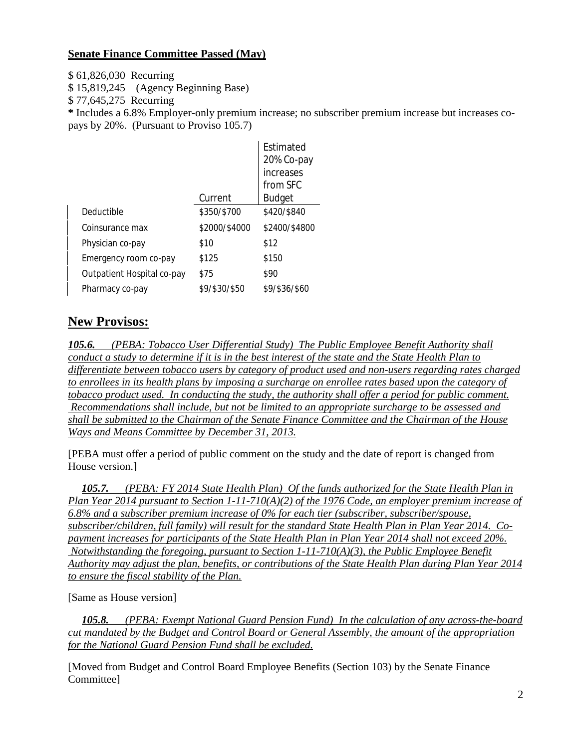**Senate Finance Committee Passed (May)**

$ 61,826,030 Recurring
<u>$ 15,819,245</u> (Agency Beginning Base)
$ 77,645,275 Recurring

**\*** Includes a 6.8% Employer-only premium increase; no subscriber premium increase but increases co-pays by 20%. (Pursuant to Proviso 105.7)

| | Current | Estimated 20% Co-pay increases from SFC Budget |
|---|---|---|
| Deductible | $350/$700 | $420/$840 |
| Coinsurance max | $2000/$4000 | $2400/$4800 |
| Physician co-pay | $10 | $12 |
| Emergency room co-pay | $125 | $150 |
| Outpatient Hospital co-pay | $75 | $90 |
| Pharmacy co-pay | $9/$30/$50 | $9/$36/$60 |

## New Provisos:

***<u>105.6.</u>*** *<u>(PEBA: Tobacco User Differential Study) The Public Employee Benefit Authority shall conduct a study to determine if it is in the best interest of the state and the State Health Plan to differentiate between tobacco users by category of product used and non-users regarding rates charged to enrollees in its health plans by imposing a surcharge on enrollee rates based upon the category of tobacco product used. In conducting the study, the authority shall offer a period for public comment. Recommendations shall include, but not be limited to an appropriate surcharge to be assessed and shall be submitted to the Chairman of the Senate Finance Committee and the Chairman of the House Ways and Means Committee by December 31, 2013.</u>*

[PEBA must offer a period of public comment on the study and the date of report is changed from House version.]

***<u>105.7.</u>*** *<u>(PEBA: FY 2014 State Health Plan) Of the funds authorized for the State Health Plan in Plan Year 2014 pursuant to Section 1-11-710(A)(2) of the 1976 Code, an employer premium increase of 6.8% and a subscriber premium increase of 0% for each tier (subscriber, subscriber/spouse, subscriber/children, full family) will result for the standard State Health Plan in Plan Year 2014. Co-payment increases for participants of the State Health Plan in Plan Year 2014 shall not exceed 20%. Notwithstanding the foregoing, pursuant to Section 1-11-710(A)(3), the Public Employee Benefit Authority may adjust the plan, benefits, or contributions of the State Health Plan during Plan Year 2014 to ensure the fiscal stability of the Plan.</u>*

[Same as House version]

***<u>105.8.</u>*** *<u>(PEBA: Exempt National Guard Pension Fund) In the calculation of any across-the-board cut mandated by the Budget and Control Board or General Assembly, the amount of the appropriation for the National Guard Pension Fund shall be excluded.</u>*

[Moved from Budget and Control Board Employee Benefits (Section 103) by the Senate Finance Committee]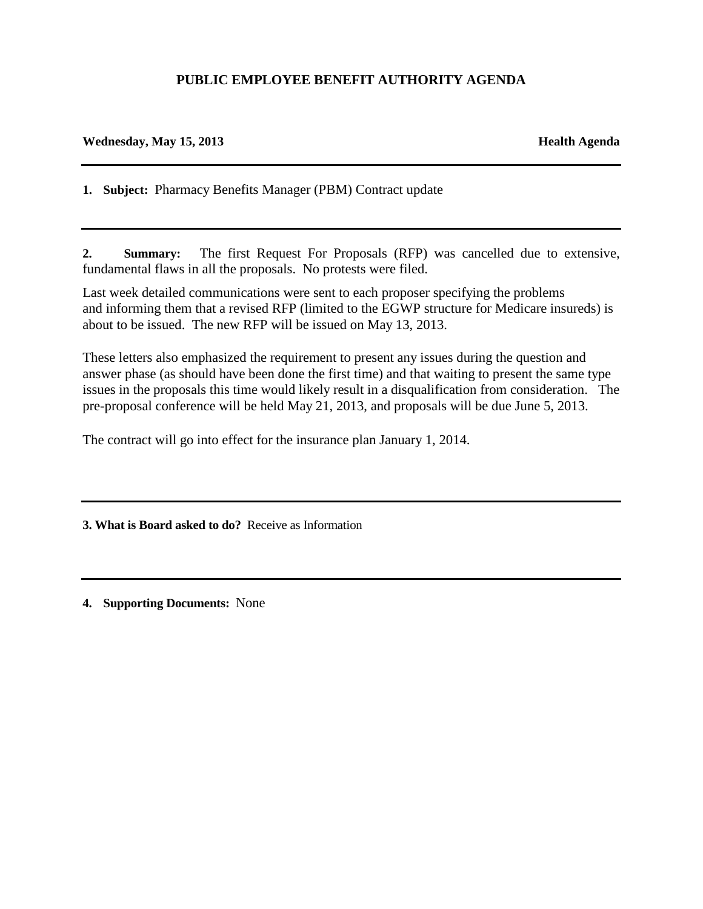**PUBLIC EMPLOYEE BENEFIT AUTHORITY AGENDA**

**Wednesday, May 15, 2013** **Health Agenda**

---

**1. Subject:** Pharmacy Benefits Manager (PBM) Contract update

---

**2. Summary:** The first Request For Proposals (RFP) was cancelled due to extensive, fundamental flaws in all the proposals. No protests were filed.

Last week detailed communications were sent to each proposer specifying the problems and informing them that a revised RFP (limited to the EGWP structure for Medicare insureds) is about to be issued. The new RFP will be issued on May 13, 2013.

These letters also emphasized the requirement to present any issues during the question and answer phase (as should have been done the first time) and that waiting to present the same type issues in the proposals this time would likely result in a disqualification from consideration. The pre-proposal conference will be held May 21, 2013, and proposals will be due June 5, 2013.

The contract will go into effect for the insurance plan January 1, 2014.

---

**3. What is Board asked to do?** Receive as Information

---

**4. Supporting Documents:** None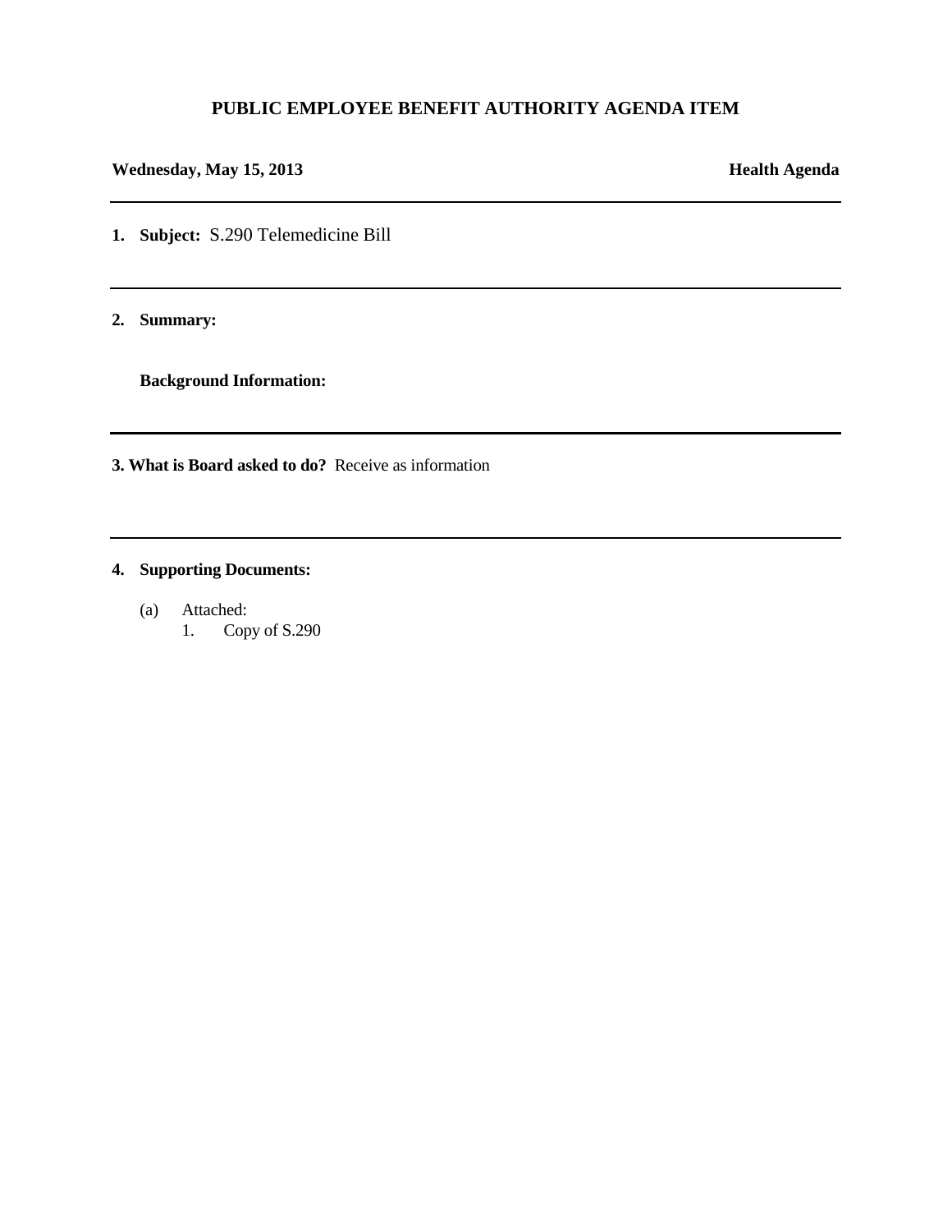## PUBLIC EMPLOYEE BENEFIT AUTHORITY AGENDA ITEM

**Wednesday, May 15, 2013** **Health Agenda**

---

1. **Subject:** S.290 Telemedicine Bill

---

2. **Summary:**

   **Background Information:**

---

**3. What is Board asked to do?** Receive as information

---

4. **Supporting Documents:**

   (a) Attached:
   1. Copy of S.290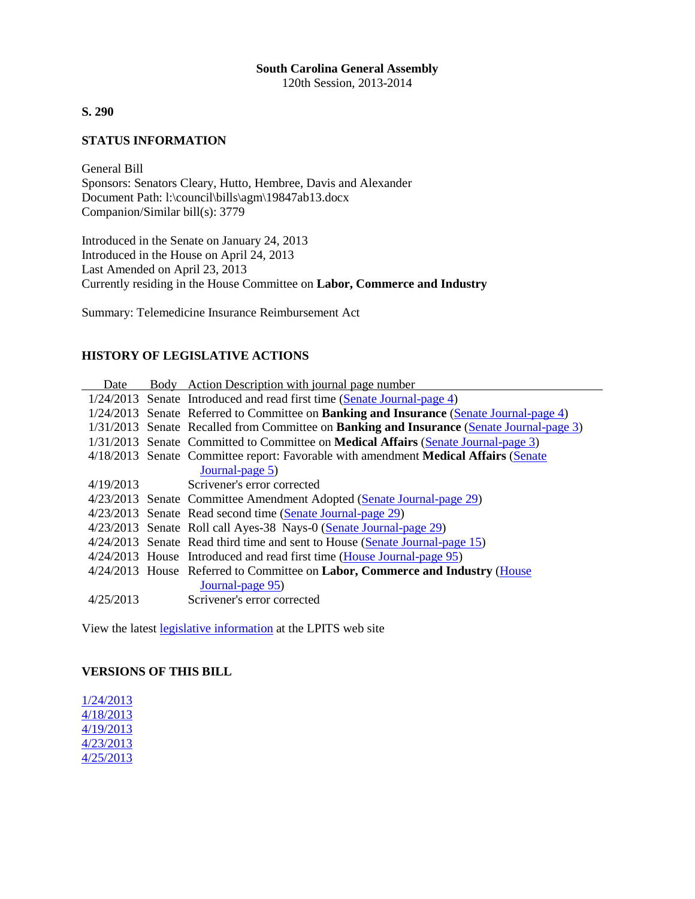**South Carolina General Assembly**
120th Session, 2013-2014

**S. 290**

**STATUS INFORMATION**

General Bill
Sponsors: Senators Cleary, Hutto, Hembree, Davis and Alexander
Document Path: l:\council\bills\agm\19847ab13.docx
Companion/Similar bill(s): 3779

Introduced in the Senate on January 24, 2013
Introduced in the House on April 24, 2013
Last Amended on April 23, 2013
Currently residing in the House Committee on **Labor, Commerce and Industry**

Summary: Telemedicine Insurance Reimbursement Act

**HISTORY OF LEGISLATIVE ACTIONS**

| Date | Body | Action Description with journal page number |
|---|---|---|
| 1/24/2013 | Senate | Introduced and read first time (Senate Journal-page 4) |
| 1/24/2013 | Senate | Referred to Committee on **Banking and Insurance** (Senate Journal-page 4) |
| 1/31/2013 | Senate | Recalled from Committee on **Banking and Insurance** (Senate Journal-page 3) |
| 1/31/2013 | Senate | Committed to Committee on **Medical Affairs** (Senate Journal-page 3) |
| 4/18/2013 | Senate | Committee report: Favorable with amendment **Medical Affairs** (Senate Journal-page 5) |
| 4/19/2013 | | Scrivener's error corrected |
| 4/23/2013 | Senate | Committee Amendment Adopted (Senate Journal-page 29) |
| 4/23/2013 | Senate | Read second time (Senate Journal-page 29) |
| 4/23/2013 | Senate | Roll call Ayes-38 Nays-0 (Senate Journal-page 29) |
| 4/24/2013 | Senate | Read third time and sent to House (Senate Journal-page 15) |
| 4/24/2013 | House | Introduced and read first time (House Journal-page 95) |
| 4/24/2013 | House | Referred to Committee on **Labor, Commerce and Industry** (House Journal-page 95) |
| 4/25/2013 | | Scrivener's error corrected |

View the latest legislative information at the LPITS web site

**VERSIONS OF THIS BILL**

1/24/2013
4/18/2013
4/19/2013
4/23/2013
4/25/2013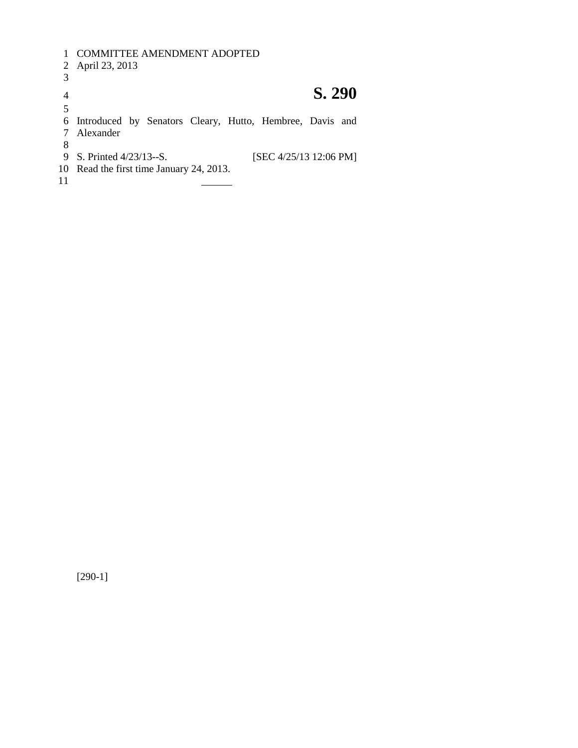COMMITTEE AMENDMENT ADOPTED
April 23, 2013

# S. 290

Introduced by Senators Cleary, Hutto, Hembree, Davis and Alexander

S. Printed 4/23/13--S. [SEC 4/25/13 12:06 PM]
Read the first time January 24, 2013.

[290-1]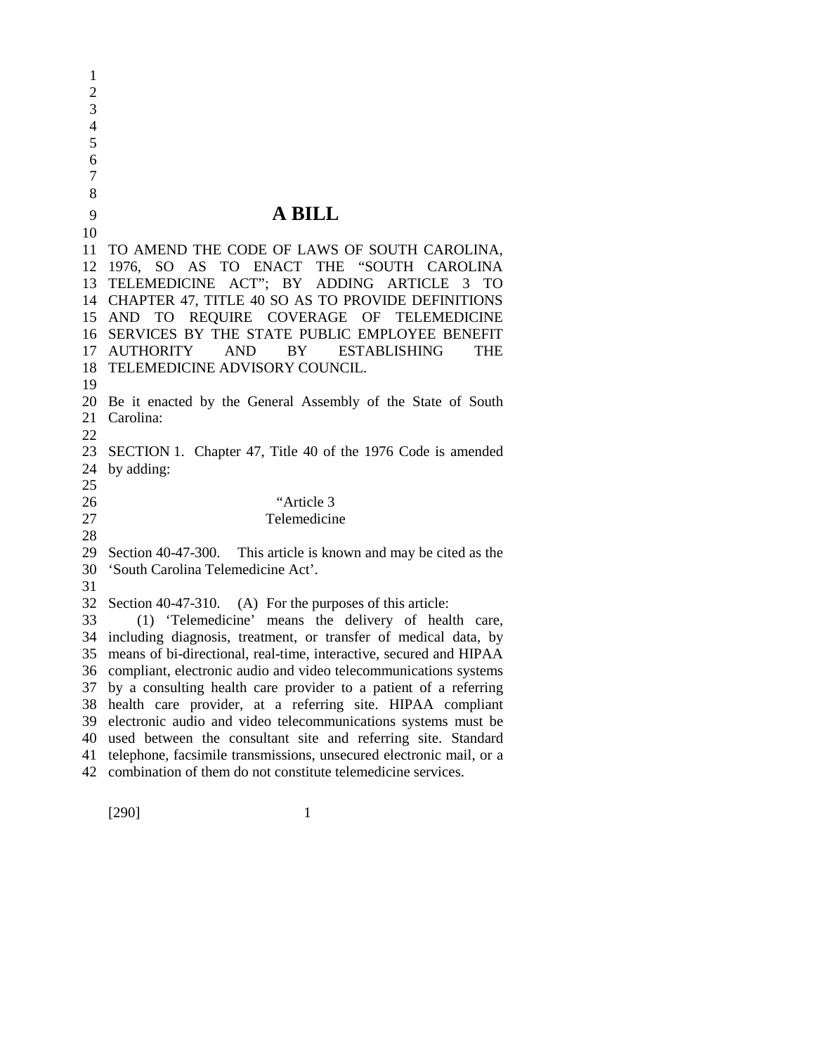# A BILL

TO AMEND THE CODE OF LAWS OF SOUTH CAROLINA, 1976, SO AS TO ENACT THE "SOUTH CAROLINA TELEMEDICINE ACT"; BY ADDING ARTICLE 3 TO CHAPTER 47, TITLE 40 SO AS TO PROVIDE DEFINITIONS AND TO REQUIRE COVERAGE OF TELEMEDICINE SERVICES BY THE STATE PUBLIC EMPLOYEE BENEFIT AUTHORITY AND BY ESTABLISHING THE TELEMEDICINE ADVISORY COUNCIL.

Be it enacted by the General Assembly of the State of South Carolina:

SECTION 1. Chapter 47, Title 40 of the 1976 Code is amended by adding:

"Article 3

Telemedicine

Section 40-47-300. This article is known and may be cited as the 'South Carolina Telemedicine Act'.

Section 40-47-310. (A) For the purposes of this article:

(1) 'Telemedicine' means the delivery of health care, including diagnosis, treatment, or transfer of medical data, by means of bi-directional, real-time, interactive, secured and HIPAA compliant, electronic audio and video telecommunications systems by a consulting health care provider to a patient of a referring health care provider, at a referring site. HIPAA compliant electronic audio and video telecommunications systems must be used between the consultant site and referring site. Standard telephone, facsimile transmissions, unsecured electronic mail, or a combination of them do not constitute telemedicine services.

[290]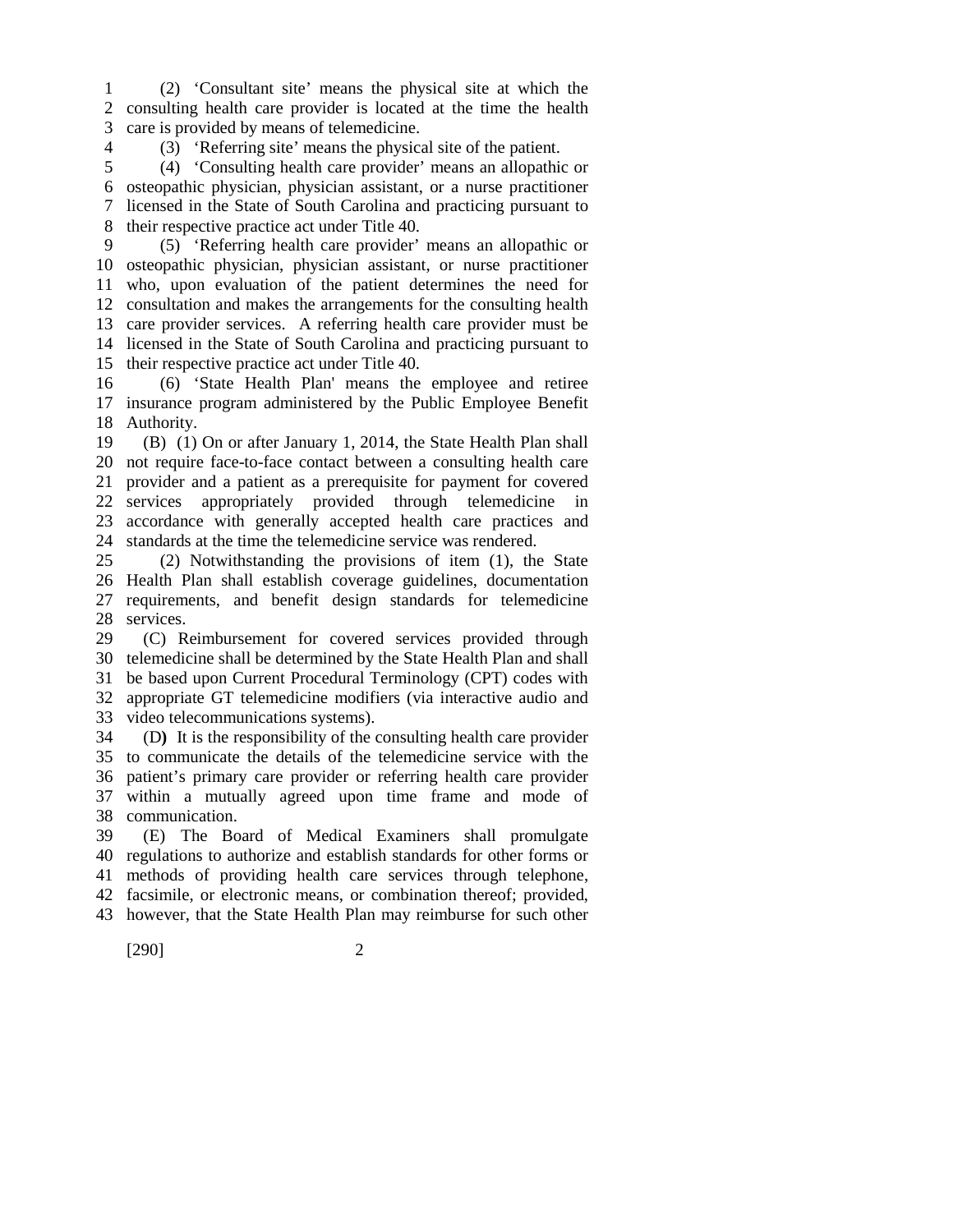(2) 'Consultant site' means the physical site at which the consulting health care provider is located at the time the health care is provided by means of telemedicine.

(3) 'Referring site' means the physical site of the patient.

(4) 'Consulting health care provider' means an allopathic or osteopathic physician, physician assistant, or a nurse practitioner licensed in the State of South Carolina and practicing pursuant to their respective practice act under Title 40.

(5) 'Referring health care provider' means an allopathic or osteopathic physician, physician assistant, or nurse practitioner who, upon evaluation of the patient determines the need for consultation and makes the arrangements for the consulting health care provider services. A referring health care provider must be licensed in the State of South Carolina and practicing pursuant to their respective practice act under Title 40.

(6) 'State Health Plan' means the employee and retiree insurance program administered by the Public Employee Benefit Authority.

(B) (1) On or after January 1, 2014, the State Health Plan shall not require face-to-face contact between a consulting health care provider and a patient as a prerequisite for payment for covered services appropriately provided through telemedicine in accordance with generally accepted health care practices and standards at the time the telemedicine service was rendered.

(2) Notwithstanding the provisions of item (1), the State Health Plan shall establish coverage guidelines, documentation requirements, and benefit design standards for telemedicine services.

(C) Reimbursement for covered services provided through telemedicine shall be determined by the State Health Plan and shall be based upon Current Procedural Terminology (CPT) codes with appropriate GT telemedicine modifiers (via interactive audio and video telecommunications systems).

(D) It is the responsibility of the consulting health care provider to communicate the details of the telemedicine service with the patient's primary care provider or referring health care provider within a mutually agreed upon time frame and mode of communication.

(E) The Board of Medical Examiners shall promulgate regulations to authorize and establish standards for other forms or methods of providing health care services through telephone, facsimile, or electronic means, or combination thereof; provided, however, that the State Health Plan may reimburse for such other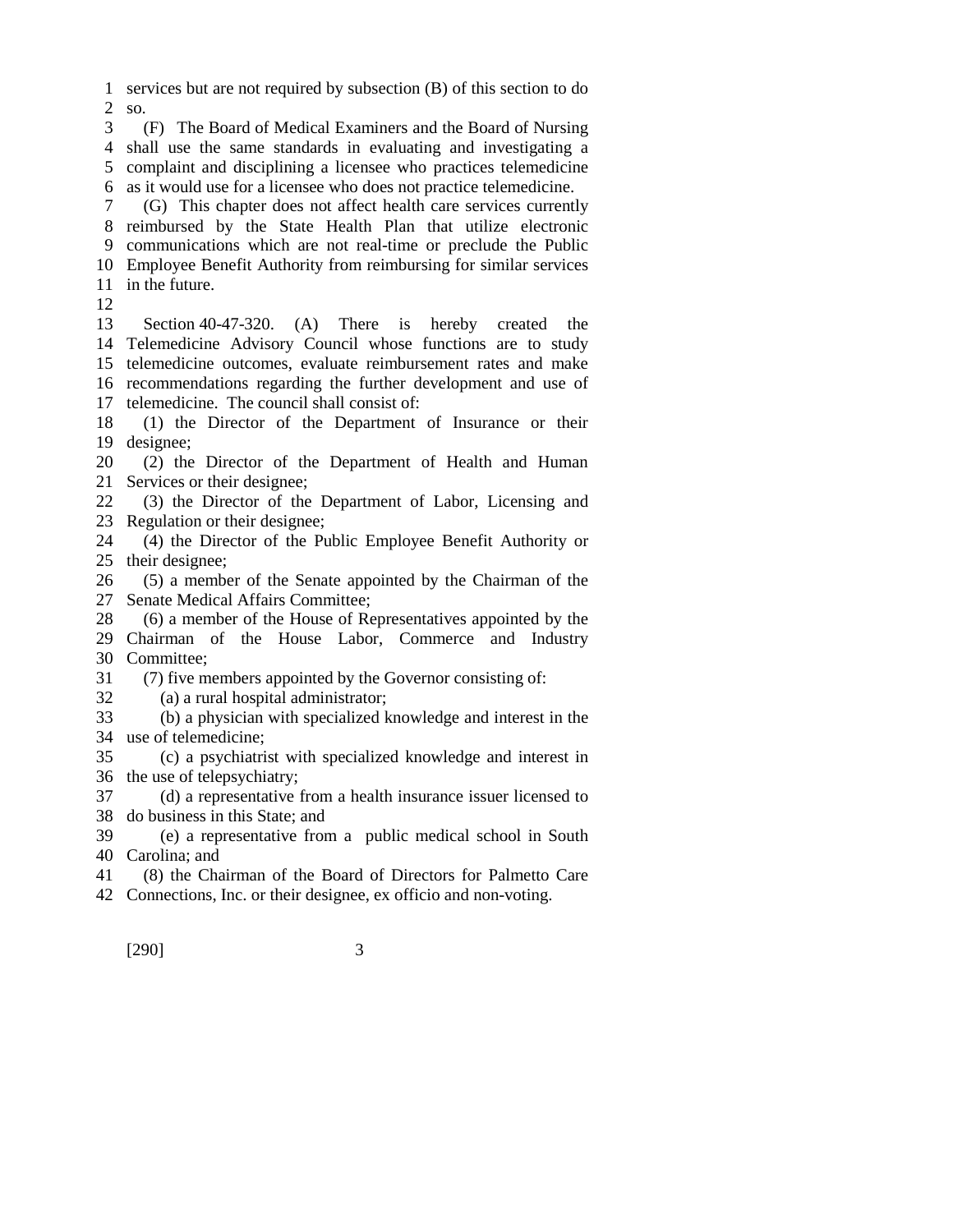services but are not required by subsection (B) of this section to do so.

(F) The Board of Medical Examiners and the Board of Nursing shall use the same standards in evaluating and investigating a complaint and disciplining a licensee who practices telemedicine as it would use for a licensee who does not practice telemedicine.

(G) This chapter does not affect health care services currently reimbursed by the State Health Plan that utilize electronic communications which are not real-time or preclude the Public Employee Benefit Authority from reimbursing for similar services in the future.

Section 40-47-320. (A) There is hereby created the Telemedicine Advisory Council whose functions are to study telemedicine outcomes, evaluate reimbursement rates and make recommendations regarding the further development and use of telemedicine. The council shall consist of:

(1) the Director of the Department of Insurance or their designee;

(2) the Director of the Department of Health and Human Services or their designee;

(3) the Director of the Department of Labor, Licensing and Regulation or their designee;

(4) the Director of the Public Employee Benefit Authority or their designee;

(5) a member of the Senate appointed by the Chairman of the Senate Medical Affairs Committee;

(6) a member of the House of Representatives appointed by the Chairman of the House Labor, Commerce and Industry Committee;

(7) five members appointed by the Governor consisting of:

(a) a rural hospital administrator;

(b) a physician with specialized knowledge and interest in the use of telemedicine;

(c) a psychiatrist with specialized knowledge and interest in the use of telepsychiatry;

(d) a representative from a health insurance issuer licensed to do business in this State; and

(e) a representative from a public medical school in South Carolina; and

(8) the Chairman of the Board of Directors for Palmetto Care Connections, Inc. or their designee, ex officio and non-voting.

[290]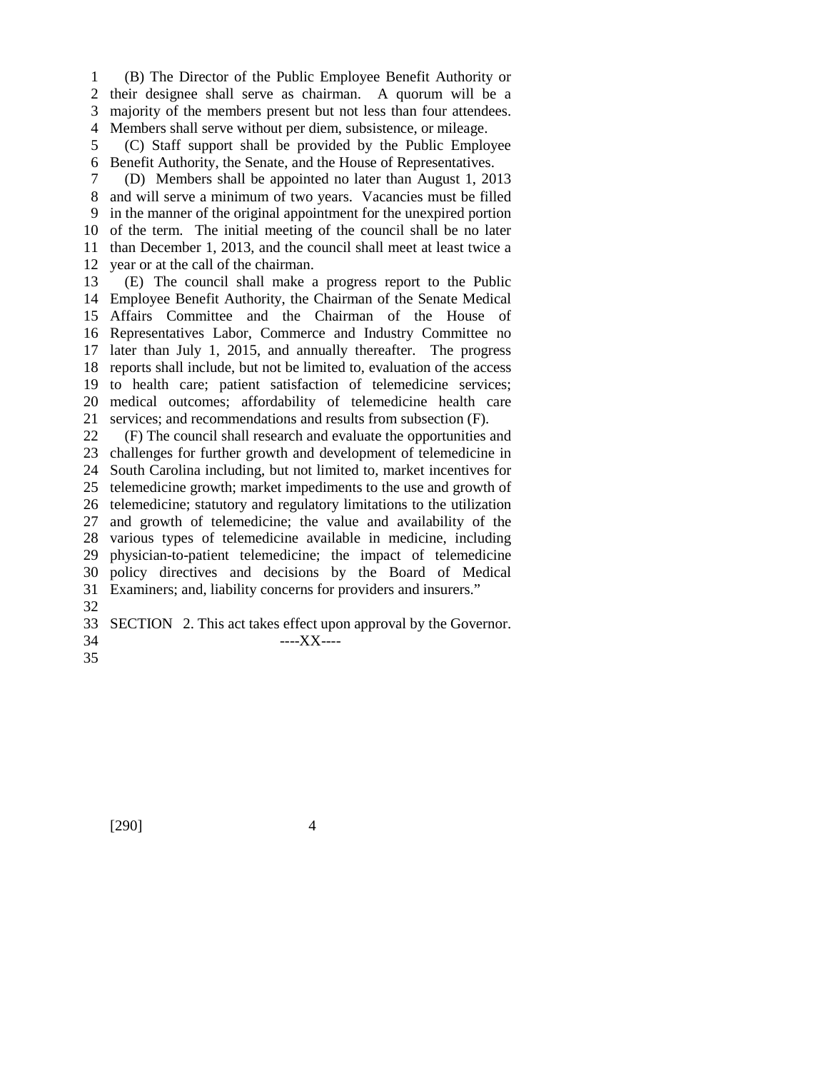(B) The Director of the Public Employee Benefit Authority or their designee shall serve as chairman. A quorum will be a majority of the members present but not less than four attendees. Members shall serve without per diem, subsistence, or mileage.

(C) Staff support shall be provided by the Public Employee Benefit Authority, the Senate, and the House of Representatives.

(D) Members shall be appointed no later than August 1, 2013 and will serve a minimum of two years. Vacancies must be filled in the manner of the original appointment for the unexpired portion of the term. The initial meeting of the council shall be no later than December 1, 2013, and the council shall meet at least twice a year or at the call of the chairman.

(E) The council shall make a progress report to the Public Employee Benefit Authority, the Chairman of the Senate Medical Affairs Committee and the Chairman of the House of Representatives Labor, Commerce and Industry Committee no later than July 1, 2015, and annually thereafter. The progress reports shall include, but not be limited to, evaluation of the access to health care; patient satisfaction of telemedicine services; medical outcomes; affordability of telemedicine health care services; and recommendations and results from subsection (F).

(F) The council shall research and evaluate the opportunities and challenges for further growth and development of telemedicine in South Carolina including, but not limited to, market incentives for telemedicine growth; market impediments to the use and growth of telemedicine; statutory and regulatory limitations to the utilization and growth of telemedicine; the value and availability of the various types of telemedicine available in medicine, including physician-to-patient telemedicine; the impact of telemedicine policy directives and decisions by the Board of Medical Examiners; and, liability concerns for providers and insurers."

SECTION 2. This act takes effect upon approval by the Governor.

----XX----

[290]